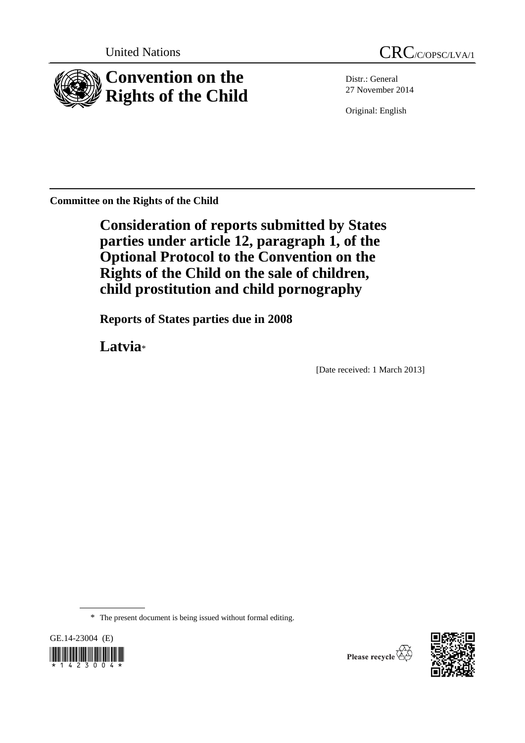United Nations

CRC/C/OPSC/LVA/1

# Convention on the Rights of the Child

Distr.: General
27 November 2014

Original: English

**Committee on the Rights of the Child**

## Consideration of reports submitted by States parties under article 12, paragraph 1, of the Optional Protocol to the Convention on the Rights of the Child on the sale of children, child prostitution and child pornography

### Reports of States parties due in 2008

## Latvia*

[Date received: 1 March 2013]

\* The present document is being issued without formal editing.

GE.14-23004 (E)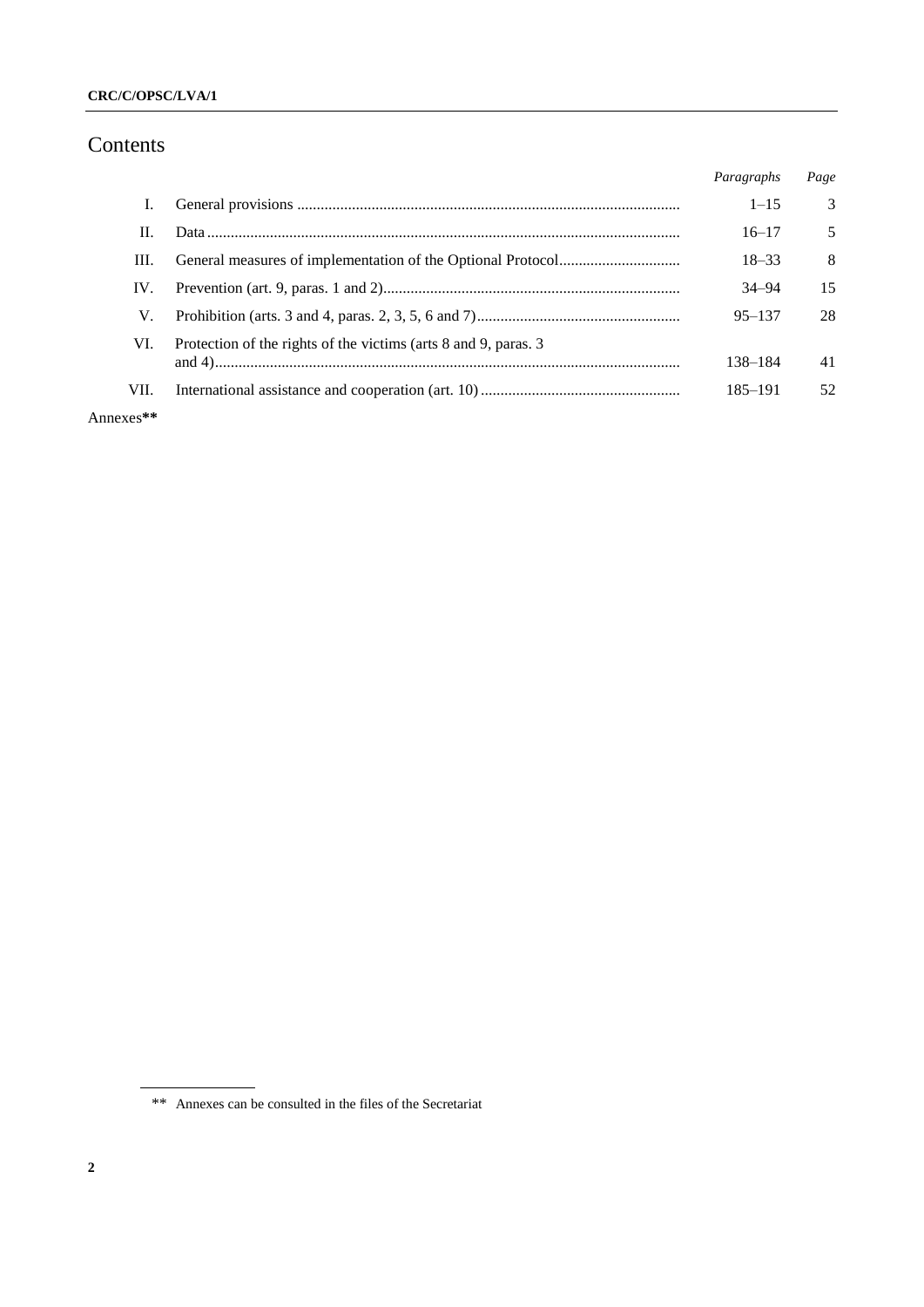# Contents

| | | *Paragraphs* | *Page* |
|---|---|---|---|
| I. | General provisions | 1–15 | 3 |
| II. | Data | 16–17 | 5 |
| III. | General measures of implementation of the Optional Protocol | 18–33 | 8 |
| IV. | Prevention (art. 9, paras. 1 and 2) | 34–94 | 15 |
| V. | Prohibition (arts. 3 and 4, paras. 2, 3, 5, 6 and 7) | 95–137 | 28 |
| VI. | Protection of the rights of the victims (arts 8 and 9, paras. 3 and 4) | 138–184 | 41 |
| VII. | International assistance and cooperation (art. 10) | 185–191 | 52 |

Annexes**

** Annexes can be consulted in the files of the Secretariat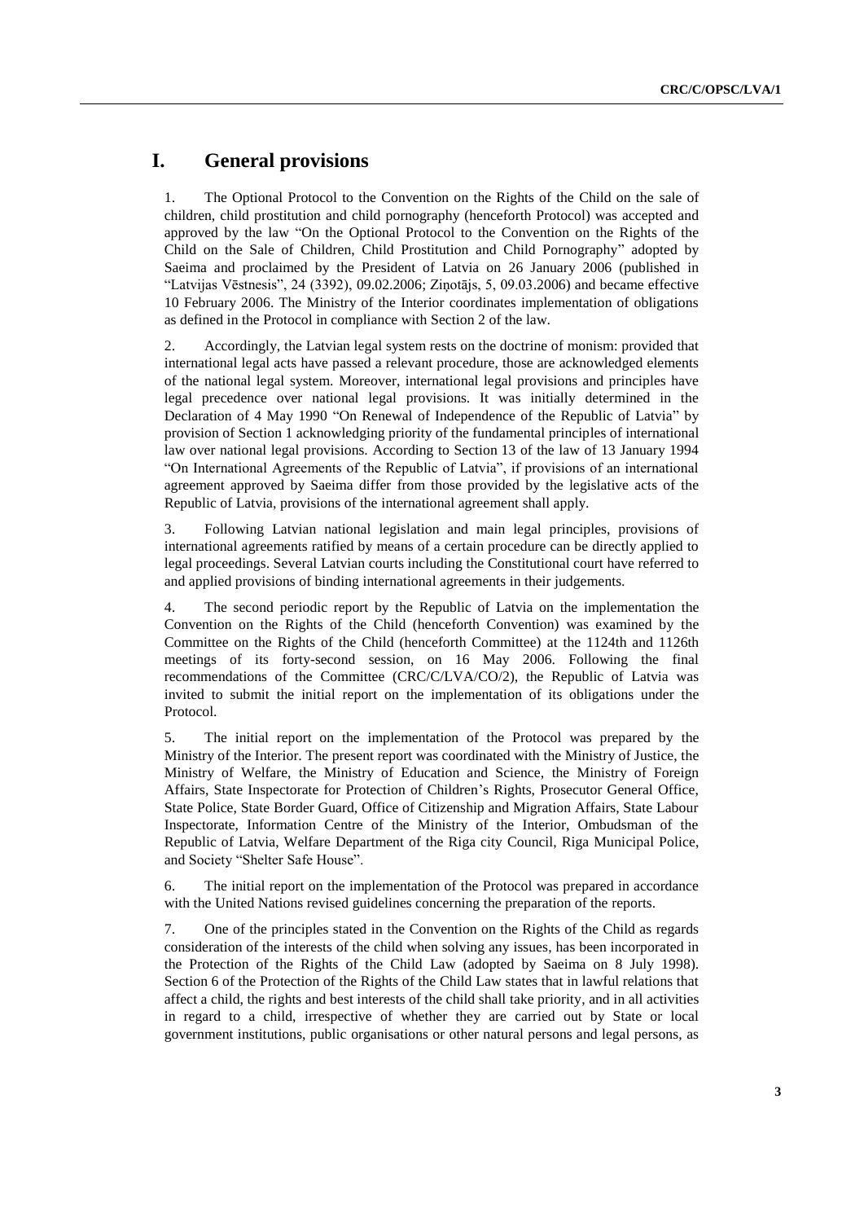# I. General provisions

1. The Optional Protocol to the Convention on the Rights of the Child on the sale of children, child prostitution and child pornography (henceforth Protocol) was accepted and approved by the law "On the Optional Protocol to the Convention on the Rights of the Child on the Sale of Children, Child Prostitution and Child Pornography" adopted by Saeima and proclaimed by the President of Latvia on 26 January 2006 (published in "Latvijas Vēstnesis", 24 (3392), 09.02.2006; Ziņotājs, 5, 09.03.2006) and became effective 10 February 2006. The Ministry of the Interior coordinates implementation of obligations as defined in the Protocol in compliance with Section 2 of the law.

2. Accordingly, the Latvian legal system rests on the doctrine of monism: provided that international legal acts have passed a relevant procedure, those are acknowledged elements of the national legal system. Moreover, international legal provisions and principles have legal precedence over national legal provisions. It was initially determined in the Declaration of 4 May 1990 "On Renewal of Independence of the Republic of Latvia" by provision of Section 1 acknowledging priority of the fundamental principles of international law over national legal provisions. According to Section 13 of the law of 13 January 1994 "On International Agreements of the Republic of Latvia", if provisions of an international agreement approved by Saeima differ from those provided by the legislative acts of the Republic of Latvia, provisions of the international agreement shall apply.

3. Following Latvian national legislation and main legal principles, provisions of international agreements ratified by means of a certain procedure can be directly applied to legal proceedings. Several Latvian courts including the Constitutional court have referred to and applied provisions of binding international agreements in their judgements.

4. The second periodic report by the Republic of Latvia on the implementation the Convention on the Rights of the Child (henceforth Convention) was examined by the Committee on the Rights of the Child (henceforth Committee) at the 1124th and 1126th meetings of its forty-second session, on 16 May 2006. Following the final recommendations of the Committee (CRC/C/LVA/CO/2), the Republic of Latvia was invited to submit the initial report on the implementation of its obligations under the Protocol.

5. The initial report on the implementation of the Protocol was prepared by the Ministry of the Interior. The present report was coordinated with the Ministry of Justice, the Ministry of Welfare, the Ministry of Education and Science, the Ministry of Foreign Affairs, State Inspectorate for Protection of Children's Rights, Prosecutor General Office, State Police, State Border Guard, Office of Citizenship and Migration Affairs, State Labour Inspectorate, Information Centre of the Ministry of the Interior, Ombudsman of the Republic of Latvia, Welfare Department of the Riga city Council, Riga Municipal Police, and Society "Shelter Safe House".

6. The initial report on the implementation of the Protocol was prepared in accordance with the United Nations revised guidelines concerning the preparation of the reports.

7. One of the principles stated in the Convention on the Rights of the Child as regards consideration of the interests of the child when solving any issues, has been incorporated in the Protection of the Rights of the Child Law (adopted by Saeima on 8 July 1998). Section 6 of the Protection of the Rights of the Child Law states that in lawful relations that affect a child, the rights and best interests of the child shall take priority, and in all activities in regard to a child, irrespective of whether they are carried out by State or local government institutions, public organisations or other natural persons and legal persons, as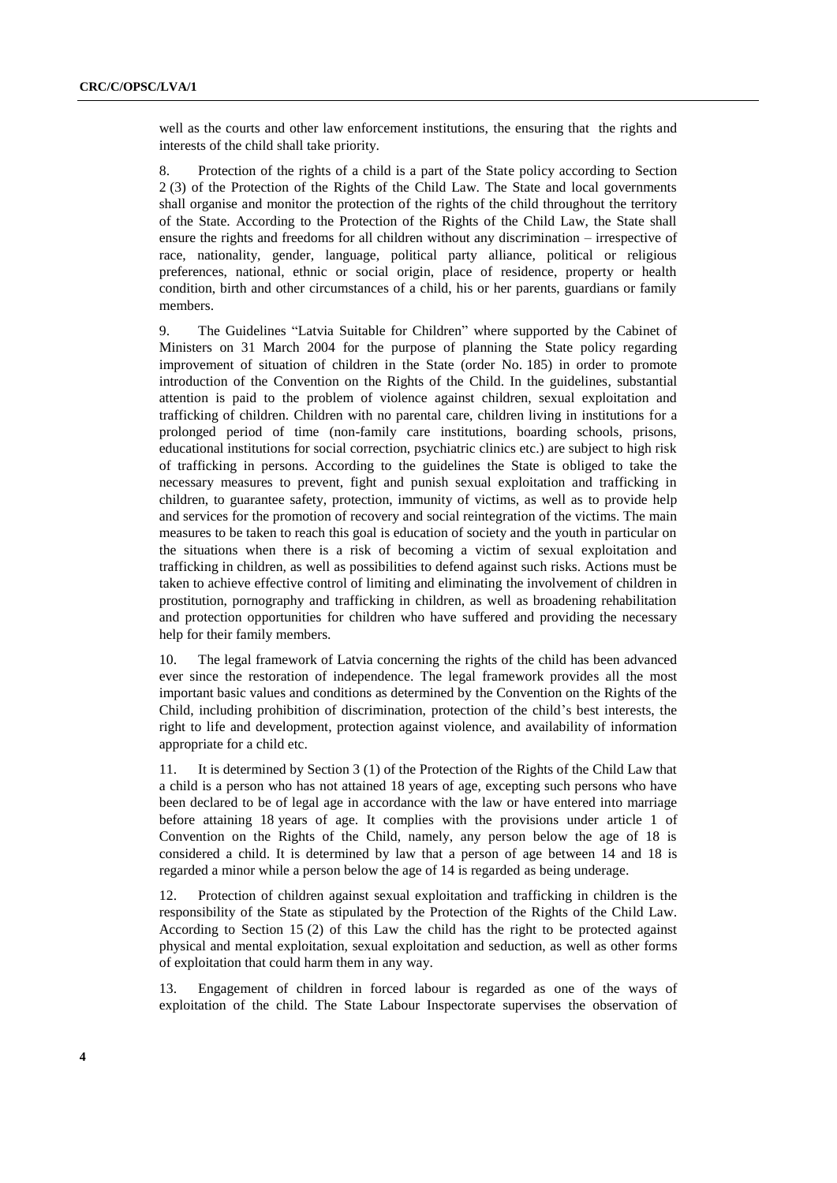well as the courts and other law enforcement institutions, the ensuring that the rights and interests of the child shall take priority.

8. Protection of the rights of a child is a part of the State policy according to Section 2 (3) of the Protection of the Rights of the Child Law. The State and local governments shall organise and monitor the protection of the rights of the child throughout the territory of the State. According to the Protection of the Rights of the Child Law, the State shall ensure the rights and freedoms for all children without any discrimination – irrespective of race, nationality, gender, language, political party alliance, political or religious preferences, national, ethnic or social origin, place of residence, property or health condition, birth and other circumstances of a child, his or her parents, guardians or family members.

9. The Guidelines "Latvia Suitable for Children" where supported by the Cabinet of Ministers on 31 March 2004 for the purpose of planning the State policy regarding improvement of situation of children in the State (order No. 185) in order to promote introduction of the Convention on the Rights of the Child. In the guidelines, substantial attention is paid to the problem of violence against children, sexual exploitation and trafficking of children. Children with no parental care, children living in institutions for a prolonged period of time (non-family care institutions, boarding schools, prisons, educational institutions for social correction, psychiatric clinics etc.) are subject to high risk of trafficking in persons. According to the guidelines the State is obliged to take the necessary measures to prevent, fight and punish sexual exploitation and trafficking in children, to guarantee safety, protection, immunity of victims, as well as to provide help and services for the promotion of recovery and social reintegration of the victims. The main measures to be taken to reach this goal is education of society and the youth in particular on the situations when there is a risk of becoming a victim of sexual exploitation and trafficking in children, as well as possibilities to defend against such risks. Actions must be taken to achieve effective control of limiting and eliminating the involvement of children in prostitution, pornography and trafficking in children, as well as broadening rehabilitation and protection opportunities for children who have suffered and providing the necessary help for their family members.

10. The legal framework of Latvia concerning the rights of the child has been advanced ever since the restoration of independence. The legal framework provides all the most important basic values and conditions as determined by the Convention on the Rights of the Child, including prohibition of discrimination, protection of the child's best interests, the right to life and development, protection against violence, and availability of information appropriate for a child etc.

11. It is determined by Section 3 (1) of the Protection of the Rights of the Child Law that a child is a person who has not attained 18 years of age, excepting such persons who have been declared to be of legal age in accordance with the law or have entered into marriage before attaining 18 years of age. It complies with the provisions under article 1 of Convention on the Rights of the Child, namely, any person below the age of 18 is considered a child. It is determined by law that a person of age between 14 and 18 is regarded a minor while a person below the age of 14 is regarded as being underage.

12. Protection of children against sexual exploitation and trafficking in children is the responsibility of the State as stipulated by the Protection of the Rights of the Child Law. According to Section 15 (2) of this Law the child has the right to be protected against physical and mental exploitation, sexual exploitation and seduction, as well as other forms of exploitation that could harm them in any way.

13. Engagement of children in forced labour is regarded as one of the ways of exploitation of the child. The State Labour Inspectorate supervises the observation of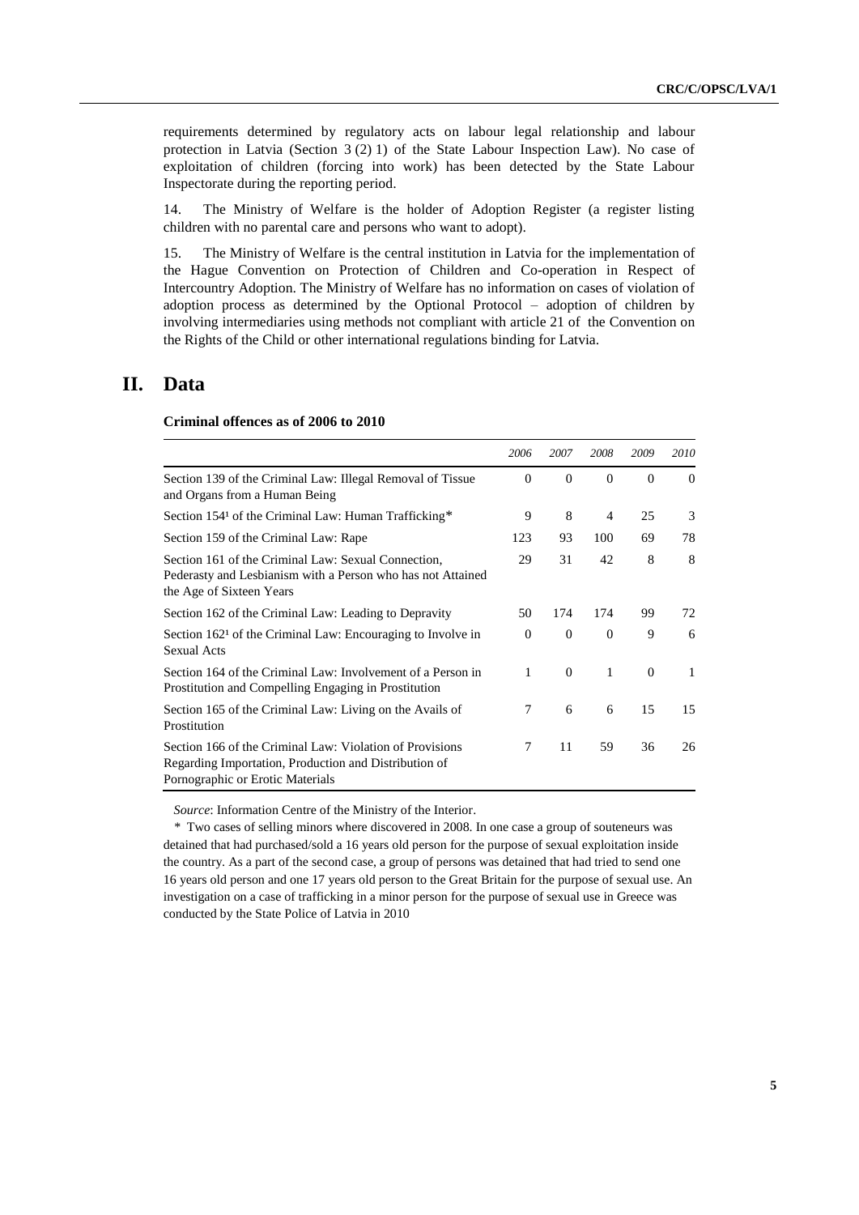requirements determined by regulatory acts on labour legal relationship and labour protection in Latvia (Section 3 (2) 1) of the State Labour Inspection Law). No case of exploitation of children (forcing into work) has been detected by the State Labour Inspectorate during the reporting period.

14. The Ministry of Welfare is the holder of Adoption Register (a register listing children with no parental care and persons who want to adopt).

15. The Ministry of Welfare is the central institution in Latvia for the implementation of the Hague Convention on Protection of Children and Co-operation in Respect of Intercountry Adoption. The Ministry of Welfare has no information on cases of violation of adoption process as determined by the Optional Protocol – adoption of children by involving intermediaries using methods not compliant with article 21 of the Convention on the Rights of the Child or other international regulations binding for Latvia.

# II. Data

**Criminal offences as of 2006 to 2010**

| | *2006* | *2007* | *2008* | *2009* | *2010* |
|---|---|---|---|---|---|
| Section 139 of the Criminal Law: Illegal Removal of Tissue and Organs from a Human Being | 0 | 0 | 0 | 0 | 0 |
| Section 154[1] of the Criminal Law: Human Trafficking* | 9 | 8 | 4 | 25 | 3 |
| Section 159 of the Criminal Law: Rape | 123 | 93 | 100 | 69 | 78 |
| Section 161 of the Criminal Law: Sexual Connection, Pederasty and Lesbianism with a Person who has not Attained the Age of Sixteen Years | 29 | 31 | 42 | 8 | 8 |
| Section 162 of the Criminal Law: Leading to Depravity | 50 | 174 | 174 | 99 | 72 |
| Section 162[1] of the Criminal Law: Encouraging to Involve in Sexual Acts | 0 | 0 | 0 | 9 | 6 |
| Section 164 of the Criminal Law: Involvement of a Person in Prostitution and Compelling Engaging in Prostitution | 1 | 0 | 1 | 0 | 1 |
| Section 165 of the Criminal Law: Living on the Avails of Prostitution | 7 | 6 | 6 | 15 | 15 |
| Section 166 of the Criminal Law: Violation of Provisions Regarding Importation, Production and Distribution of Pornographic or Erotic Materials | 7 | 11 | 59 | 36 | 26 |

*Source*: Information Centre of the Ministry of the Interior.

\* Two cases of selling minors where discovered in 2008. In one case a group of souteneurs was detained that had purchased/sold a 16 years old person for the purpose of sexual exploitation inside the country. As a part of the second case, a group of persons was detained that had tried to send one 16 years old person and one 17 years old person to the Great Britain for the purpose of sexual use. An investigation on a case of trafficking in a minor person for the purpose of sexual use in Greece was conducted by the State Police of Latvia in 2010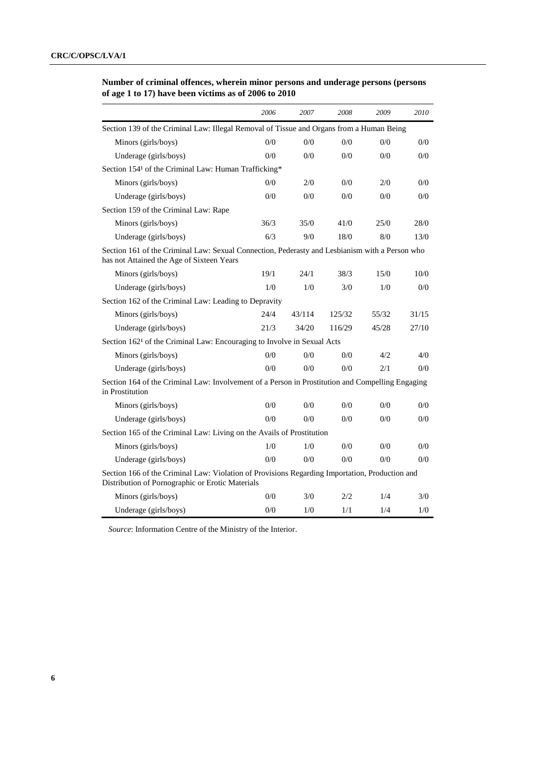**Number of criminal offences, wherein minor persons and underage persons (persons of age 1 to 17) have been victims as of 2006 to 2010**

| | *2006* | *2007* | *2008* | *2009* | *2010* |
|---|---|---|---|---|---|
| Section 139 of the Criminal Law: Illegal Removal of Tissue and Organs from a Human Being | | | | | |
| Minors (girls/boys) | 0/0 | 0/0 | 0/0 | 0/0 | 0/0 |
| Underage (girls/boys) | 0/0 | 0/0 | 0/0 | 0/0 | 0/0 |
| Section 154[1] of the Criminal Law: Human Trafficking* | | | | | |
| Minors (girls/boys) | 0/0 | 2/0 | 0/0 | 2/0 | 0/0 |
| Underage (girls/boys) | 0/0 | 0/0 | 0/0 | 0/0 | 0/0 |
| Section 159 of the Criminal Law: Rape | | | | | |
| Minors (girls/boys) | 36/3 | 35/0 | 41/0 | 25/0 | 28/0 |
| Underage (girls/boys) | 6/3 | 9/0 | 18/0 | 8/0 | 13/0 |
| Section 161 of the Criminal Law: Sexual Connection, Pederasty and Lesbianism with a Person who has not Attained the Age of Sixteen Years | | | | | |
| Minors (girls/boys) | 19/1 | 24/1 | 38/3 | 15/0 | 10/0 |
| Underage (girls/boys) | 1/0 | 1/0 | 3/0 | 1/0 | 0/0 |
| Section 162 of the Criminal Law: Leading to Depravity | | | | | |
| Minors (girls/boys) | 24/4 | 43/114 | 125/32 | 55/32 | 31/15 |
| Underage (girls/boys) | 21/3 | 34/20 | 116/29 | 45/28 | 27/10 |
| Section 162[1] of the Criminal Law: Encouraging to Involve in Sexual Acts | | | | | |
| Minors (girls/boys) | 0/0 | 0/0 | 0/0 | 4/2 | 4/0 |
| Underage (girls/boys) | 0/0 | 0/0 | 0/0 | 2/1 | 0/0 |
| Section 164 of the Criminal Law: Involvement of a Person in Prostitution and Compelling Engaging in Prostitution | | | | | |
| Minors (girls/boys) | 0/0 | 0/0 | 0/0 | 0/0 | 0/0 |
| Underage (girls/boys) | 0/0 | 0/0 | 0/0 | 0/0 | 0/0 |
| Section 165 of the Criminal Law: Living on the Avails of Prostitution | | | | | |
| Minors (girls/boys) | 1/0 | 1/0 | 0/0 | 0/0 | 0/0 |
| Underage (girls/boys) | 0/0 | 0/0 | 0/0 | 0/0 | 0/0 |
| Section 166 of the Criminal Law: Violation of Provisions Regarding Importation, Production and Distribution of Pornographic or Erotic Materials | | | | | |
| Minors (girls/boys) | 0/0 | 3/0 | 2/2 | 1/4 | 3/0 |
| Underage (girls/boys) | 0/0 | 1/0 | 1/1 | 1/4 | 1/0 |

*Source*: Information Centre of the Ministry of the Interior.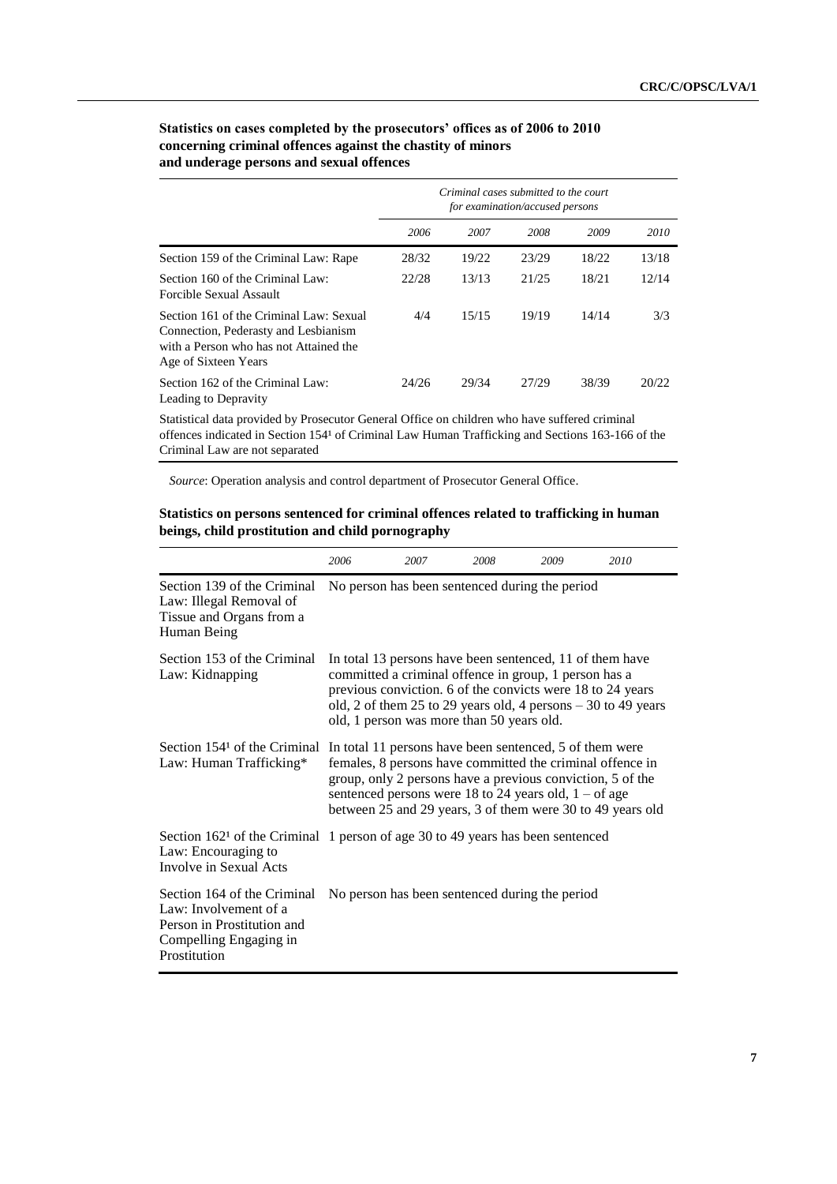**Statistics on cases completed by the prosecutors' offices as of 2006 to 2010 concerning criminal offences against the chastity of minors and underage persons and sexual offences**

| | *Criminal cases submitted to the court for examination/accused persons* | | | | |
|---|---|---|---|---|---|
| | *2006* | *2007* | *2008* | *2009* | *2010* |
| Section 159 of the Criminal Law: Rape | 28/32 | 19/22 | 23/29 | 18/22 | 13/18 |
| Section 160 of the Criminal Law: Forcible Sexual Assault | 22/28 | 13/13 | 21/25 | 18/21 | 12/14 |
| Section 161 of the Criminal Law: Sexual Connection, Pederasty and Lesbianism with a Person who has not Attained the Age of Sixteen Years | 4/4 | 15/15 | 19/19 | 14/14 | 3/3 |
| Section 162 of the Criminal Law: Leading to Depravity | 24/26 | 29/34 | 27/29 | 38/39 | 20/22 |
| Statistical data provided by Prosecutor General Office on children who have suffered criminal offences indicated in Section 154[1] of Criminal Law Human Trafficking and Sections 163-166 of the Criminal Law are not separated | | | | | |

*Source*: Operation analysis and control department of Prosecutor General Office.

**Statistics on persons sentenced for criminal offences related to trafficking in human beings, child prostitution and child pornography**

| | *2006* | *2007* | *2008* | *2009* | *2010* |
|---|---|---|---|---|---|
| Section 139 of the Criminal Law: Illegal Removal of Tissue and Organs from a Human Being | No person has been sentenced during the period | | | | |
| Section 153 of the Criminal Law: Kidnapping | In total 13 persons have been sentenced, 11 of them have committed a criminal offence in group, 1 person has a previous conviction. 6 of the convicts were 18 to 24 years old, 2 of them 25 to 29 years old, 4 persons – 30 to 49 years old, 1 person was more than 50 years old. | | | | |
| Section 154[1] of the Criminal Law: Human Trafficking* | In total 11 persons have been sentenced, 5 of them were females, 8 persons have committed the criminal offence in group, only 2 persons have a previous conviction, 5 of the sentenced persons were 18 to 24 years old, 1 – of age between 25 and 29 years, 3 of them were 30 to 49 years old | | | | |
| Section 162[1] of the Criminal Law: Encouraging to Involve in Sexual Acts | 1 person of age 30 to 49 years has been sentenced | | | | |
| Section 164 of the Criminal Law: Involvement of a Person in Prostitution and Compelling Engaging in Prostitution | No person has been sentenced during the period | | | | |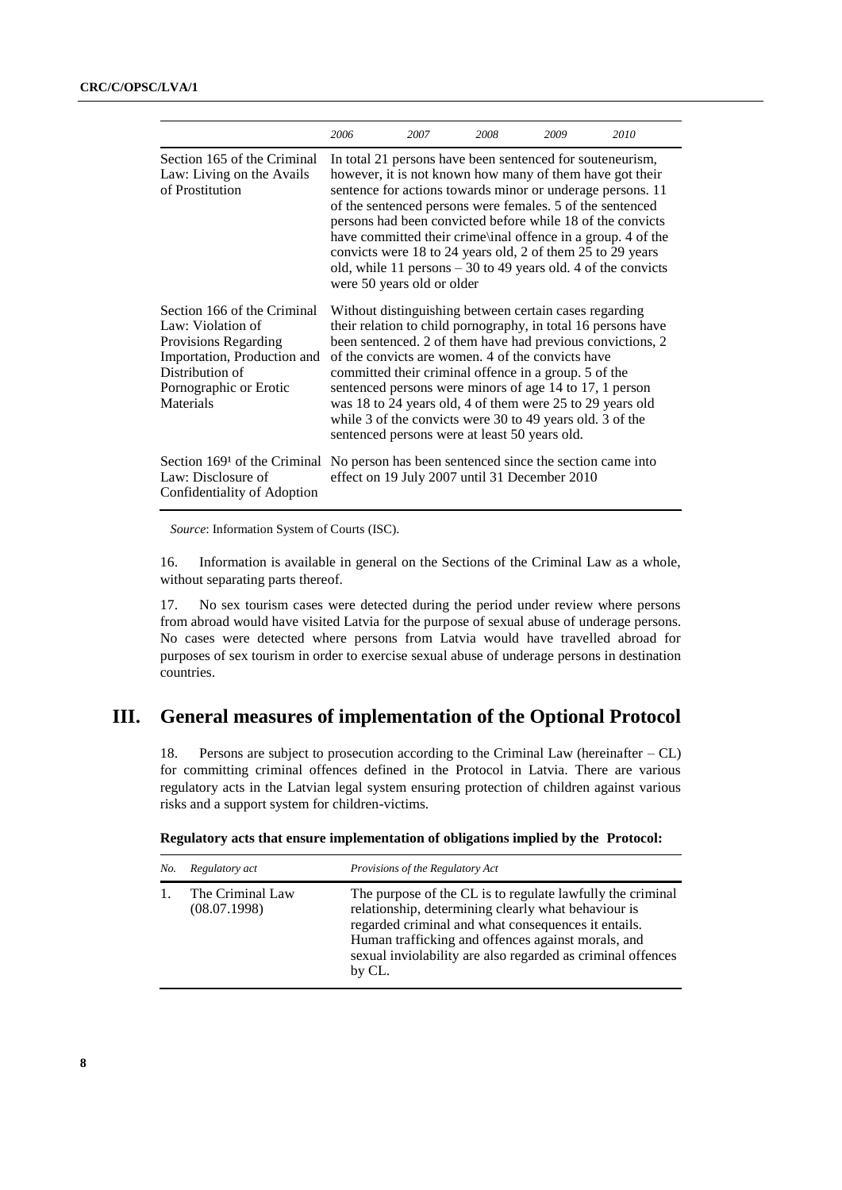| | 2006 | 2007 | 2008 | 2009 | 2010 |
|---|---|---|---|---|---|
| Section 165 of the Criminal Law: Living on the Avails of Prostitution | In total 21 persons have been sentenced for souteneurism, however, it is not known how many of them have got their sentence for actions towards minor or underage persons. 11 of the sentenced persons were females. 5 of the sentenced persons had been convicted before while 18 of the convicts have committed their crime\inal offence in a group. 4 of the convicts were 18 to 24 years old, 2 of them 25 to 29 years old, while 11 persons – 30 to 49 years old. 4 of the convicts were 50 years old or older | | | | |
| Section 166 of the Criminal Law: Violation of Provisions Regarding Importation, Production and Distribution of Pornographic or Erotic Materials | Without distinguishing between certain cases regarding their relation to child pornography, in total 16 persons have been sentenced. 2 of them have had previous convictions, 2 of the convicts are women. 4 of the convicts have committed their criminal offence in a group. 5 of the sentenced persons were minors of age 14 to 17, 1 person was 18 to 24 years old, 4 of them were 25 to 29 years old while 3 of the convicts were 30 to 49 years old. 3 of the sentenced persons were at least 50 years old. | | | | |
| Section 169[1] of the Criminal Law: Disclosure of Confidentiality of Adoption | No person has been sentenced since the section came into effect on 19 July 2007 until 31 December 2010 | | | | |

*Source*: Information System of Courts (ISC).

16. Information is available in general on the Sections of the Criminal Law as a whole, without separating parts thereof.

17. No sex tourism cases were detected during the period under review where persons from abroad would have visited Latvia for the purpose of sexual abuse of underage persons. No cases were detected where persons from Latvia would have travelled abroad for purposes of sex tourism in order to exercise sexual abuse of underage persons in destination countries.

# III. General measures of implementation of the Optional Protocol

18. Persons are subject to prosecution according to the Criminal Law (hereinafter – CL) for committing criminal offences defined in the Protocol in Latvia. There are various regulatory acts in the Latvian legal system ensuring protection of children against various risks and a support system for children-victims.

**Regulatory acts that ensure implementation of obligations implied by the Protocol:**

| *No.* | *Regulatory act* | *Provisions of the Regulatory Act* |
|---|---|---|
| 1. | The Criminal Law (08.07.1998) | The purpose of the CL is to regulate lawfully the criminal relationship, determining clearly what behaviour is regarded criminal and what consequences it entails. Human trafficking and offences against morals, and sexual inviolability are also regarded as criminal offences by CL. |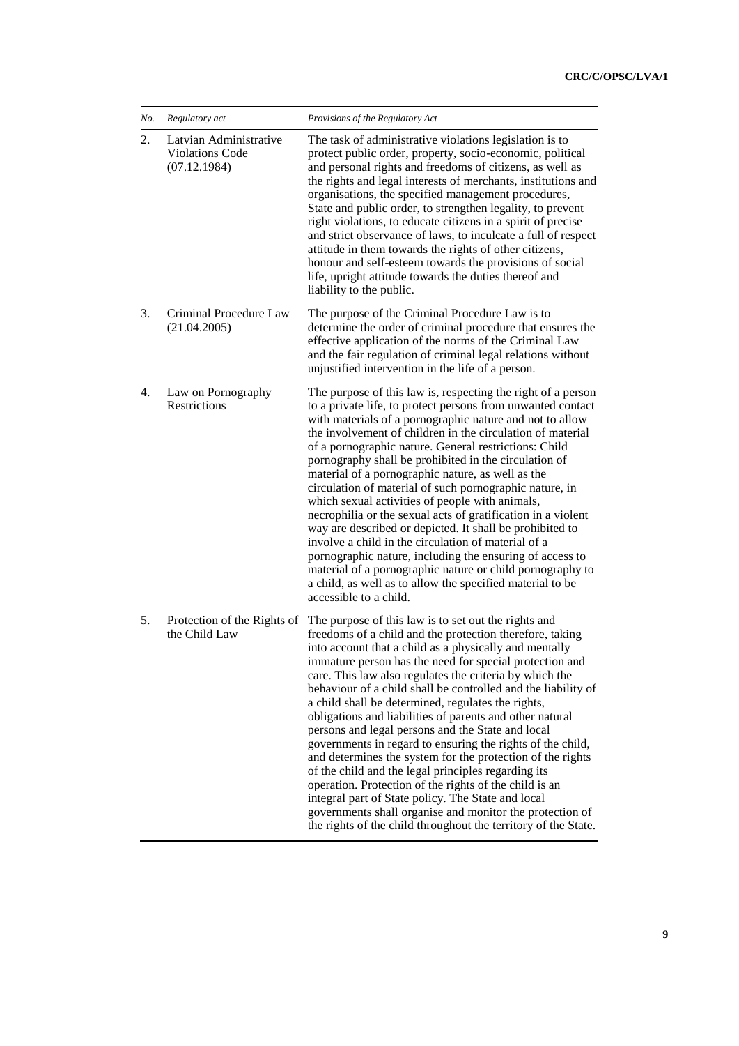| *No.* | *Regulatory act* | *Provisions of the Regulatory Act* |
|---|---|---|
| 2. | Latvian Administrative Violations Code (07.12.1984) | The task of administrative violations legislation is to protect public order, property, socio-economic, political and personal rights and freedoms of citizens, as well as the rights and legal interests of merchants, institutions and organisations, the specified management procedures, State and public order, to strengthen legality, to prevent right violations, to educate citizens in a spirit of precise and strict observance of laws, to inculcate a full of respect attitude in them towards the rights of other citizens, honour and self-esteem towards the provisions of social life, upright attitude towards the duties thereof and liability to the public. |
| 3. | Criminal Procedure Law (21.04.2005) | The purpose of the Criminal Procedure Law is to determine the order of criminal procedure that ensures the effective application of the norms of the Criminal Law and the fair regulation of criminal legal relations without unjustified intervention in the life of a person. |
| 4. | Law on Pornography Restrictions | The purpose of this law is, respecting the right of a person to a private life, to protect persons from unwanted contact with materials of a pornographic nature and not to allow the involvement of children in the circulation of material of a pornographic nature. General restrictions: Child pornography shall be prohibited in the circulation of material of a pornographic nature, as well as the circulation of material of such pornographic nature, in which sexual activities of people with animals, necrophilia or the sexual acts of gratification in a violent way are described or depicted. It shall be prohibited to involve a child in the circulation of material of a pornographic nature, including the ensuring of access to material of a pornographic nature or child pornography to a child, as well as to allow the specified material to be accessible to a child. |
| 5. | Protection of the Rights of the Child Law | The purpose of this law is to set out the rights and freedoms of a child and the protection therefore, taking into account that a child as a physically and mentally immature person has the need for special protection and care. This law also regulates the criteria by which the behaviour of a child shall be controlled and the liability of a child shall be determined, regulates the rights, obligations and liabilities of parents and other natural persons and legal persons and the State and local governments in regard to ensuring the rights of the child, and determines the system for the protection of the rights of the child and the legal principles regarding its operation. Protection of the rights of the child is an integral part of State policy. The State and local governments shall organise and monitor the protection of the rights of the child throughout the territory of the State. |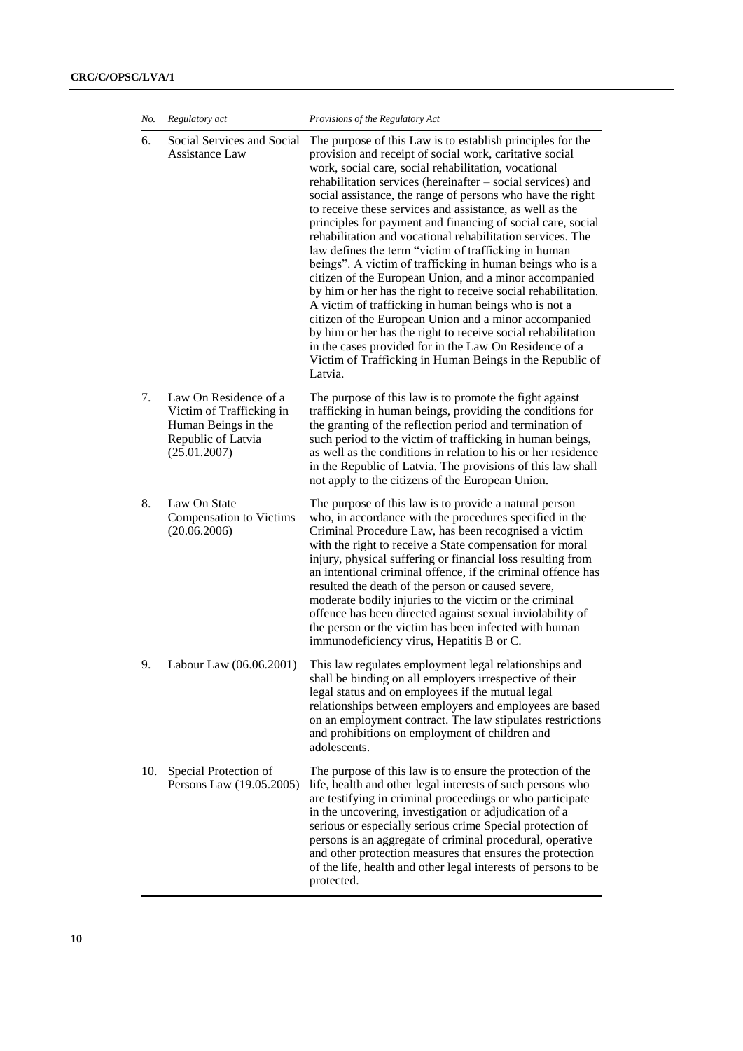| No. | Regulatory act | Provisions of the Regulatory Act |
|---|---|---|
| 6. | Social Services and Social Assistance Law | The purpose of this Law is to establish principles for the provision and receipt of social work, caritative social work, social care, social rehabilitation, vocational rehabilitation services (hereinafter – social services) and social assistance, the range of persons who have the right to receive these services and assistance, as well as the principles for payment and financing of social care, social rehabilitation and vocational rehabilitation services. The law defines the term "victim of trafficking in human beings". A victim of trafficking in human beings who is a citizen of the European Union, and a minor accompanied by him or her has the right to receive social rehabilitation. A victim of trafficking in human beings who is not a citizen of the European Union and a minor accompanied by him or her has the right to receive social rehabilitation in the cases provided for in the Law On Residence of a Victim of Trafficking in Human Beings in the Republic of Latvia. |
| 7. | Law On Residence of a Victim of Trafficking in Human Beings in the Republic of Latvia (25.01.2007) | The purpose of this law is to promote the fight against trafficking in human beings, providing the conditions for the granting of the reflection period and termination of such period to the victim of trafficking in human beings, as well as the conditions in relation to his or her residence in the Republic of Latvia. The provisions of this law shall not apply to the citizens of the European Union. |
| 8. | Law On State Compensation to Victims (20.06.2006) | The purpose of this law is to provide a natural person who, in accordance with the procedures specified in the Criminal Procedure Law, has been recognised a victim with the right to receive a State compensation for moral injury, physical suffering or financial loss resulting from an intentional criminal offence, if the criminal offence has resulted the death of the person or caused severe, moderate bodily injuries to the victim or the criminal offence has been directed against sexual inviolability of the person or the victim has been infected with human immunodeficiency virus, Hepatitis B or C. |
| 9. | Labour Law (06.06.2001) | This law regulates employment legal relationships and shall be binding on all employers irrespective of their legal status and on employees if the mutual legal relationships between employers and employees are based on an employment contract. The law stipulates restrictions and prohibitions on employment of children and adolescents. |
| 10. | Special Protection of Persons Law (19.05.2005) | The purpose of this law is to ensure the protection of the life, health and other legal interests of such persons who are testifying in criminal proceedings or who participate in the uncovering, investigation or adjudication of a serious or especially serious crime Special protection of persons is an aggregate of criminal procedural, operative and other protection measures that ensures the protection of the life, health and other legal interests of persons to be protected. |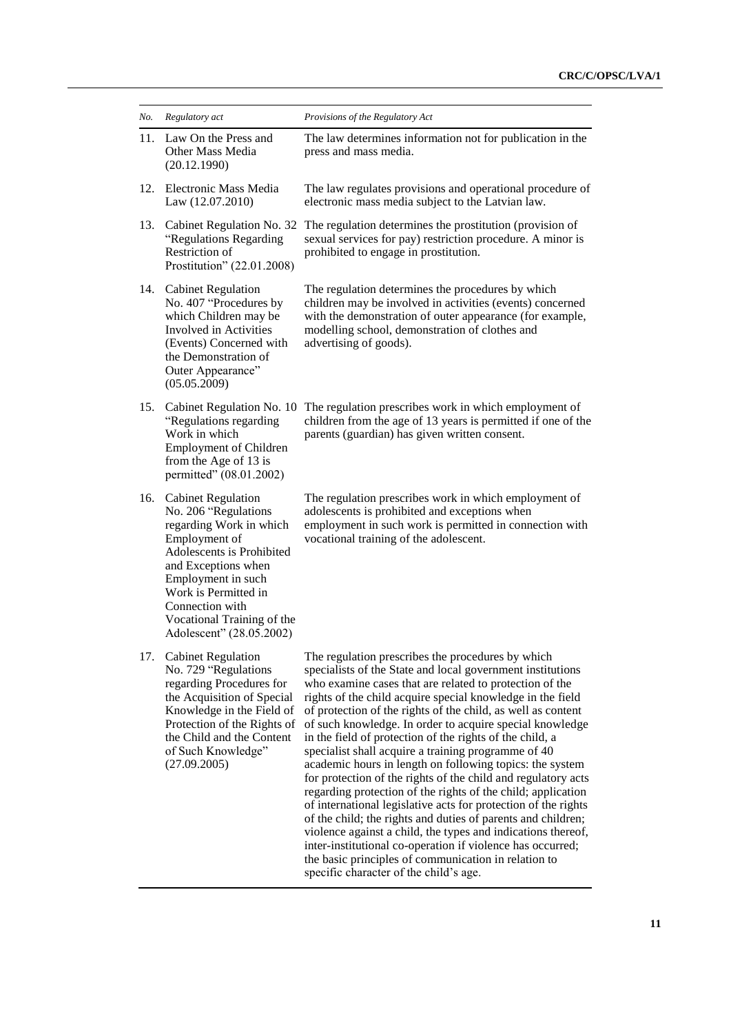| *No.* | *Regulatory act* | *Provisions of the Regulatory Act* |
|---|---|---|
| 11. | Law On the Press and Other Mass Media (20.12.1990) | The law determines information not for publication in the press and mass media. |
| 12. | Electronic Mass Media Law (12.07.2010) | The law regulates provisions and operational procedure of electronic mass media subject to the Latvian law. |
| 13. | Cabinet Regulation No. 32 "Regulations Regarding Restriction of Prostitution" (22.01.2008) | The regulation determines the prostitution (provision of sexual services for pay) restriction procedure. A minor is prohibited to engage in prostitution. |
| 14. | Cabinet Regulation No. 407 "Procedures by which Children may be Involved in Activities (Events) Concerned with the Demonstration of Outer Appearance" (05.05.2009) | The regulation determines the procedures by which children may be involved in activities (events) concerned with the demonstration of outer appearance (for example, modelling school, demonstration of clothes and advertising of goods). |
| 15. | Cabinet Regulation No. 10 "Regulations regarding Work in which Employment of Children from the Age of 13 is permitted" (08.01.2002) | The regulation prescribes work in which employment of children from the age of 13 years is permitted if one of the parents (guardian) has given written consent. |
| 16. | Cabinet Regulation No. 206 "Regulations regarding Work in which Employment of Adolescents is Prohibited and Exceptions when Employment in such Work is Permitted in Connection with Vocational Training of the Adolescent" (28.05.2002) | The regulation prescribes work in which employment of adolescents is prohibited and exceptions when employment in such work is permitted in connection with vocational training of the adolescent. |
| 17. | Cabinet Regulation No. 729 "Regulations regarding Procedures for the Acquisition of Special Knowledge in the Field of Protection of the Rights of the Child and the Content of Such Knowledge" (27.09.2005) | The regulation prescribes the procedures by which specialists of the State and local government institutions who examine cases that are related to protection of the rights of the child acquire special knowledge in the field of protection of the rights of the child, as well as content of such knowledge. In order to acquire special knowledge in the field of protection of the rights of the child, a specialist shall acquire a training programme of 40 academic hours in length on following topics: the system for protection of the rights of the child and regulatory acts regarding protection of the rights of the child; application of international legislative acts for protection of the rights of the child; the rights and duties of parents and children; violence against a child, the types and indications thereof, inter-institutional co-operation if violence has occurred; the basic principles of communication in relation to specific character of the child's age. |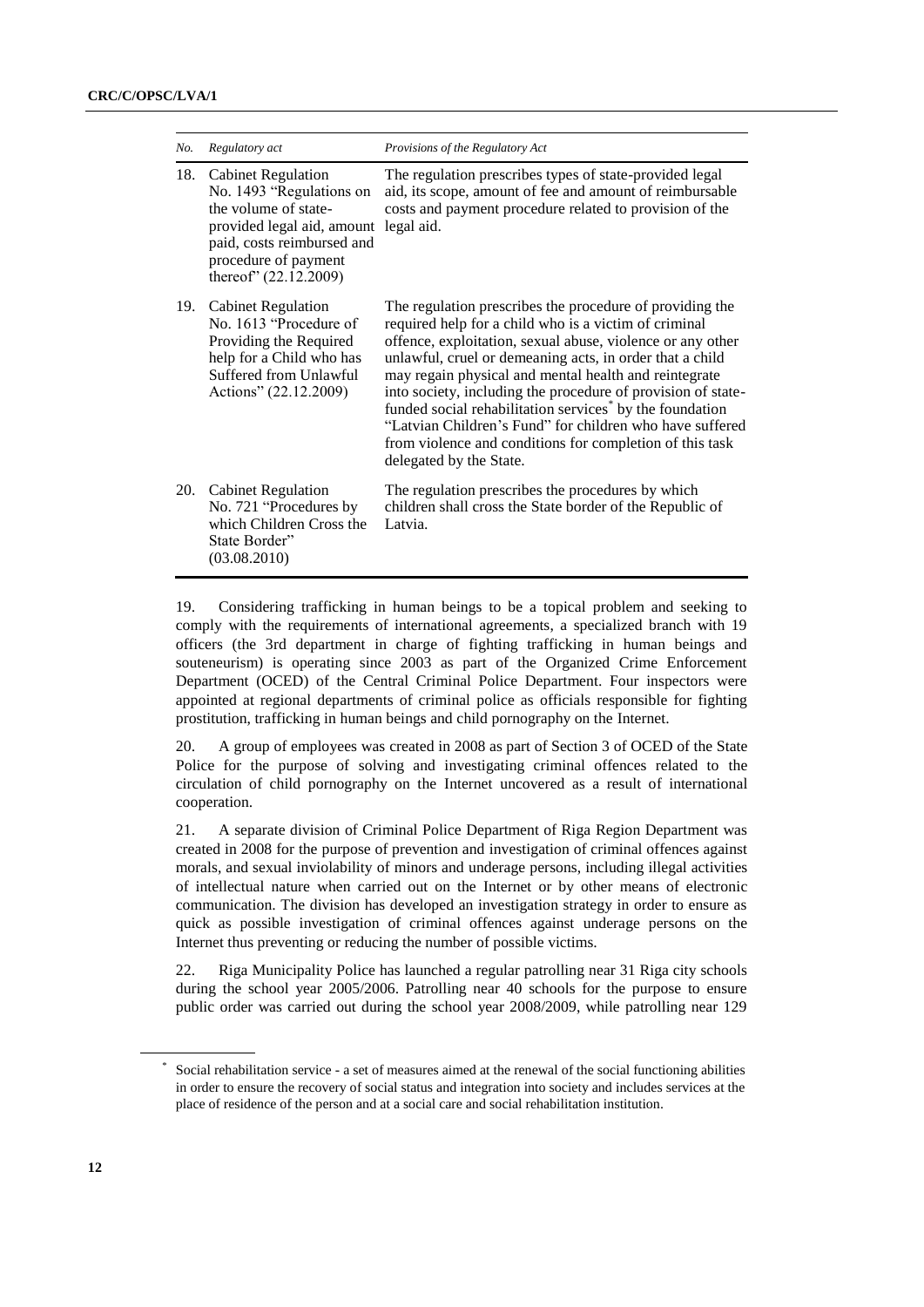| No. | Regulatory act | Provisions of the Regulatory Act |
| --- | --- | --- |
| 18. | Cabinet Regulation No. 1493 "Regulations on the volume of state-provided legal aid, amount paid, costs reimbursed and procedure of payment thereof" (22.12.2009) | The regulation prescribes types of state-provided legal aid, its scope, amount of fee and amount of reimbursable costs and payment procedure related to provision of the legal aid. |
| 19. | Cabinet Regulation No. 1613 "Procedure of Providing the Required help for a Child who has Suffered from Unlawful Actions" (22.12.2009) | The regulation prescribes the procedure of providing the required help for a child who is a victim of criminal offence, exploitation, sexual abuse, violence or any other unlawful, cruel or demeaning acts, in order that a child may regain physical and mental health and reintegrate into society, including the procedure of provision of state-funded social rehabilitation services* by the foundation "Latvian Children's Fund" for children who have suffered from violence and conditions for completion of this task delegated by the State. |
| 20. | Cabinet Regulation No. 721 "Procedures by which Children Cross the State Border" (03.08.2010) | The regulation prescribes the procedures by which children shall cross the State border of the Republic of Latvia. |

19. Considering trafficking in human beings to be a topical problem and seeking to comply with the requirements of international agreements, a specialized branch with 19 officers (the 3rd department in charge of fighting trafficking in human beings and souteneurism) is operating since 2003 as part of the Organized Crime Enforcement Department (OCED) of the Central Criminal Police Department. Four inspectors were appointed at regional departments of criminal police as officials responsible for fighting prostitution, trafficking in human beings and child pornography on the Internet.

20. A group of employees was created in 2008 as part of Section 3 of OCED of the State Police for the purpose of solving and investigating criminal offences related to the circulation of child pornography on the Internet uncovered as a result of international cooperation.

21. A separate division of Criminal Police Department of Riga Region Department was created in 2008 for the purpose of prevention and investigation of criminal offences against morals, and sexual inviolability of minors and underage persons, including illegal activities of intellectual nature when carried out on the Internet or by other means of electronic communication. The division has developed an investigation strategy in order to ensure as quick as possible investigation of criminal offences against underage persons on the Internet thus preventing or reducing the number of possible victims.

22. Riga Municipality Police has launched a regular patrolling near 31 Riga city schools during the school year 2005/2006. Patrolling near 40 schools for the purpose to ensure public order was carried out during the school year 2008/2009, while patrolling near 129

* Social rehabilitation service - a set of measures aimed at the renewal of the social functioning abilities in order to ensure the recovery of social status and integration into society and includes services at the place of residence of the person and at a social care and social rehabilitation institution.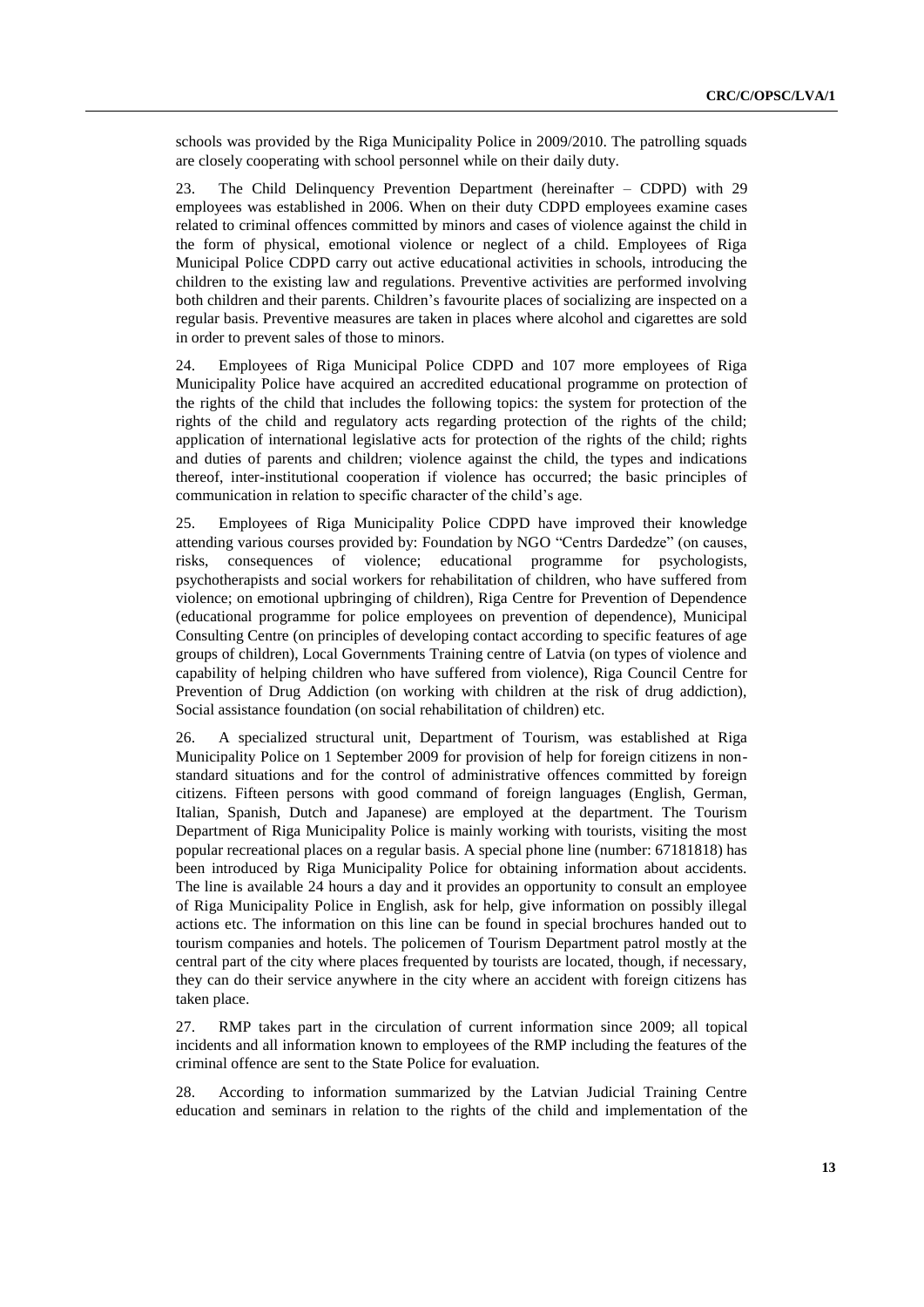schools was provided by the Riga Municipality Police in 2009/2010. The patrolling squads are closely cooperating with school personnel while on their daily duty.

23. The Child Delinquency Prevention Department (hereinafter – CDPD) with 29 employees was established in 2006. When on their duty CDPD employees examine cases related to criminal offences committed by minors and cases of violence against the child in the form of physical, emotional violence or neglect of a child. Employees of Riga Municipal Police CDPD carry out active educational activities in schools, introducing the children to the existing law and regulations. Preventive activities are performed involving both children and their parents. Children's favourite places of socializing are inspected on a regular basis. Preventive measures are taken in places where alcohol and cigarettes are sold in order to prevent sales of those to minors.

24. Employees of Riga Municipal Police CDPD and 107 more employees of Riga Municipality Police have acquired an accredited educational programme on protection of the rights of the child that includes the following topics: the system for protection of the rights of the child and regulatory acts regarding protection of the rights of the child; application of international legislative acts for protection of the rights of the child; rights and duties of parents and children; violence against the child, the types and indications thereof, inter-institutional cooperation if violence has occurred; the basic principles of communication in relation to specific character of the child's age.

25. Employees of Riga Municipality Police CDPD have improved their knowledge attending various courses provided by: Foundation by NGO "Centrs Dardedze" (on causes, risks, consequences of violence; educational programme for psychologists, psychotherapists and social workers for rehabilitation of children, who have suffered from violence; on emotional upbringing of children), Riga Centre for Prevention of Dependence (educational programme for police employees on prevention of dependence), Municipal Consulting Centre (on principles of developing contact according to specific features of age groups of children), Local Governments Training centre of Latvia (on types of violence and capability of helping children who have suffered from violence), Riga Council Centre for Prevention of Drug Addiction (on working with children at the risk of drug addiction), Social assistance foundation (on social rehabilitation of children) etc.

26. A specialized structural unit, Department of Tourism, was established at Riga Municipality Police on 1 September 2009 for provision of help for foreign citizens in non-standard situations and for the control of administrative offences committed by foreign citizens. Fifteen persons with good command of foreign languages (English, German, Italian, Spanish, Dutch and Japanese) are employed at the department. The Tourism Department of Riga Municipality Police is mainly working with tourists, visiting the most popular recreational places on a regular basis. A special phone line (number: 67181818) has been introduced by Riga Municipality Police for obtaining information about accidents. The line is available 24 hours a day and it provides an opportunity to consult an employee of Riga Municipality Police in English, ask for help, give information on possibly illegal actions etc. The information on this line can be found in special brochures handed out to tourism companies and hotels. The policemen of Tourism Department patrol mostly at the central part of the city where places frequented by tourists are located, though, if necessary, they can do their service anywhere in the city where an accident with foreign citizens has taken place.

27. RMP takes part in the circulation of current information since 2009; all topical incidents and all information known to employees of the RMP including the features of the criminal offence are sent to the State Police for evaluation.

28. According to information summarized by the Latvian Judicial Training Centre education and seminars in relation to the rights of the child and implementation of the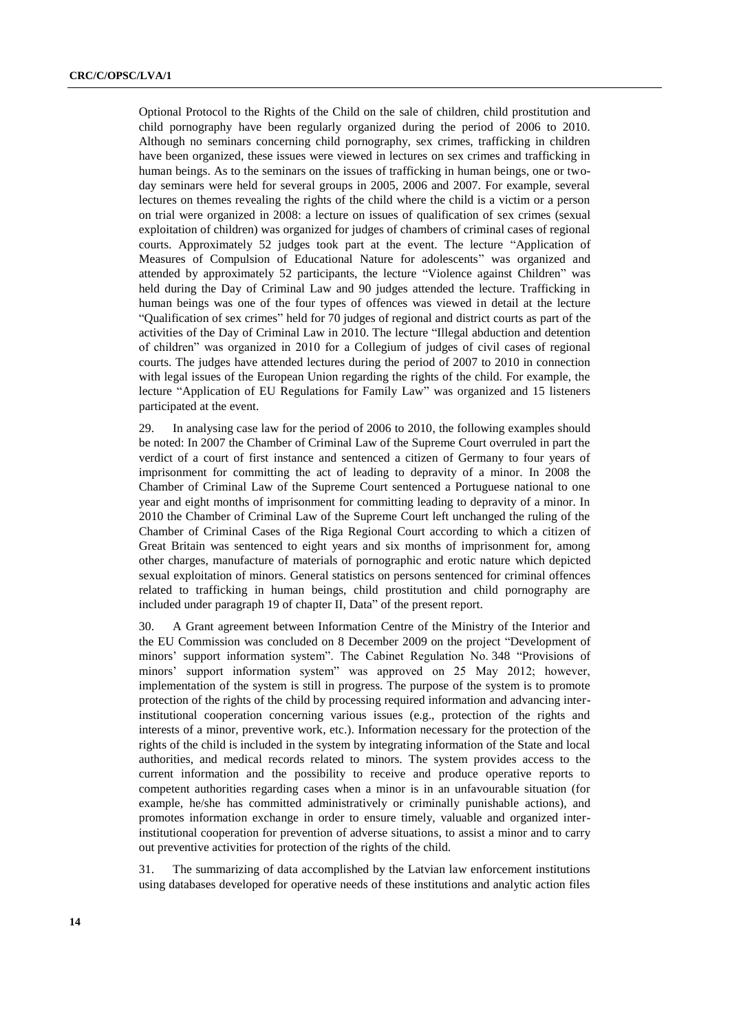Optional Protocol to the Rights of the Child on the sale of children, child prostitution and child pornography have been regularly organized during the period of 2006 to 2010. Although no seminars concerning child pornography, sex crimes, trafficking in children have been organized, these issues were viewed in lectures on sex crimes and trafficking in human beings. As to the seminars on the issues of trafficking in human beings, one or two-day seminars were held for several groups in 2005, 2006 and 2007. For example, several lectures on themes revealing the rights of the child where the child is a victim or a person on trial were organized in 2008: a lecture on issues of qualification of sex crimes (sexual exploitation of children) was organized for judges of chambers of criminal cases of regional courts. Approximately 52 judges took part at the event. The lecture "Application of Measures of Compulsion of Educational Nature for adolescents" was organized and attended by approximately 52 participants, the lecture "Violence against Children" was held during the Day of Criminal Law and 90 judges attended the lecture. Trafficking in human beings was one of the four types of offences was viewed in detail at the lecture "Qualification of sex crimes" held for 70 judges of regional and district courts as part of the activities of the Day of Criminal Law in 2010. The lecture "Illegal abduction and detention of children" was organized in 2010 for a Collegium of judges of civil cases of regional courts. The judges have attended lectures during the period of 2007 to 2010 in connection with legal issues of the European Union regarding the rights of the child. For example, the lecture "Application of EU Regulations for Family Law" was organized and 15 listeners participated at the event.

29. In analysing case law for the period of 2006 to 2010, the following examples should be noted: In 2007 the Chamber of Criminal Law of the Supreme Court overruled in part the verdict of a court of first instance and sentenced a citizen of Germany to four years of imprisonment for committing the act of leading to depravity of a minor. In 2008 the Chamber of Criminal Law of the Supreme Court sentenced a Portuguese national to one year and eight months of imprisonment for committing leading to depravity of a minor. In 2010 the Chamber of Criminal Law of the Supreme Court left unchanged the ruling of the Chamber of Criminal Cases of the Riga Regional Court according to which a citizen of Great Britain was sentenced to eight years and six months of imprisonment for, among other charges, manufacture of materials of pornographic and erotic nature which depicted sexual exploitation of minors. General statistics on persons sentenced for criminal offences related to trafficking in human beings, child prostitution and child pornography are included under paragraph 19 of chapter II, Data" of the present report.

30. A Grant agreement between Information Centre of the Ministry of the Interior and the EU Commission was concluded on 8 December 2009 on the project "Development of minors' support information system". The Cabinet Regulation No. 348 "Provisions of minors' support information system" was approved on 25 May 2012; however, implementation of the system is still in progress. The purpose of the system is to promote protection of the rights of the child by processing required information and advancing inter-institutional cooperation concerning various issues (e.g., protection of the rights and interests of a minor, preventive work, etc.). Information necessary for the protection of the rights of the child is included in the system by integrating information of the State and local authorities, and medical records related to minors. The system provides access to the current information and the possibility to receive and produce operative reports to competent authorities regarding cases when a minor is in an unfavourable situation (for example, he/she has committed administratively or criminally punishable actions), and promotes information exchange in order to ensure timely, valuable and organized inter-institutional cooperation for prevention of adverse situations, to assist a minor and to carry out preventive activities for protection of the rights of the child.

31. The summarizing of data accomplished by the Latvian law enforcement institutions using databases developed for operative needs of these institutions and analytic action files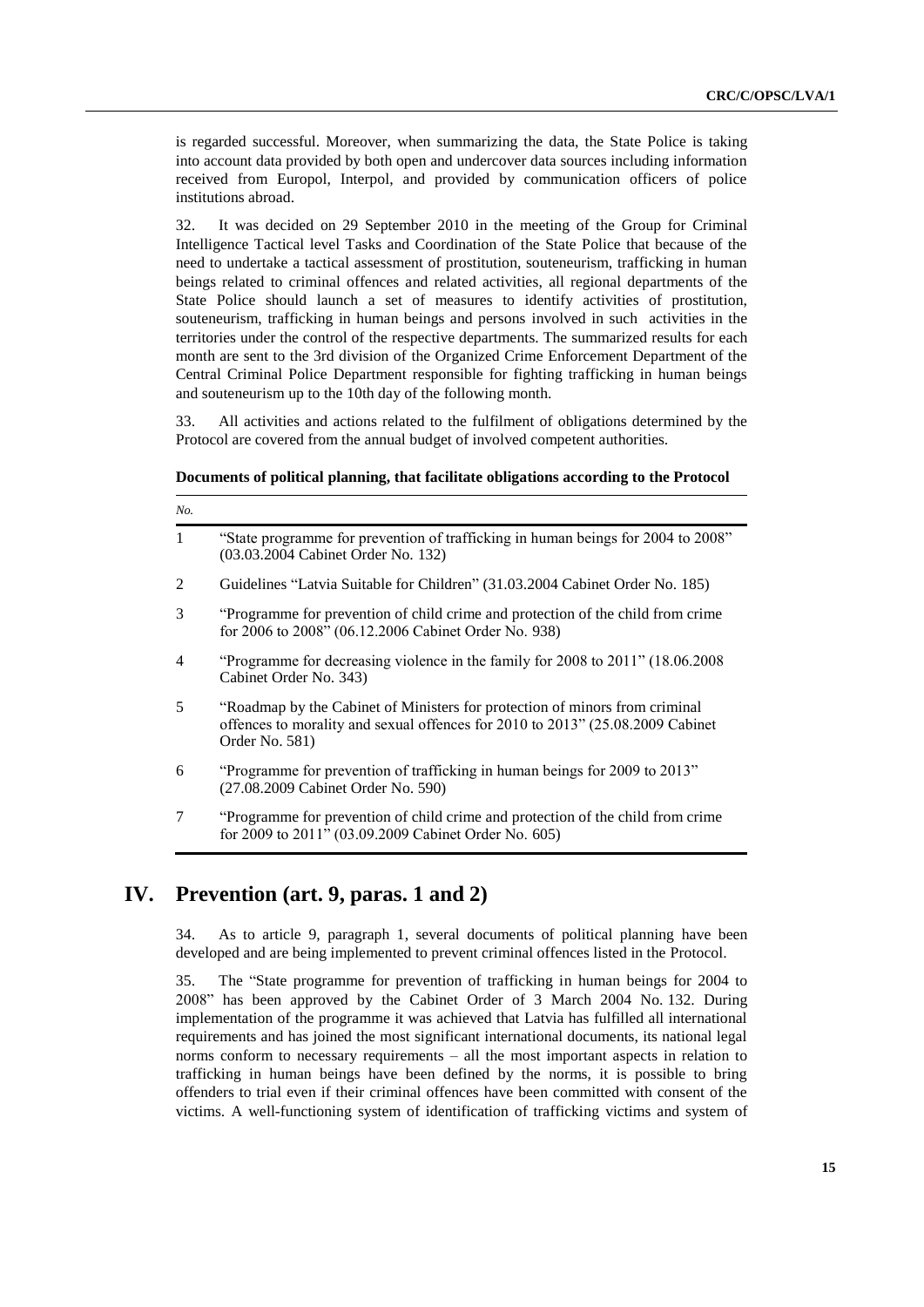is regarded successful. Moreover, when summarizing the data, the State Police is taking into account data provided by both open and undercover data sources including information received from Europol, Interpol, and provided by communication officers of police institutions abroad.

32. It was decided on 29 September 2010 in the meeting of the Group for Criminal Intelligence Tactical level Tasks and Coordination of the State Police that because of the need to undertake a tactical assessment of prostitution, souteneurism, trafficking in human beings related to criminal offences and related activities, all regional departments of the State Police should launch a set of measures to identify activities of prostitution, souteneurism, trafficking in human beings and persons involved in such activities in the territories under the control of the respective departments. The summarized results for each month are sent to the 3rd division of the Organized Crime Enforcement Department of the Central Criminal Police Department responsible for fighting trafficking in human beings and souteneurism up to the 10th day of the following month.

33. All activities and actions related to the fulfilment of obligations determined by the Protocol are covered from the annual budget of involved competent authorities.

**Documents of political planning, that facilitate obligations according to the Protocol**

| *No.* | |
|---|---|
| 1 | "State programme for prevention of trafficking in human beings for 2004 to 2008" (03.03.2004 Cabinet Order No. 132) |
| 2 | Guidelines "Latvia Suitable for Children" (31.03.2004 Cabinet Order No. 185) |
| 3 | "Programme for prevention of child crime and protection of the child from crime for 2006 to 2008" (06.12.2006 Cabinet Order No. 938) |
| 4 | "Programme for decreasing violence in the family for 2008 to 2011" (18.06.2008 Cabinet Order No. 343) |
| 5 | "Roadmap by the Cabinet of Ministers for protection of minors from criminal offences to morality and sexual offences for 2010 to 2013" (25.08.2009 Cabinet Order No. 581) |
| 6 | "Programme for prevention of trafficking in human beings for 2009 to 2013" (27.08.2009 Cabinet Order No. 590) |
| 7 | "Programme for prevention of child crime and protection of the child from crime for 2009 to 2011" (03.09.2009 Cabinet Order No. 605) |

# IV. Prevention (art. 9, paras. 1 and 2)

34. As to article 9, paragraph 1, several documents of political planning have been developed and are being implemented to prevent criminal offences listed in the Protocol.

35. The "State programme for prevention of trafficking in human beings for 2004 to 2008" has been approved by the Cabinet Order of 3 March 2004 No. 132. During implementation of the programme it was achieved that Latvia has fulfilled all international requirements and has joined the most significant international documents, its national legal norms conform to necessary requirements – all the most important aspects in relation to trafficking in human beings have been defined by the norms, it is possible to bring offenders to trial even if their criminal offences have been committed with consent of the victims. A well-functioning system of identification of trafficking victims and system of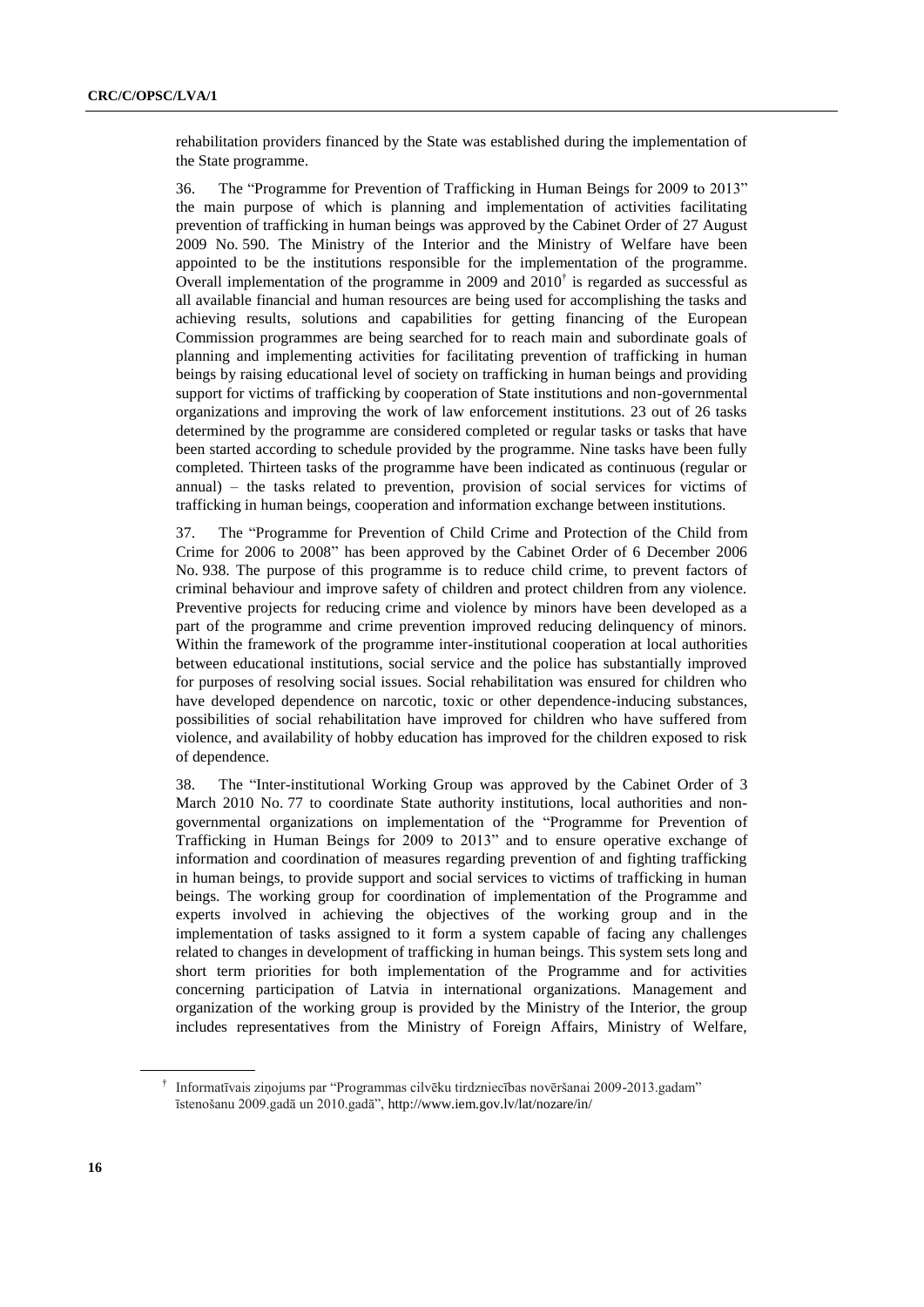rehabilitation providers financed by the State was established during the implementation of the State programme.

36. The "Programme for Prevention of Trafficking in Human Beings for 2009 to 2013" the main purpose of which is planning and implementation of activities facilitating prevention of trafficking in human beings was approved by the Cabinet Order of 27 August 2009 No. 590. The Ministry of the Interior and the Ministry of Welfare have been appointed to be the institutions responsible for the implementation of the programme. Overall implementation of the programme in 2009 and 2010[†] is regarded as successful as all available financial and human resources are being used for accomplishing the tasks and achieving results, solutions and capabilities for getting financing of the European Commission programmes are being searched for to reach main and subordinate goals of planning and implementing activities for facilitating prevention of trafficking in human beings by raising educational level of society on trafficking in human beings and providing support for victims of trafficking by cooperation of State institutions and non-governmental organizations and improving the work of law enforcement institutions. 23 out of 26 tasks determined by the programme are considered completed or regular tasks or tasks that have been started according to schedule provided by the programme. Nine tasks have been fully completed. Thirteen tasks of the programme have been indicated as continuous (regular or annual) – the tasks related to prevention, provision of social services for victims of trafficking in human beings, cooperation and information exchange between institutions.

37. The "Programme for Prevention of Child Crime and Protection of the Child from Crime for 2006 to 2008" has been approved by the Cabinet Order of 6 December 2006 No. 938. The purpose of this programme is to reduce child crime, to prevent factors of criminal behaviour and improve safety of children and protect children from any violence. Preventive projects for reducing crime and violence by minors have been developed as a part of the programme and crime prevention improved reducing delinquency of minors. Within the framework of the programme inter-institutional cooperation at local authorities between educational institutions, social service and the police has substantially improved for purposes of resolving social issues. Social rehabilitation was ensured for children who have developed dependence on narcotic, toxic or other dependence-inducing substances, possibilities of social rehabilitation have improved for children who have suffered from violence, and availability of hobby education has improved for the children exposed to risk of dependence.

38. The "Inter-institutional Working Group was approved by the Cabinet Order of 3 March 2010 No. 77 to coordinate State authority institutions, local authorities and non-governmental organizations on implementation of the "Programme for Prevention of Trafficking in Human Beings for 2009 to 2013" and to ensure operative exchange of information and coordination of measures regarding prevention of and fighting trafficking in human beings, to provide support and social services to victims of trafficking in human beings. The working group for coordination of implementation of the Programme and experts involved in achieving the objectives of the working group and in the implementation of tasks assigned to it form a system capable of facing any challenges related to changes in development of trafficking in human beings. This system sets long and short term priorities for both implementation of the Programme and for activities concerning participation of Latvia in international organizations. Management and organization of the working group is provided by the Ministry of the Interior, the group includes representatives from the Ministry of Foreign Affairs, Ministry of Welfare,

[†] Informatīvais ziņojums par "Programmas cilvēku tirdzniecības novēršanai 2009-2013.gadam" īstenošanu 2009.gadā un 2010.gadā", http://www.iem.gov.lv/lat/nozare/in/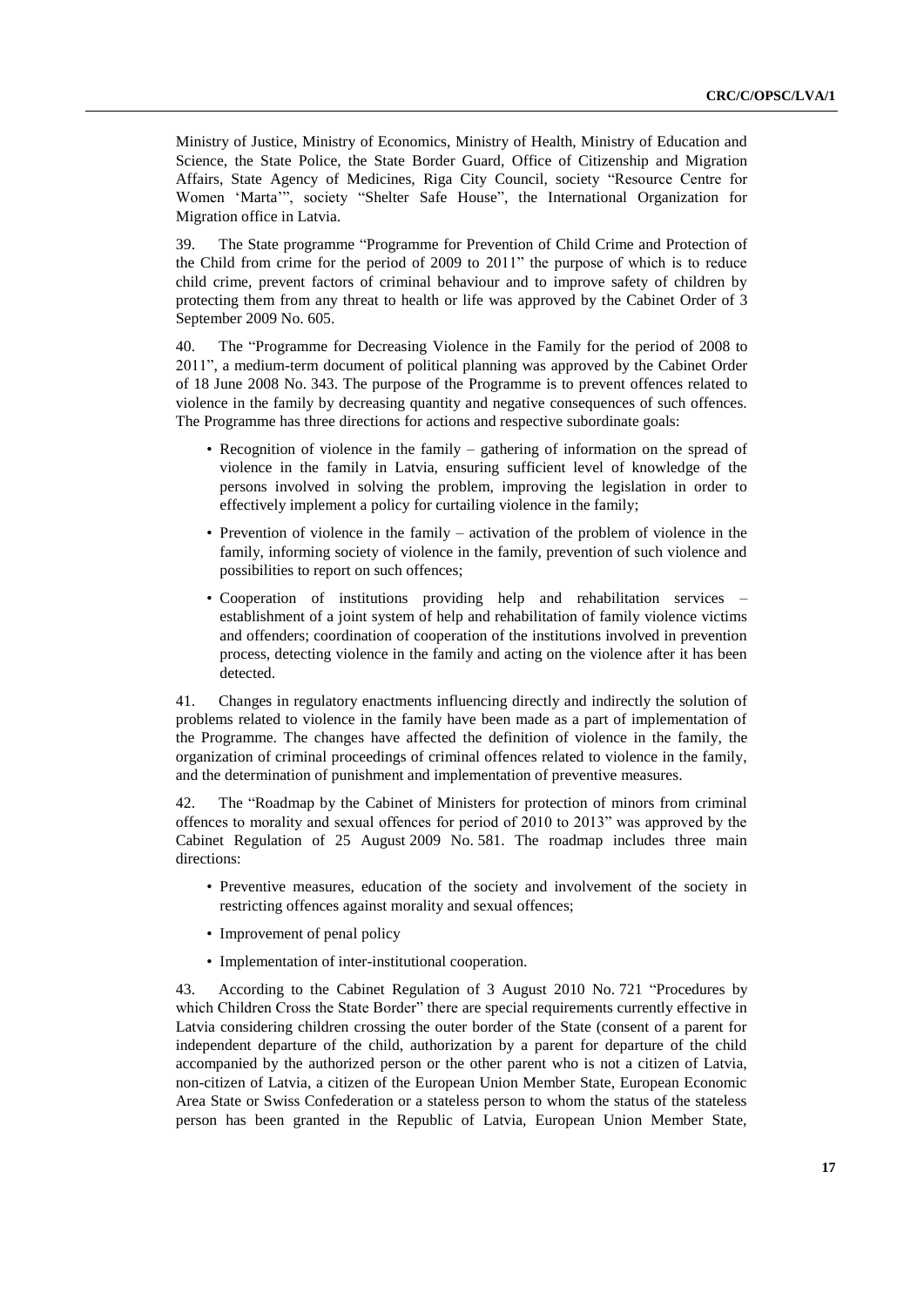Ministry of Justice, Ministry of Economics, Ministry of Health, Ministry of Education and Science, the State Police, the State Border Guard, Office of Citizenship and Migration Affairs, State Agency of Medicines, Riga City Council, society "Resource Centre for Women 'Marta'", society "Shelter Safe House", the International Organization for Migration office in Latvia.

39. The State programme "Programme for Prevention of Child Crime and Protection of the Child from crime for the period of 2009 to 2011" the purpose of which is to reduce child crime, prevent factors of criminal behaviour and to improve safety of children by protecting them from any threat to health or life was approved by the Cabinet Order of 3 September 2009 No. 605.

40. The "Programme for Decreasing Violence in the Family for the period of 2008 to 2011", a medium-term document of political planning was approved by the Cabinet Order of 18 June 2008 No. 343. The purpose of the Programme is to prevent offences related to violence in the family by decreasing quantity and negative consequences of such offences. The Programme has three directions for actions and respective subordinate goals:

- Recognition of violence in the family – gathering of information on the spread of violence in the family in Latvia, ensuring sufficient level of knowledge of the persons involved in solving the problem, improving the legislation in order to effectively implement a policy for curtailing violence in the family;
- Prevention of violence in the family – activation of the problem of violence in the family, informing society of violence in the family, prevention of such violence and possibilities to report on such offences;
- Cooperation of institutions providing help and rehabilitation services – establishment of a joint system of help and rehabilitation of family violence victims and offenders; coordination of cooperation of the institutions involved in prevention process, detecting violence in the family and acting on the violence after it has been detected.

41. Changes in regulatory enactments influencing directly and indirectly the solution of problems related to violence in the family have been made as a part of implementation of the Programme. The changes have affected the definition of violence in the family, the organization of criminal proceedings of criminal offences related to violence in the family, and the determination of punishment and implementation of preventive measures.

42. The "Roadmap by the Cabinet of Ministers for protection of minors from criminal offences to morality and sexual offences for period of 2010 to 2013" was approved by the Cabinet Regulation of 25 August 2009 No. 581. The roadmap includes three main directions:

- Preventive measures, education of the society and involvement of the society in restricting offences against morality and sexual offences;
- Improvement of penal policy
- Implementation of inter-institutional cooperation.

43. According to the Cabinet Regulation of 3 August 2010 No. 721 "Procedures by which Children Cross the State Border" there are special requirements currently effective in Latvia considering children crossing the outer border of the State (consent of a parent for independent departure of the child, authorization by a parent for departure of the child accompanied by the authorized person or the other parent who is not a citizen of Latvia, non-citizen of Latvia, a citizen of the European Union Member State, European Economic Area State or Swiss Confederation or a stateless person to whom the status of the stateless person has been granted in the Republic of Latvia, European Union Member State,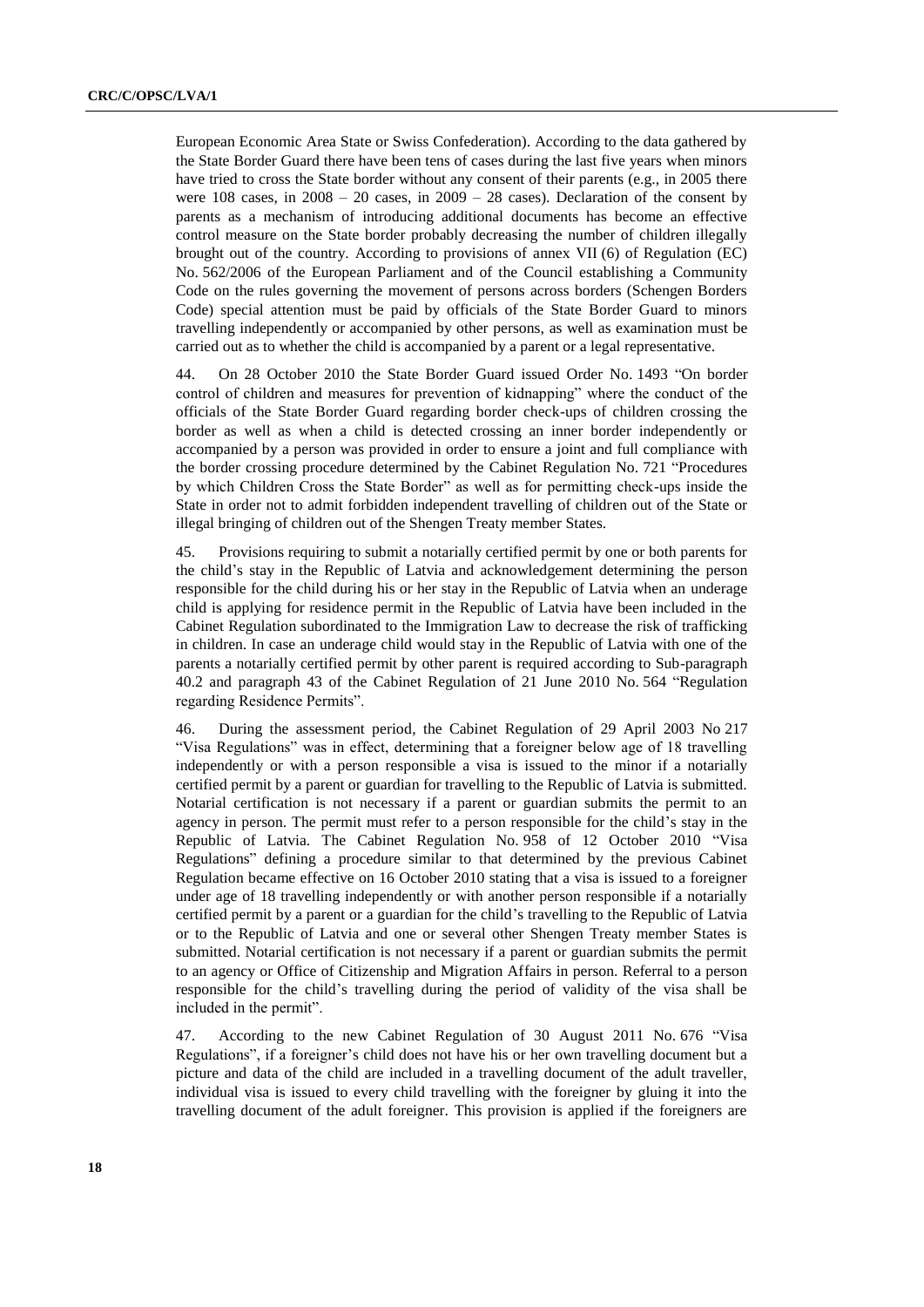European Economic Area State or Swiss Confederation). According to the data gathered by the State Border Guard there have been tens of cases during the last five years when minors have tried to cross the State border without any consent of their parents (e.g., in 2005 there were 108 cases, in 2008 – 20 cases, in 2009 – 28 cases). Declaration of the consent by parents as a mechanism of introducing additional documents has become an effective control measure on the State border probably decreasing the number of children illegally brought out of the country. According to provisions of annex VII (6) of Regulation (EC) No. 562/2006 of the European Parliament and of the Council establishing a Community Code on the rules governing the movement of persons across borders (Schengen Borders Code) special attention must be paid by officials of the State Border Guard to minors travelling independently or accompanied by other persons, as well as examination must be carried out as to whether the child is accompanied by a parent or a legal representative.

44. On 28 October 2010 the State Border Guard issued Order No. 1493 "On border control of children and measures for prevention of kidnapping" where the conduct of the officials of the State Border Guard regarding border check-ups of children crossing the border as well as when a child is detected crossing an inner border independently or accompanied by a person was provided in order to ensure a joint and full compliance with the border crossing procedure determined by the Cabinet Regulation No. 721 "Procedures by which Children Cross the State Border" as well as for permitting check-ups inside the State in order not to admit forbidden independent travelling of children out of the State or illegal bringing of children out of the Shengen Treaty member States.

45. Provisions requiring to submit a notarially certified permit by one or both parents for the child's stay in the Republic of Latvia and acknowledgement determining the person responsible for the child during his or her stay in the Republic of Latvia when an underage child is applying for residence permit in the Republic of Latvia have been included in the Cabinet Regulation subordinated to the Immigration Law to decrease the risk of trafficking in children. In case an underage child would stay in the Republic of Latvia with one of the parents a notarially certified permit by other parent is required according to Sub-paragraph 40.2 and paragraph 43 of the Cabinet Regulation of 21 June 2010 No. 564 "Regulation regarding Residence Permits".

46. During the assessment period, the Cabinet Regulation of 29 April 2003 No 217 "Visa Regulations" was in effect, determining that a foreigner below age of 18 travelling independently or with a person responsible a visa is issued to the minor if a notarially certified permit by a parent or guardian for travelling to the Republic of Latvia is submitted. Notarial certification is not necessary if a parent or guardian submits the permit to an agency in person. The permit must refer to a person responsible for the child's stay in the Republic of Latvia. The Cabinet Regulation No. 958 of 12 October 2010 "Visa Regulations" defining a procedure similar to that determined by the previous Cabinet Regulation became effective on 16 October 2010 stating that a visa is issued to a foreigner under age of 18 travelling independently or with another person responsible if a notarially certified permit by a parent or a guardian for the child's travelling to the Republic of Latvia or to the Republic of Latvia and one or several other Shengen Treaty member States is submitted. Notarial certification is not necessary if a parent or guardian submits the permit to an agency or Office of Citizenship and Migration Affairs in person. Referral to a person responsible for the child's travelling during the period of validity of the visa shall be included in the permit".

47. According to the new Cabinet Regulation of 30 August 2011 No. 676 "Visa Regulations", if a foreigner's child does not have his or her own travelling document but a picture and data of the child are included in a travelling document of the adult traveller, individual visa is issued to every child travelling with the foreigner by gluing it into the travelling document of the adult foreigner. This provision is applied if the foreigners are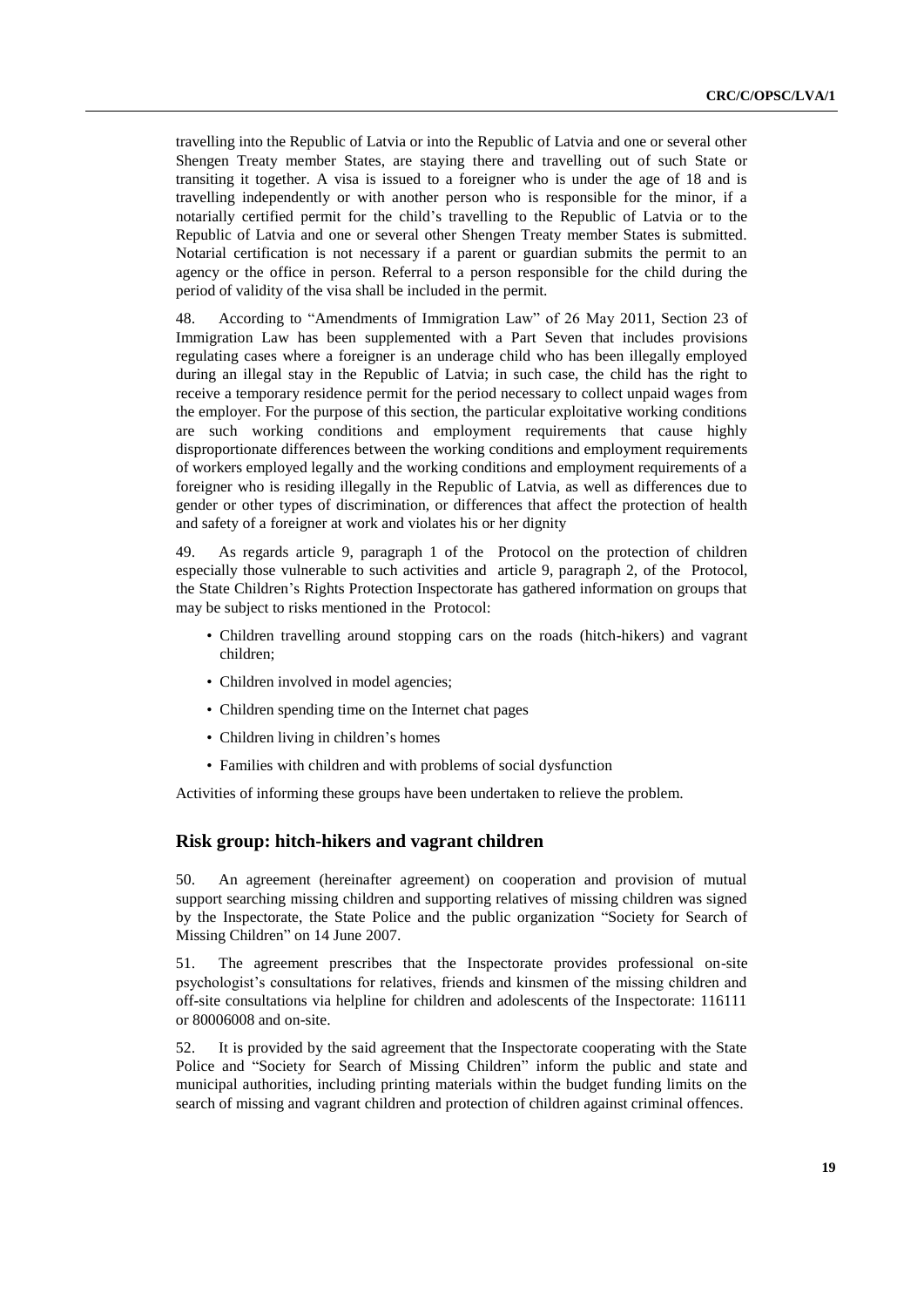travelling into the Republic of Latvia or into the Republic of Latvia and one or several other Shengen Treaty member States, are staying there and travelling out of such State or transiting it together. A visa is issued to a foreigner who is under the age of 18 and is travelling independently or with another person who is responsible for the minor, if a notarially certified permit for the child's travelling to the Republic of Latvia or to the Republic of Latvia and one or several other Shengen Treaty member States is submitted. Notarial certification is not necessary if a parent or guardian submits the permit to an agency or the office in person. Referral to a person responsible for the child during the period of validity of the visa shall be included in the permit.

48. According to "Amendments of Immigration Law" of 26 May 2011, Section 23 of Immigration Law has been supplemented with a Part Seven that includes provisions regulating cases where a foreigner is an underage child who has been illegally employed during an illegal stay in the Republic of Latvia; in such case, the child has the right to receive a temporary residence permit for the period necessary to collect unpaid wages from the employer. For the purpose of this section, the particular exploitative working conditions are such working conditions and employment requirements that cause highly disproportionate differences between the working conditions and employment requirements of workers employed legally and the working conditions and employment requirements of a foreigner who is residing illegally in the Republic of Latvia, as well as differences due to gender or other types of discrimination, or differences that affect the protection of health and safety of a foreigner at work and violates his or her dignity

49. As regards article 9, paragraph 1 of the Protocol on the protection of children especially those vulnerable to such activities and article 9, paragraph 2, of the Protocol, the State Children's Rights Protection Inspectorate has gathered information on groups that may be subject to risks mentioned in the Protocol:

- Children travelling around stopping cars on the roads (hitch-hikers) and vagrant children;
- Children involved in model agencies;
- Children spending time on the Internet chat pages
- Children living in children's homes
- Families with children and with problems of social dysfunction

Activities of informing these groups have been undertaken to relieve the problem.

## Risk group: hitch-hikers and vagrant children

50. An agreement (hereinafter agreement) on cooperation and provision of mutual support searching missing children and supporting relatives of missing children was signed by the Inspectorate, the State Police and the public organization "Society for Search of Missing Children" on 14 June 2007.

51. The agreement prescribes that the Inspectorate provides professional on-site psychologist's consultations for relatives, friends and kinsmen of the missing children and off-site consultations via helpline for children and adolescents of the Inspectorate: 116111 or 80006008 and on-site.

52. It is provided by the said agreement that the Inspectorate cooperating with the State Police and "Society for Search of Missing Children" inform the public and state and municipal authorities, including printing materials within the budget funding limits on the search of missing and vagrant children and protection of children against criminal offences.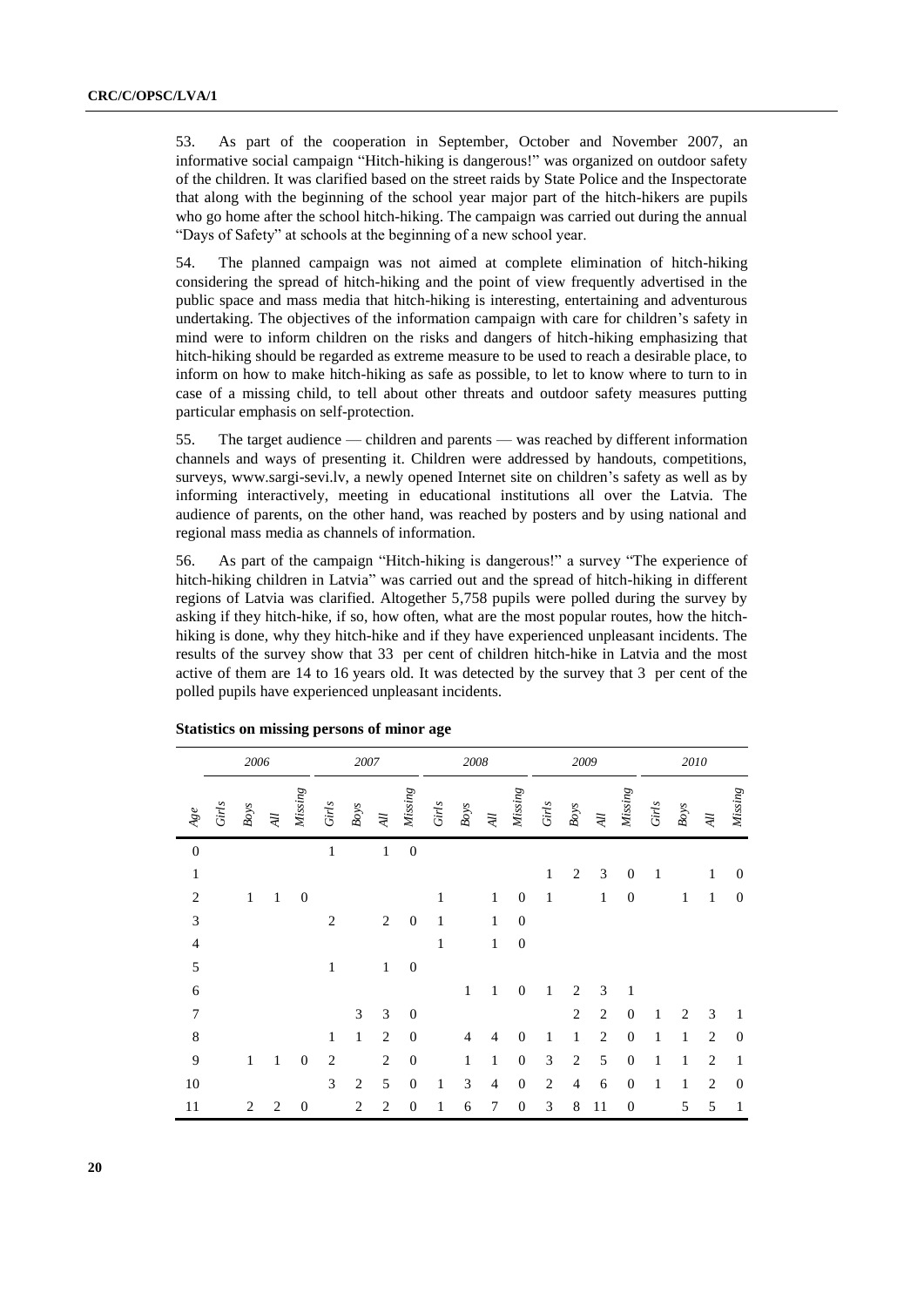53. As part of the cooperation in September, October and November 2007, an informative social campaign "Hitch-hiking is dangerous!" was organized on outdoor safety of the children. It was clarified based on the street raids by State Police and the Inspectorate that along with the beginning of the school year major part of the hitch-hikers are pupils who go home after the school hitch-hiking. The campaign was carried out during the annual "Days of Safety" at schools at the beginning of a new school year.

54. The planned campaign was not aimed at complete elimination of hitch-hiking considering the spread of hitch-hiking and the point of view frequently advertised in the public space and mass media that hitch-hiking is interesting, entertaining and adventurous undertaking. The objectives of the information campaign with care for children's safety in mind were to inform children on the risks and dangers of hitch-hiking emphasizing that hitch-hiking should be regarded as extreme measure to be used to reach a desirable place, to inform on how to make hitch-hiking as safe as possible, to let to know where to turn to in case of a missing child, to tell about other threats and outdoor safety measures putting particular emphasis on self-protection.

55. The target audience — children and parents — was reached by different information channels and ways of presenting it. Children were addressed by handouts, competitions, surveys, www.sargi-sevi.lv, a newly opened Internet site on children's safety as well as by informing interactively, meeting in educational institutions all over the Latvia. The audience of parents, on the other hand, was reached by posters and by using national and regional mass media as channels of information.

56. As part of the campaign "Hitch-hiking is dangerous!" a survey "The experience of hitch-hiking children in Latvia" was carried out and the spread of hitch-hiking in different regions of Latvia was clarified. Altogether 5,758 pupils were polled during the survey by asking if they hitch-hike, if so, how often, what are the most popular routes, how the hitch-hiking is done, why they hitch-hike and if they have experienced unpleasant incidents. The results of the survey show that 33 per cent of children hitch-hike in Latvia and the most active of them are 14 to 16 years old. It was detected by the survey that 3 per cent of the polled pupils have experienced unpleasant incidents.

**Statistics on missing persons of minor age**

| | *2006* | | | | *2007* | | | | *2008* | | | | *2009* | | | | *2010* | | | |
|---|---|---|---|---|---|---|---|---|---|---|---|---|---|---|---|---|---|---|---|---|
| *Age* | *Girls* | *Boys* | *All* | *Missing* | *Girls* | *Boys* | *All* | *Missing* | *Girls* | *Boys* | *All* | *Missing* | *Girls* | *Boys* | *All* | *Missing* | *Girls* | *Boys* | *All* | *Missing* |
| 0 | | | | | 1 | | 1 | 0 | | | | | | | | | | | | |
| 1 | | | | | | | | | | | | | 1 | 2 | 3 | 0 | 1 | | 1 | 0 |
| 2 | | 1 | 1 | 0 | | | | | 1 | | 1 | 0 | 1 | | 1 | 0 | | 1 | 1 | 0 |
| 3 | | | | | 2 | | 2 | 0 | 1 | | 1 | 0 | | | | | | | | |
| 4 | | | | | | | | | 1 | | 1 | 0 | | | | | | | | |
| 5 | | | | | 1 | | 1 | 0 | | | | | | | | | | | | |
| 6 | | | | | | | | | | 1 | 1 | 0 | 1 | 2 | 3 | 1 | | | | |
| 7 | | | | | | 3 | 3 | 0 | | | | | | 2 | 2 | 0 | 1 | 2 | 3 | 1 |
| 8 | | | | | 1 | 1 | 2 | 0 | | 4 | 4 | 0 | 1 | 1 | 2 | 0 | 1 | 1 | 2 | 0 |
| 9 | | 1 | 1 | 0 | 2 | | 2 | 0 | | 1 | 1 | 0 | 3 | 2 | 5 | 0 | 1 | 1 | 2 | 1 |
| 10 | | | | | 3 | 2 | 5 | 0 | 1 | 3 | 4 | 0 | 2 | 4 | 6 | 0 | 1 | 1 | 2 | 0 |
| 11 | | 2 | 2 | 0 | | 2 | 2 | 0 | 1 | 6 | 7 | 0 | 3 | 8 | 11 | 0 | | 5 | 5 | 1 |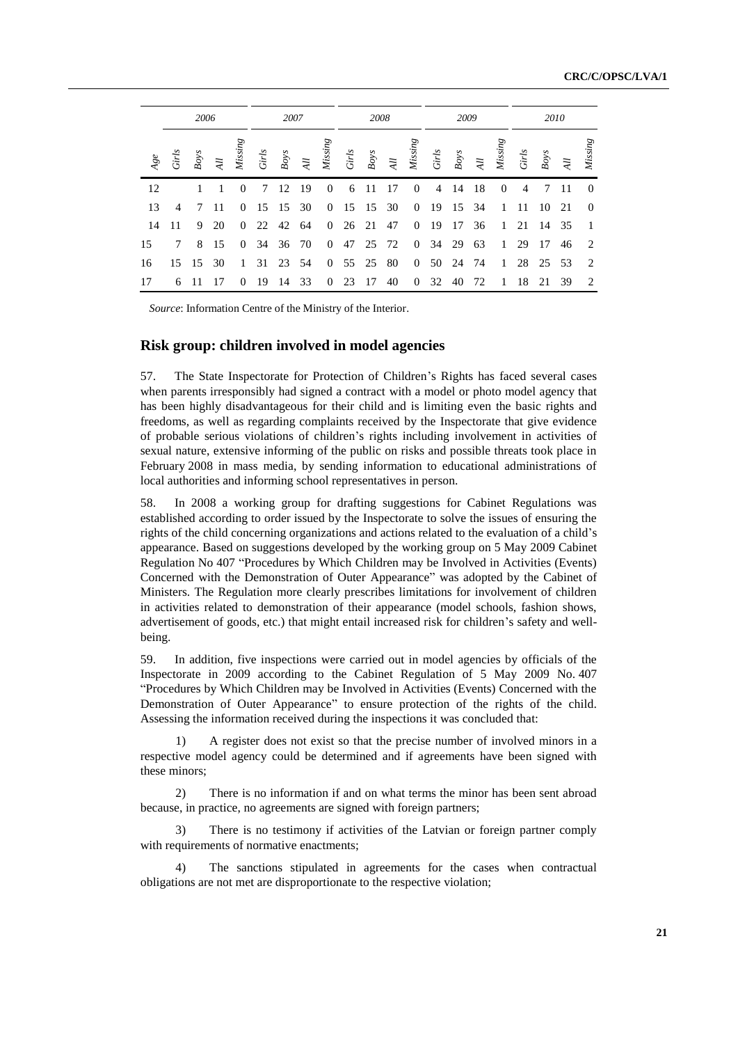| Age | 2006 | | | | 2007 | | | | 2008 | | | | 2009 | | | | 2010 | | | |
|---|---|---|---|---|---|---|---|---|---|---|---|---|---|---|---|---|---|---|---|---|
| | *Girls* | *Boys* | *All* | *Missing* | *Girls* | *Boys* | *All* | *Missing* | *Girls* | *Boys* | *All* | *Missing* | *Girls* | *Boys* | *All* | *Missing* | *Girls* | *Boys* | *All* | *Missing* |
| 12 | | 1 | 1 | 0 | 7 | 12 | 19 | 0 | 6 | 11 | 17 | 0 | 4 | 14 | 18 | 0 | 4 | 7 | 11 | 0 |
| 13 | 4 | 7 | 11 | 0 | 15 | 15 | 30 | 0 | 15 | 15 | 30 | 0 | 19 | 15 | 34 | 1 | 11 | 10 | 21 | 0 |
| 14 | 11 | 9 | 20 | 0 | 22 | 42 | 64 | 0 | 26 | 21 | 47 | 0 | 19 | 17 | 36 | 1 | 21 | 14 | 35 | 1 |
| 15 | 7 | 8 | 15 | 0 | 34 | 36 | 70 | 0 | 47 | 25 | 72 | 0 | 34 | 29 | 63 | 1 | 29 | 17 | 46 | 2 |
| 16 | 15 | 15 | 30 | 1 | 31 | 23 | 54 | 0 | 55 | 25 | 80 | 0 | 50 | 24 | 74 | 1 | 28 | 25 | 53 | 2 |
| 17 | 6 | 11 | 17 | 0 | 19 | 14 | 33 | 0 | 23 | 17 | 40 | 0 | 32 | 40 | 72 | 1 | 18 | 21 | 39 | 2 |

*Source*: Information Centre of the Ministry of the Interior.

## Risk group: children involved in model agencies

57. The State Inspectorate for Protection of Children's Rights has faced several cases when parents irresponsibly had signed a contract with a model or photo model agency that has been highly disadvantageous for their child and is limiting even the basic rights and freedoms, as well as regarding complaints received by the Inspectorate that give evidence of probable serious violations of children's rights including involvement in activities of sexual nature, extensive informing of the public on risks and possible threats took place in February 2008 in mass media, by sending information to educational administrations of local authorities and informing school representatives in person.

58. In 2008 a working group for drafting suggestions for Cabinet Regulations was established according to order issued by the Inspectorate to solve the issues of ensuring the rights of the child concerning organizations and actions related to the evaluation of a child's appearance. Based on suggestions developed by the working group on 5 May 2009 Cabinet Regulation No 407 "Procedures by Which Children may be Involved in Activities (Events) Concerned with the Demonstration of Outer Appearance" was adopted by the Cabinet of Ministers. The Regulation more clearly prescribes limitations for involvement of children in activities related to demonstration of their appearance (model schools, fashion shows, advertisement of goods, etc.) that might entail increased risk for children's safety and well-being.

59. In addition, five inspections were carried out in model agencies by officials of the Inspectorate in 2009 according to the Cabinet Regulation of 5 May 2009 No. 407 "Procedures by Which Children may be Involved in Activities (Events) Concerned with the Demonstration of Outer Appearance" to ensure protection of the rights of the child. Assessing the information received during the inspections it was concluded that:

1) A register does not exist so that the precise number of involved minors in a respective model agency could be determined and if agreements have been signed with these minors;

2) There is no information if and on what terms the minor has been sent abroad because, in practice, no agreements are signed with foreign partners;

3) There is no testimony if activities of the Latvian or foreign partner comply with requirements of normative enactments;

4) The sanctions stipulated in agreements for the cases when contractual obligations are not met are disproportionate to the respective violation;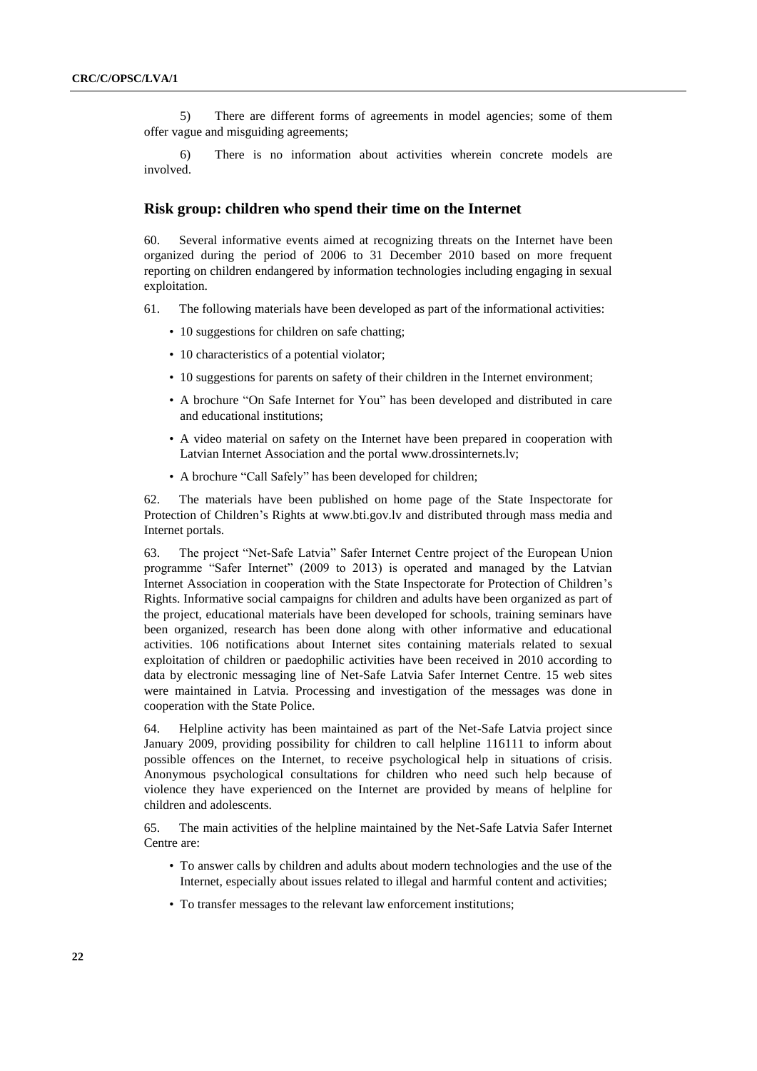5) There are different forms of agreements in model agencies; some of them offer vague and misguiding agreements;

6) There is no information about activities wherein concrete models are involved.

### Risk group: children who spend their time on the Internet

60. Several informative events aimed at recognizing threats on the Internet have been organized during the period of 2006 to 31 December 2010 based on more frequent reporting on children endangered by information technologies including engaging in sexual exploitation.

61. The following materials have been developed as part of the informational activities:

- 10 suggestions for children on safe chatting;
- 10 characteristics of a potential violator;
- 10 suggestions for parents on safety of their children in the Internet environment;
- A brochure "On Safe Internet for You" has been developed and distributed in care and educational institutions;
- A video material on safety on the Internet have been prepared in cooperation with Latvian Internet Association and the portal www.drossinternets.lv;
- A brochure "Call Safely" has been developed for children;

62. The materials have been published on home page of the State Inspectorate for Protection of Children's Rights at www.bti.gov.lv and distributed through mass media and Internet portals.

63. The project "Net-Safe Latvia" Safer Internet Centre project of the European Union programme "Safer Internet" (2009 to 2013) is operated and managed by the Latvian Internet Association in cooperation with the State Inspectorate for Protection of Children's Rights. Informative social campaigns for children and adults have been organized as part of the project, educational materials have been developed for schools, training seminars have been organized, research has been done along with other informative and educational activities. 106 notifications about Internet sites containing materials related to sexual exploitation of children or paedophilic activities have been received in 2010 according to data by electronic messaging line of Net-Safe Latvia Safer Internet Centre. 15 web sites were maintained in Latvia. Processing and investigation of the messages was done in cooperation with the State Police.

64. Helpline activity has been maintained as part of the Net-Safe Latvia project since January 2009, providing possibility for children to call helpline 116111 to inform about possible offences on the Internet, to receive psychological help in situations of crisis. Anonymous psychological consultations for children who need such help because of violence they have experienced on the Internet are provided by means of helpline for children and adolescents.

65. The main activities of the helpline maintained by the Net-Safe Latvia Safer Internet Centre are:

- To answer calls by children and adults about modern technologies and the use of the Internet, especially about issues related to illegal and harmful content and activities;
- To transfer messages to the relevant law enforcement institutions;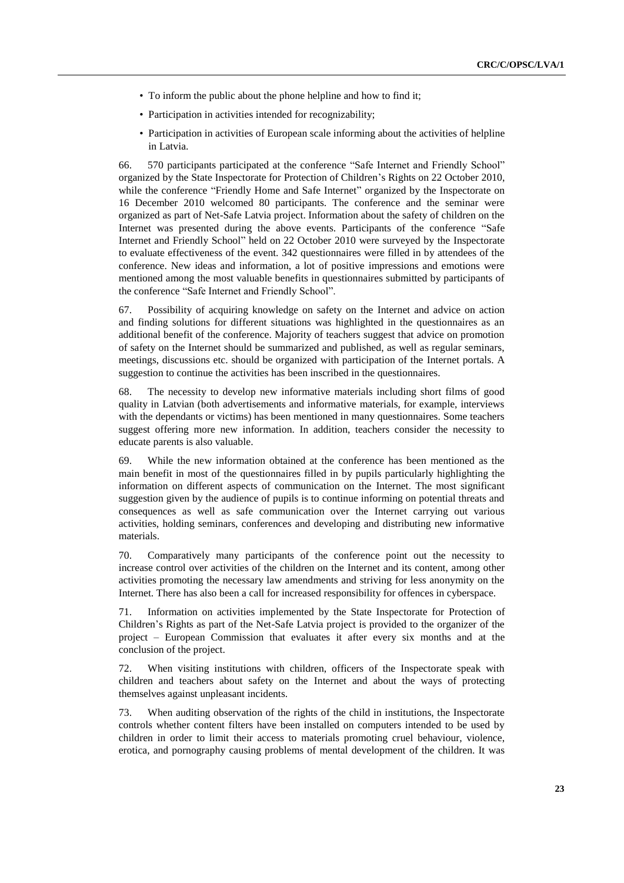- To inform the public about the phone helpline and how to find it;
- Participation in activities intended for recognizability;
- Participation in activities of European scale informing about the activities of helpline in Latvia.

66. 570 participants participated at the conference "Safe Internet and Friendly School" organized by the State Inspectorate for Protection of Children's Rights on 22 October 2010, while the conference "Friendly Home and Safe Internet" organized by the Inspectorate on 16 December 2010 welcomed 80 participants. The conference and the seminar were organized as part of Net-Safe Latvia project. Information about the safety of children on the Internet was presented during the above events. Participants of the conference "Safe Internet and Friendly School" held on 22 October 2010 were surveyed by the Inspectorate to evaluate effectiveness of the event. 342 questionnaires were filled in by attendees of the conference. New ideas and information, a lot of positive impressions and emotions were mentioned among the most valuable benefits in questionnaires submitted by participants of the conference "Safe Internet and Friendly School".

67. Possibility of acquiring knowledge on safety on the Internet and advice on action and finding solutions for different situations was highlighted in the questionnaires as an additional benefit of the conference. Majority of teachers suggest that advice on promotion of safety on the Internet should be summarized and published, as well as regular seminars, meetings, discussions etc. should be organized with participation of the Internet portals. A suggestion to continue the activities has been inscribed in the questionnaires.

68. The necessity to develop new informative materials including short films of good quality in Latvian (both advertisements and informative materials, for example, interviews with the dependants or victims) has been mentioned in many questionnaires. Some teachers suggest offering more new information. In addition, teachers consider the necessity to educate parents is also valuable.

69. While the new information obtained at the conference has been mentioned as the main benefit in most of the questionnaires filled in by pupils particularly highlighting the information on different aspects of communication on the Internet. The most significant suggestion given by the audience of pupils is to continue informing on potential threats and consequences as well as safe communication over the Internet carrying out various activities, holding seminars, conferences and developing and distributing new informative materials.

70. Comparatively many participants of the conference point out the necessity to increase control over activities of the children on the Internet and its content, among other activities promoting the necessary law amendments and striving for less anonymity on the Internet. There has also been a call for increased responsibility for offences in cyberspace.

71. Information on activities implemented by the State Inspectorate for Protection of Children's Rights as part of the Net-Safe Latvia project is provided to the organizer of the project – European Commission that evaluates it after every six months and at the conclusion of the project.

72. When visiting institutions with children, officers of the Inspectorate speak with children and teachers about safety on the Internet and about the ways of protecting themselves against unpleasant incidents.

73. When auditing observation of the rights of the child in institutions, the Inspectorate controls whether content filters have been installed on computers intended to be used by children in order to limit their access to materials promoting cruel behaviour, violence, erotica, and pornography causing problems of mental development of the children. It was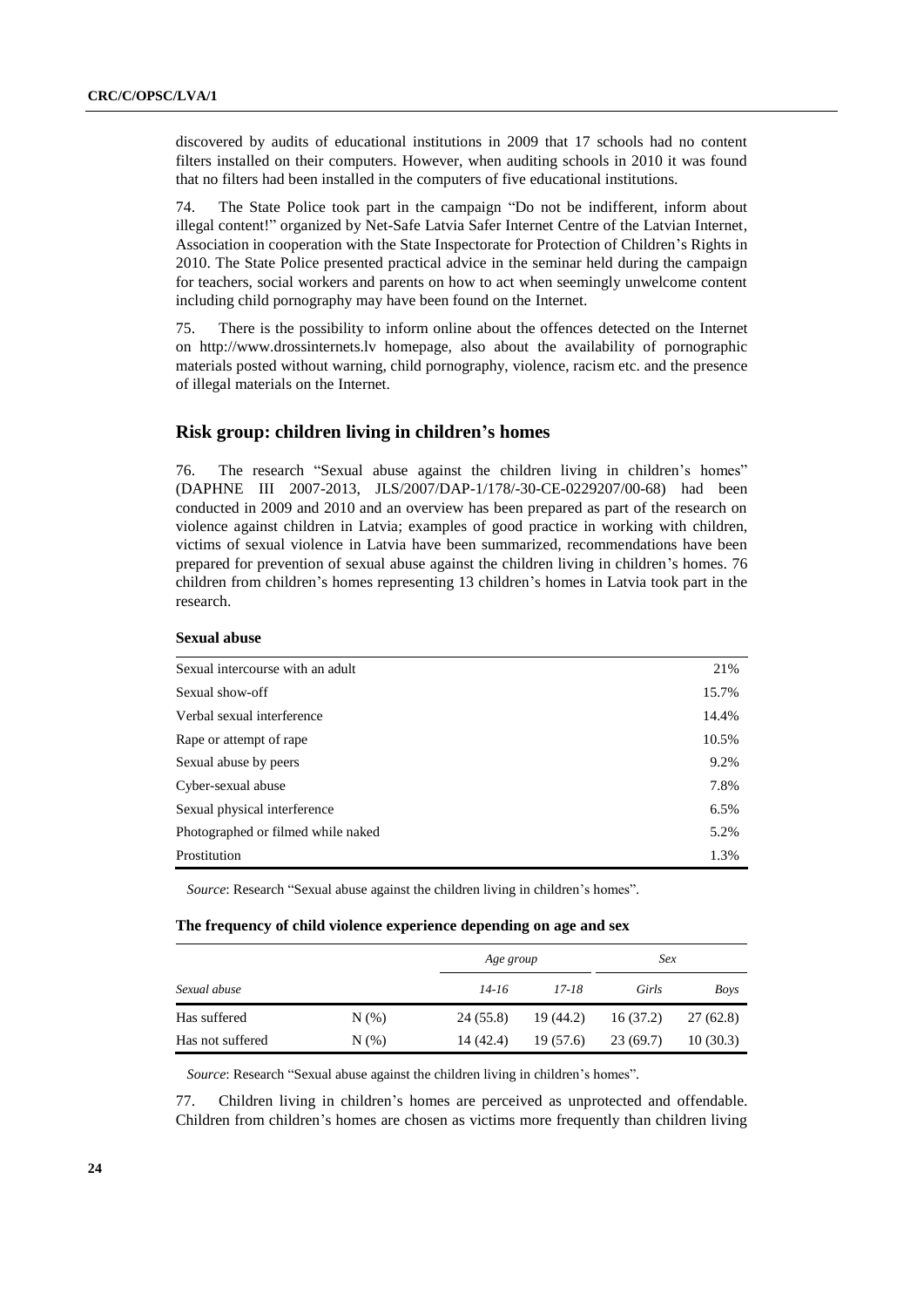discovered by audits of educational institutions in 2009 that 17 schools had no content filters installed on their computers. However, when auditing schools in 2010 it was found that no filters had been installed in the computers of five educational institutions.

74. The State Police took part in the campaign "Do not be indifferent, inform about illegal content!" organized by Net-Safe Latvia Safer Internet Centre of the Latvian Internet, Association in cooperation with the State Inspectorate for Protection of Children's Rights in 2010. The State Police presented practical advice in the seminar held during the campaign for teachers, social workers and parents on how to act when seemingly unwelcome content including child pornography may have been found on the Internet.

75. There is the possibility to inform online about the offences detected on the Internet on http://www.drossinternets.lv homepage, also about the availability of pornographic materials posted without warning, child pornography, violence, racism etc. and the presence of illegal materials on the Internet.

## Risk group: children living in children's homes

76. The research "Sexual abuse against the children living in children's homes" (DAPHNE III 2007-2013, JLS/2007/DAP-1/178/-30-CE-0229207/00-68) had been conducted in 2009 and 2010 and an overview has been prepared as part of the research on violence against children in Latvia; examples of good practice in working with children, victims of sexual violence in Latvia have been summarized, recommendations have been prepared for prevention of sexual abuse against the children living in children's homes. 76 children from children's homes representing 13 children's homes in Latvia took part in the research.

**Sexual abuse**

| | |
|---|---|
| Sexual intercourse with an adult | 21% |
| Sexual show-off | 15.7% |
| Verbal sexual interference | 14.4% |
| Rape or attempt of rape | 10.5% |
| Sexual abuse by peers | 9.2% |
| Cyber-sexual abuse | 7.8% |
| Sexual physical interference | 6.5% |
| Photographed or filmed while naked | 5.2% |
| Prostitution | 1.3% |

*Source*: Research "Sexual abuse against the children living in children's homes".

**The frequency of child violence experience depending on age and sex**

| | | *Age group* | | *Sex* | |
|---|---|---|---|---|---|
| *Sexual abuse* | | *14-16* | *17-18* | *Girls* | *Boys* |
| Has suffered | N (%) | 24 (55.8) | 19 (44.2) | 16 (37.2) | 27 (62.8) |
| Has not suffered | N (%) | 14 (42.4) | 19 (57.6) | 23 (69.7) | 10 (30.3) |

*Source*: Research "Sexual abuse against the children living in children's homes".

77. Children living in children's homes are perceived as unprotected and offendable. Children from children's homes are chosen as victims more frequently than children living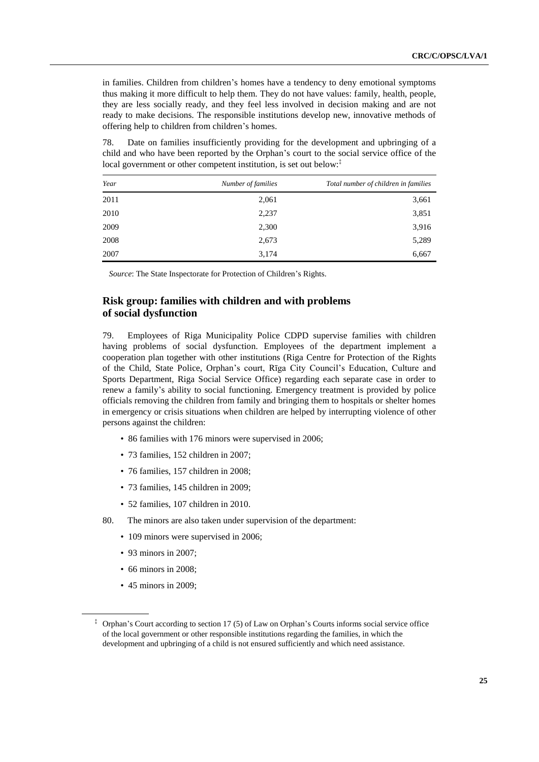in families. Children from children's homes have a tendency to deny emotional symptoms thus making it more difficult to help them. They do not have values: family, health, people, they are less socially ready, and they feel less involved in decision making and are not ready to make decisions. The responsible institutions develop new, innovative methods of offering help to children from children's homes.

78. Date on families insufficiently providing for the development and upbringing of a child and who have been reported by the Orphan's court to the social service office of the local government or other competent institution, is set out below:[‡]

| *Year* | *Number of families* | *Total number of children in families* |
|---|---|---|
| 2011 | 2,061 | 3,661 |
| 2010 | 2,237 | 3,851 |
| 2009 | 2,300 | 3,916 |
| 2008 | 2,673 | 5,289 |
| 2007 | 3,174 | 6,667 |

*Source*: The State Inspectorate for Protection of Children's Rights.

## Risk group: families with children and with problems of social dysfunction

79. Employees of Riga Municipality Police CDPD supervise families with children having problems of social dysfunction. Employees of the department implement a cooperation plan together with other institutions (Riga Centre for Protection of the Rights of the Child, State Police, Orphan's court, Rīga City Council's Education, Culture and Sports Department, Riga Social Service Office) regarding each separate case in order to renew a family's ability to social functioning. Emergency treatment is provided by police officials removing the children from family and bringing them to hospitals or shelter homes in emergency or crisis situations when children are helped by interrupting violence of other persons against the children:

- 86 families with 176 minors were supervised in 2006;
- 73 families, 152 children in 2007;
- 76 families, 157 children in 2008;
- 73 families, 145 children in 2009;
- 52 families, 107 children in 2010.

80. The minors are also taken under supervision of the department:

- 109 minors were supervised in 2006;
- 93 minors in 2007;
- 66 minors in 2008;
- 45 minors in 2009;

[‡] Orphan's Court according to section 17 (5) of Law on Orphan's Courts informs social service office of the local government or other responsible institutions regarding the families, in which the development and upbringing of a child is not ensured sufficiently and which need assistance.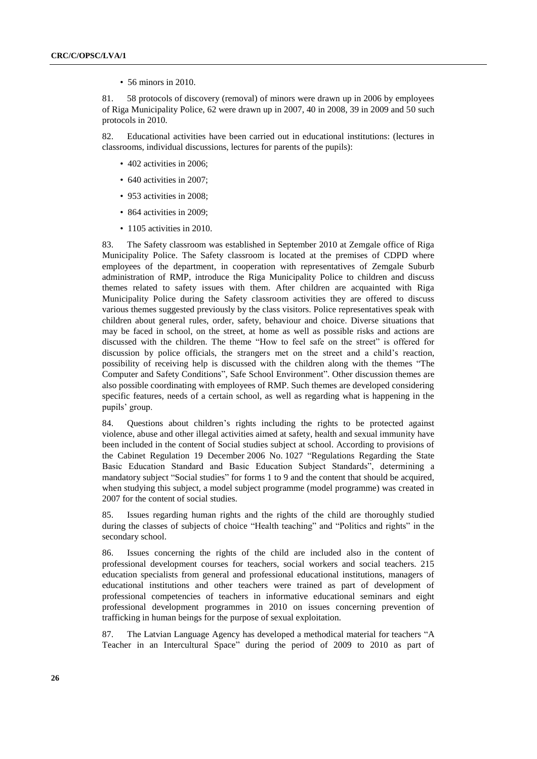- 56 minors in 2010.

81. 58 protocols of discovery (removal) of minors were drawn up in 2006 by employees of Riga Municipality Police, 62 were drawn up in 2007, 40 in 2008, 39 in 2009 and 50 such protocols in 2010.

82. Educational activities have been carried out in educational institutions: (lectures in classrooms, individual discussions, lectures for parents of the pupils):

- 402 activities in 2006;
- 640 activities in 2007;
- 953 activities in 2008;
- 864 activities in 2009;
- 1105 activities in 2010.

83. The Safety classroom was established in September 2010 at Zemgale office of Riga Municipality Police. The Safety classroom is located at the premises of CDPD where employees of the department, in cooperation with representatives of Zemgale Suburb administration of RMP, introduce the Riga Municipality Police to children and discuss themes related to safety issues with them. After children are acquainted with Riga Municipality Police during the Safety classroom activities they are offered to discuss various themes suggested previously by the class visitors. Police representatives speak with children about general rules, order, safety, behaviour and choice. Diverse situations that may be faced in school, on the street, at home as well as possible risks and actions are discussed with the children. The theme "How to feel safe on the street" is offered for discussion by police officials, the strangers met on the street and a child's reaction, possibility of receiving help is discussed with the children along with the themes "The Computer and Safety Conditions", Safe School Environment". Other discussion themes are also possible coordinating with employees of RMP. Such themes are developed considering specific features, needs of a certain school, as well as regarding what is happening in the pupils' group.

84. Questions about children's rights including the rights to be protected against violence, abuse and other illegal activities aimed at safety, health and sexual immunity have been included in the content of Social studies subject at school. According to provisions of the Cabinet Regulation 19 December 2006 No. 1027 "Regulations Regarding the State Basic Education Standard and Basic Education Subject Standards", determining a mandatory subject "Social studies" for forms 1 to 9 and the content that should be acquired, when studying this subject, a model subject programme (model programme) was created in 2007 for the content of social studies.

85. Issues regarding human rights and the rights of the child are thoroughly studied during the classes of subjects of choice "Health teaching" and "Politics and rights" in the secondary school.

86. Issues concerning the rights of the child are included also in the content of professional development courses for teachers, social workers and social teachers. 215 education specialists from general and professional educational institutions, managers of educational institutions and other teachers were trained as part of development of professional competencies of teachers in informative educational seminars and eight professional development programmes in 2010 on issues concerning prevention of trafficking in human beings for the purpose of sexual exploitation.

87. The Latvian Language Agency has developed a methodical material for teachers "A Teacher in an Intercultural Space" during the period of 2009 to 2010 as part of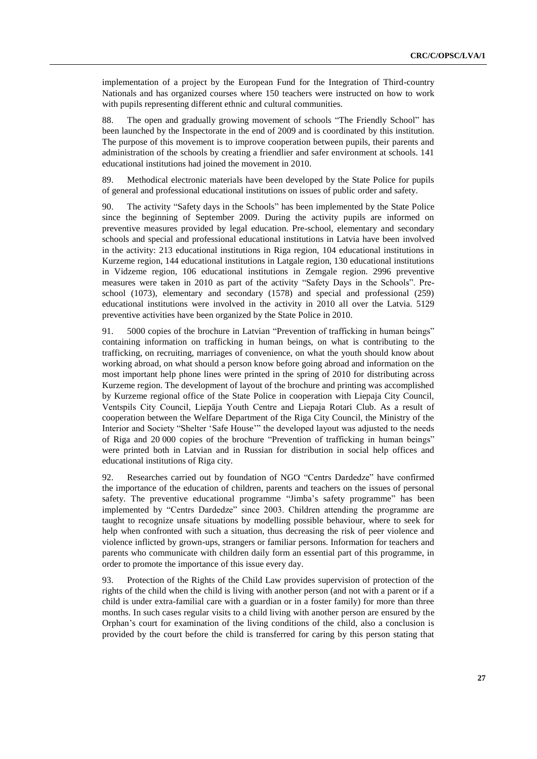implementation of a project by the European Fund for the Integration of Third-country Nationals and has organized courses where 150 teachers were instructed on how to work with pupils representing different ethnic and cultural communities.

88. The open and gradually growing movement of schools "The Friendly School" has been launched by the Inspectorate in the end of 2009 and is coordinated by this institution. The purpose of this movement is to improve cooperation between pupils, their parents and administration of the schools by creating a friendlier and safer environment at schools. 141 educational institutions had joined the movement in 2010.

89. Methodical electronic materials have been developed by the State Police for pupils of general and professional educational institutions on issues of public order and safety.

90. The activity "Safety days in the Schools" has been implemented by the State Police since the beginning of September 2009. During the activity pupils are informed on preventive measures provided by legal education. Pre-school, elementary and secondary schools and special and professional educational institutions in Latvia have been involved in the activity: 213 educational institutions in Riga region, 104 educational institutions in Kurzeme region, 144 educational institutions in Latgale region, 130 educational institutions in Vidzeme region, 106 educational institutions in Zemgale region. 2996 preventive measures were taken in 2010 as part of the activity "Safety Days in the Schools". Pre-school (1073), elementary and secondary (1578) and special and professional (259) educational institutions were involved in the activity in 2010 all over the Latvia. 5129 preventive activities have been organized by the State Police in 2010.

91. 5000 copies of the brochure in Latvian "Prevention of trafficking in human beings" containing information on trafficking in human beings, on what is contributing to the trafficking, on recruiting, marriages of convenience, on what the youth should know about working abroad, on what should a person know before going abroad and information on the most important help phone lines were printed in the spring of 2010 for distributing across Kurzeme region. The development of layout of the brochure and printing was accomplished by Kurzeme regional office of the State Police in cooperation with Liepaja City Council, Ventspils City Council, Liepāja Youth Centre and Liepaja Rotari Club. As a result of cooperation between the Welfare Department of the Riga City Council, the Ministry of the Interior and Society "Shelter 'Safe House'" the developed layout was adjusted to the needs of Riga and 20 000 copies of the brochure "Prevention of trafficking in human beings" were printed both in Latvian and in Russian for distribution in social help offices and educational institutions of Riga city.

92. Researches carried out by foundation of NGO "Centrs Dardedze" have confirmed the importance of the education of children, parents and teachers on the issues of personal safety. The preventive educational programme "Jimba's safety programme" has been implemented by "Centrs Dardedze" since 2003. Children attending the programme are taught to recognize unsafe situations by modelling possible behaviour, where to seek for help when confronted with such a situation, thus decreasing the risk of peer violence and violence inflicted by grown-ups, strangers or familiar persons. Information for teachers and parents who communicate with children daily form an essential part of this programme, in order to promote the importance of this issue every day.

93. Protection of the Rights of the Child Law provides supervision of protection of the rights of the child when the child is living with another person (and not with a parent or if a child is under extra-familial care with a guardian or in a foster family) for more than three months. In such cases regular visits to a child living with another person are ensured by the Orphan's court for examination of the living conditions of the child, also a conclusion is provided by the court before the child is transferred for caring by this person stating that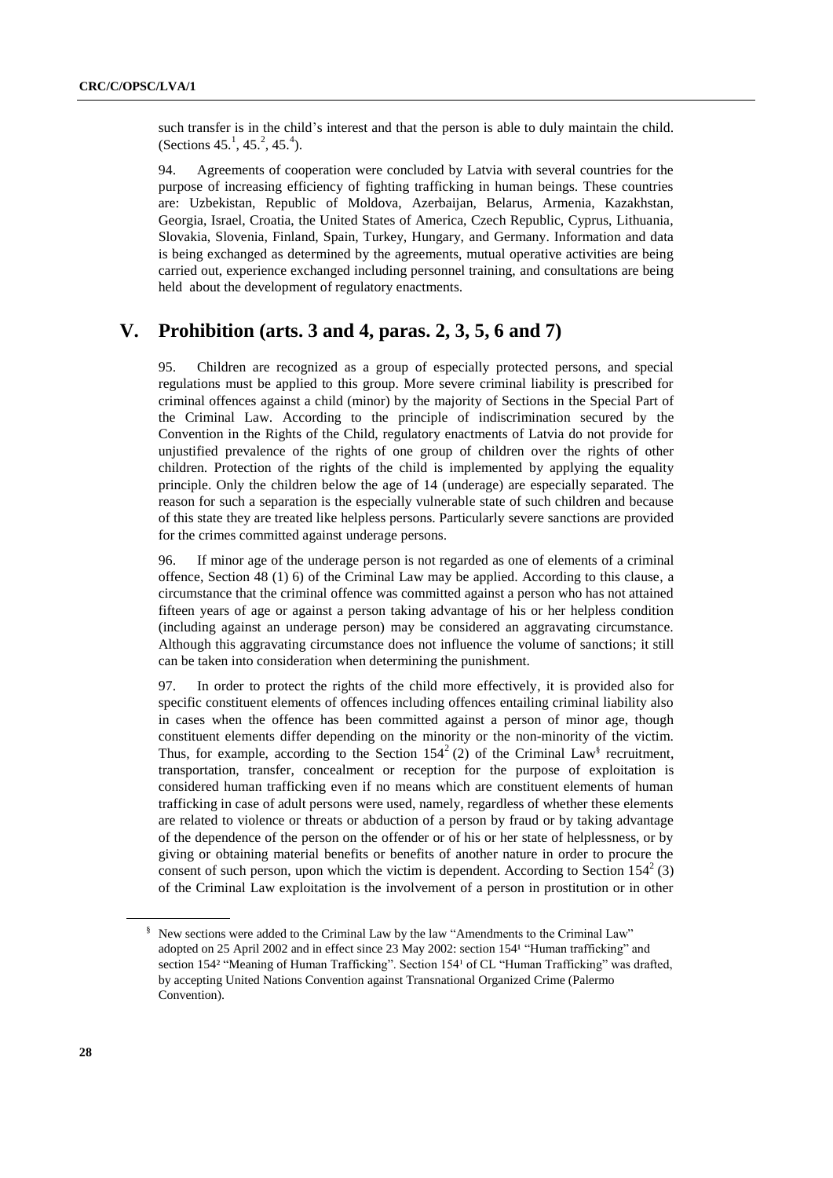such transfer is in the child's interest and that the person is able to duly maintain the child. (Sections 45.[1], 45.[2], 45.[4]).

94. Agreements of cooperation were concluded by Latvia with several countries for the purpose of increasing efficiency of fighting trafficking in human beings. These countries are: Uzbekistan, Republic of Moldova, Azerbaijan, Belarus, Armenia, Kazakhstan, Georgia, Israel, Croatia, the United States of America, Czech Republic, Cyprus, Lithuania, Slovakia, Slovenia, Finland, Spain, Turkey, Hungary, and Germany. Information and data is being exchanged as determined by the agreements, mutual operative activities are being carried out, experience exchanged including personnel training, and consultations are being held about the development of regulatory enactments.

# V. Prohibition (arts. 3 and 4, paras. 2, 3, 5, 6 and 7)

95. Children are recognized as a group of especially protected persons, and special regulations must be applied to this group. More severe criminal liability is prescribed for criminal offences against a child (minor) by the majority of Sections in the Special Part of the Criminal Law. According to the principle of indiscrimination secured by the Convention in the Rights of the Child, regulatory enactments of Latvia do not provide for unjustified prevalence of the rights of one group of children over the rights of other children. Protection of the rights of the child is implemented by applying the equality principle. Only the children below the age of 14 (underage) are especially separated. The reason for such a separation is the especially vulnerable state of such children and because of this state they are treated like helpless persons. Particularly severe sanctions are provided for the crimes committed against underage persons.

96. If minor age of the underage person is not regarded as one of elements of a criminal offence, Section 48 (1) 6) of the Criminal Law may be applied. According to this clause, a circumstance that the criminal offence was committed against a person who has not attained fifteen years of age or against a person taking advantage of his or her helpless condition (including against an underage person) may be considered an aggravating circumstance. Although this aggravating circumstance does not influence the volume of sanctions; it still can be taken into consideration when determining the punishment.

97. In order to protect the rights of the child more effectively, it is provided also for specific constituent elements of offences including offences entailing criminal liability also in cases when the offence has been committed against a person of minor age, though constituent elements differ depending on the minority or the non-minority of the victim. Thus, for example, according to the Section $154^2$ (2) of the Criminal Law[§] recruitment, transportation, transfer, concealment or reception for the purpose of exploitation is considered human trafficking even if no means which are constituent elements of human trafficking in case of adult persons were used, namely, regardless of whether these elements are related to violence or threats or abduction of a person by fraud or by taking advantage of the dependence of the person on the offender or of his or her state of helplessness, or by giving or obtaining material benefits or benefits of another nature in order to procure the consent of such person, upon which the victim is dependent. According to Section $154^2$ (3) of the Criminal Law exploitation is the involvement of a person in prostitution or in other

[§] New sections were added to the Criminal Law by the law "Amendments to the Criminal Law" adopted on 25 April 2002 and in effect since 23 May 2002: section $154^1$ "Human trafficking" and section $154^2$ "Meaning of Human Trafficking". Section $154^1$ of CL "Human Trafficking" was drafted, by accepting United Nations Convention against Transnational Organized Crime (Palermo Convention).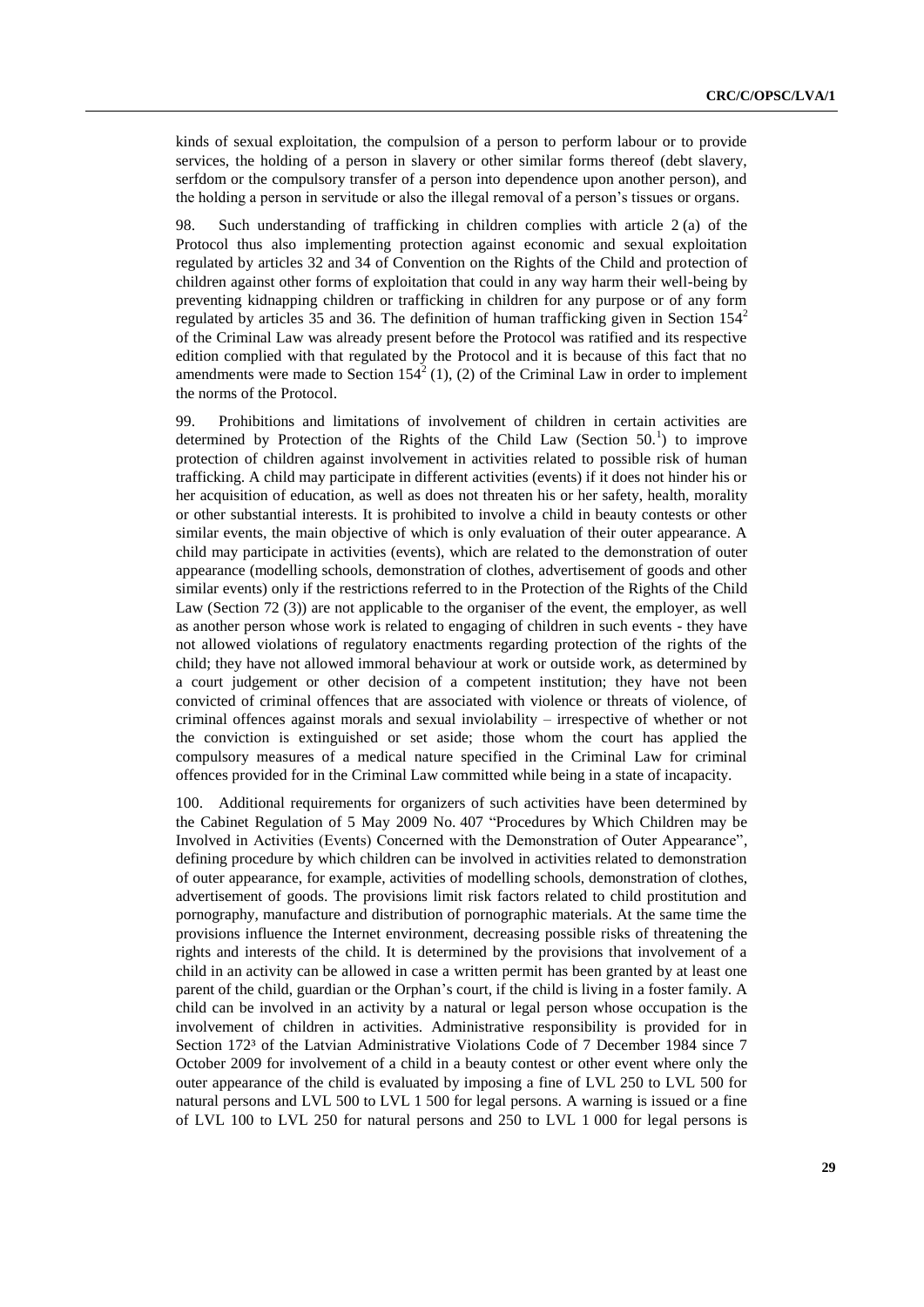kinds of sexual exploitation, the compulsion of a person to perform labour or to provide services, the holding of a person in slavery or other similar forms thereof (debt slavery, serfdom or the compulsory transfer of a person into dependence upon another person), and the holding a person in servitude or also the illegal removal of a person's tissues or organs.

98. Such understanding of trafficking in children complies with article 2 (a) of the Protocol thus also implementing protection against economic and sexual exploitation regulated by articles 32 and 34 of Convention on the Rights of the Child and protection of children against other forms of exploitation that could in any way harm their well-being by preventing kidnapping children or trafficking in children for any purpose or of any form regulated by articles 35 and 36. The definition of human trafficking given in Section $154^2$ of the Criminal Law was already present before the Protocol was ratified and its respective edition complied with that regulated by the Protocol and it is because of this fact that no amendments were made to Section $154^2$ (1), (2) of the Criminal Law in order to implement the norms of the Protocol.

99. Prohibitions and limitations of involvement of children in certain activities are determined by Protection of the Rights of the Child Law (Section 50.[1]) to improve protection of children against involvement in activities related to possible risk of human trafficking. A child may participate in different activities (events) if it does not hinder his or her acquisition of education, as well as does not threaten his or her safety, health, morality or other substantial interests. It is prohibited to involve a child in beauty contests or other similar events, the main objective of which is only evaluation of their outer appearance. A child may participate in activities (events), which are related to the demonstration of outer appearance (modelling schools, demonstration of clothes, advertisement of goods and other similar events) only if the restrictions referred to in the Protection of the Rights of the Child Law (Section 72 (3)) are not applicable to the organiser of the event, the employer, as well as another person whose work is related to engaging of children in such events - they have not allowed violations of regulatory enactments regarding protection of the rights of the child; they have not allowed immoral behaviour at work or outside work, as determined by a court judgement or other decision of a competent institution; they have not been convicted of criminal offences that are associated with violence or threats of violence, of criminal offences against morals and sexual inviolability – irrespective of whether or not the conviction is extinguished or set aside; those whom the court has applied the compulsory measures of a medical nature specified in the Criminal Law for criminal offences provided for in the Criminal Law committed while being in a state of incapacity.

100. Additional requirements for organizers of such activities have been determined by the Cabinet Regulation of 5 May 2009 No. 407 "Procedures by Which Children may be Involved in Activities (Events) Concerned with the Demonstration of Outer Appearance", defining procedure by which children can be involved in activities related to demonstration of outer appearance, for example, activities of modelling schools, demonstration of clothes, advertisement of goods. The provisions limit risk factors related to child prostitution and pornography, manufacture and distribution of pornographic materials. At the same time the provisions influence the Internet environment, decreasing possible risks of threatening the rights and interests of the child. It is determined by the provisions that involvement of a child in an activity can be allowed in case a written permit has been granted by at least one parent of the child, guardian or the Orphan's court, if the child is living in a foster family. A child can be involved in an activity by a natural or legal person whose occupation is the involvement of children in activities. Administrative responsibility is provided for in Section $172^3$ of the Latvian Administrative Violations Code of 7 December 1984 since 7 October 2009 for involvement of a child in a beauty contest or other event where only the outer appearance of the child is evaluated by imposing a fine of LVL 250 to LVL 500 for natural persons and LVL 500 to LVL 1 500 for legal persons. A warning is issued or a fine of LVL 100 to LVL 250 for natural persons and 250 to LVL 1 000 for legal persons is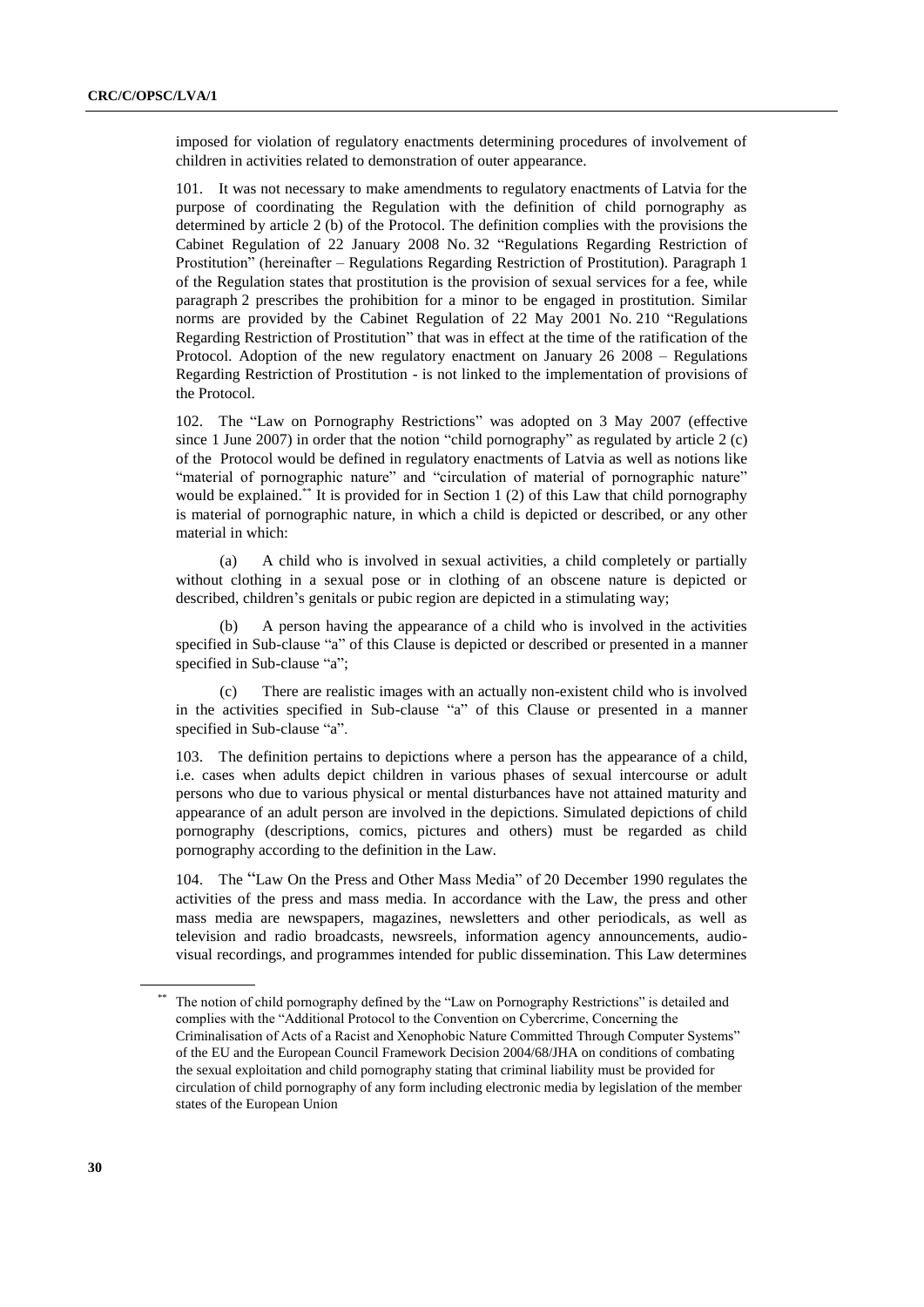imposed for violation of regulatory enactments determining procedures of involvement of children in activities related to demonstration of outer appearance.

101. It was not necessary to make amendments to regulatory enactments of Latvia for the purpose of coordinating the Regulation with the definition of child pornography as determined by article 2 (b) of the Protocol. The definition complies with the provisions the Cabinet Regulation of 22 January 2008 No. 32 "Regulations Regarding Restriction of Prostitution" (hereinafter – Regulations Regarding Restriction of Prostitution). Paragraph 1 of the Regulation states that prostitution is the provision of sexual services for a fee, while paragraph 2 prescribes the prohibition for a minor to be engaged in prostitution. Similar norms are provided by the Cabinet Regulation of 22 May 2001 No. 210 "Regulations Regarding Restriction of Prostitution" that was in effect at the time of the ratification of the Protocol. Adoption of the new regulatory enactment on January 26 2008 – Regulations Regarding Restriction of Prostitution - is not linked to the implementation of provisions of the Protocol.

102. The "Law on Pornography Restrictions" was adopted on 3 May 2007 (effective since 1 June 2007) in order that the notion "child pornography" as regulated by article 2 (c) of the Protocol would be defined in regulatory enactments of Latvia as well as notions like "material of pornographic nature" and "circulation of material of pornographic nature" would be explained.[**] It is provided for in Section 1 (2) of this Law that child pornography is material of pornographic nature, in which a child is depicted or described, or any other material in which:

(a) A child who is involved in sexual activities, a child completely or partially without clothing in a sexual pose or in clothing of an obscene nature is depicted or described, children's genitals or pubic region are depicted in a stimulating way;

(b) A person having the appearance of a child who is involved in the activities specified in Sub-clause "a" of this Clause is depicted or described or presented in a manner specified in Sub-clause "a";

(c) There are realistic images with an actually non-existent child who is involved in the activities specified in Sub-clause "a" of this Clause or presented in a manner specified in Sub-clause "a".

103. The definition pertains to depictions where a person has the appearance of a child, i.e. cases when adults depict children in various phases of sexual intercourse or adult persons who due to various physical or mental disturbances have not attained maturity and appearance of an adult person are involved in the depictions. Simulated depictions of child pornography (descriptions, comics, pictures and others) must be regarded as child pornography according to the definition in the Law.

104. The "Law On the Press and Other Mass Media" of 20 December 1990 regulates the activities of the press and mass media. In accordance with the Law, the press and other mass media are newspapers, magazines, newsletters and other periodicals, as well as television and radio broadcasts, newsreels, information agency announcements, audio-visual recordings, and programmes intended for public dissemination. This Law determines

---

[**] The notion of child pornography defined by the "Law on Pornography Restrictions" is detailed and complies with the "Additional Protocol to the Convention on Cybercrime, Concerning the Criminalisation of Acts of a Racist and Xenophobic Nature Committed Through Computer Systems" of the EU and the European Council Framework Decision 2004/68/JHA on conditions of combating the sexual exploitation and child pornography stating that criminal liability must be provided for circulation of child pornography of any form including electronic media by legislation of the member states of the European Union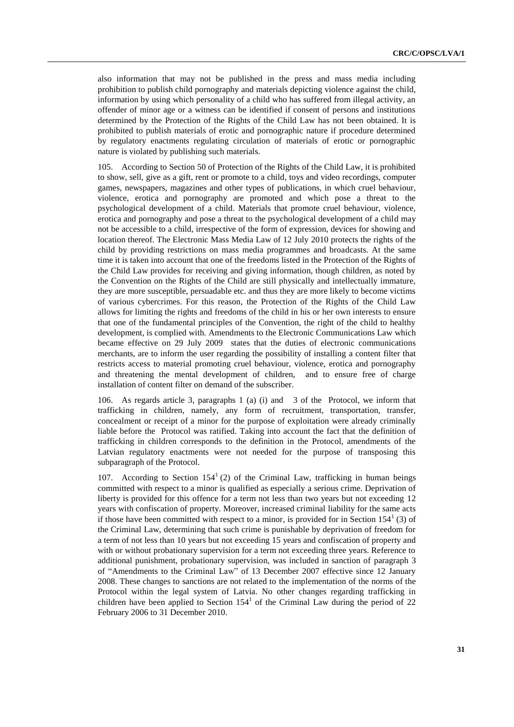also information that may not be published in the press and mass media including prohibition to publish child pornography and materials depicting violence against the child, information by using which personality of a child who has suffered from illegal activity, an offender of minor age or a witness can be identified if consent of persons and institutions determined by the Protection of the Rights of the Child Law has not been obtained. It is prohibited to publish materials of erotic and pornographic nature if procedure determined by regulatory enactments regulating circulation of materials of erotic or pornographic nature is violated by publishing such materials.

105. According to Section 50 of Protection of the Rights of the Child Law, it is prohibited to show, sell, give as a gift, rent or promote to a child, toys and video recordings, computer games, newspapers, magazines and other types of publications, in which cruel behaviour, violence, erotica and pornography are promoted and which pose a threat to the psychological development of a child. Materials that promote cruel behaviour, violence, erotica and pornography and pose a threat to the psychological development of a child may not be accessible to a child, irrespective of the form of expression, devices for showing and location thereof. The Electronic Mass Media Law of 12 July 2010 protects the rights of the child by providing restrictions on mass media programmes and broadcasts. At the same time it is taken into account that one of the freedoms listed in the Protection of the Rights of the Child Law provides for receiving and giving information, though children, as noted by the Convention on the Rights of the Child are still physically and intellectually immature, they are more susceptible, persuadable etc. and thus they are more likely to become victims of various cybercrimes. For this reason, the Protection of the Rights of the Child Law allows for limiting the rights and freedoms of the child in his or her own interests to ensure that one of the fundamental principles of the Convention, the right of the child to healthy development, is complied with. Amendments to the Electronic Communications Law which became effective on 29 July 2009 states that the duties of electronic communications merchants, are to inform the user regarding the possibility of installing a content filter that restricts access to material promoting cruel behaviour, violence, erotica and pornography and threatening the mental development of children, and to ensure free of charge installation of content filter on demand of the subscriber.

106. As regards article 3, paragraphs 1 (a) (i) and 3 of the Protocol, we inform that trafficking in children, namely, any form of recruitment, transportation, transfer, concealment or receipt of a minor for the purpose of exploitation were already criminally liable before the Protocol was ratified. Taking into account the fact that the definition of trafficking in children corresponds to the definition in the Protocol, amendments of the Latvian regulatory enactments were not needed for the purpose of transposing this subparagraph of the Protocol.

107. According to Section 154[1] (2) of the Criminal Law, trafficking in human beings committed with respect to a minor is qualified as especially a serious crime. Deprivation of liberty is provided for this offence for a term not less than two years but not exceeding 12 years with confiscation of property. Moreover, increased criminal liability for the same acts if those have been committed with respect to a minor, is provided for in Section 154[1] (3) of the Criminal Law, determining that such crime is punishable by deprivation of freedom for a term of not less than 10 years but not exceeding 15 years and confiscation of property and with or without probationary supervision for a term not exceeding three years. Reference to additional punishment, probationary supervision, was included in sanction of paragraph 3 of "Amendments to the Criminal Law" of 13 December 2007 effective since 12 January 2008. These changes to sanctions are not related to the implementation of the norms of the Protocol within the legal system of Latvia. No other changes regarding trafficking in children have been applied to Section 154[1] of the Criminal Law during the period of 22 February 2006 to 31 December 2010.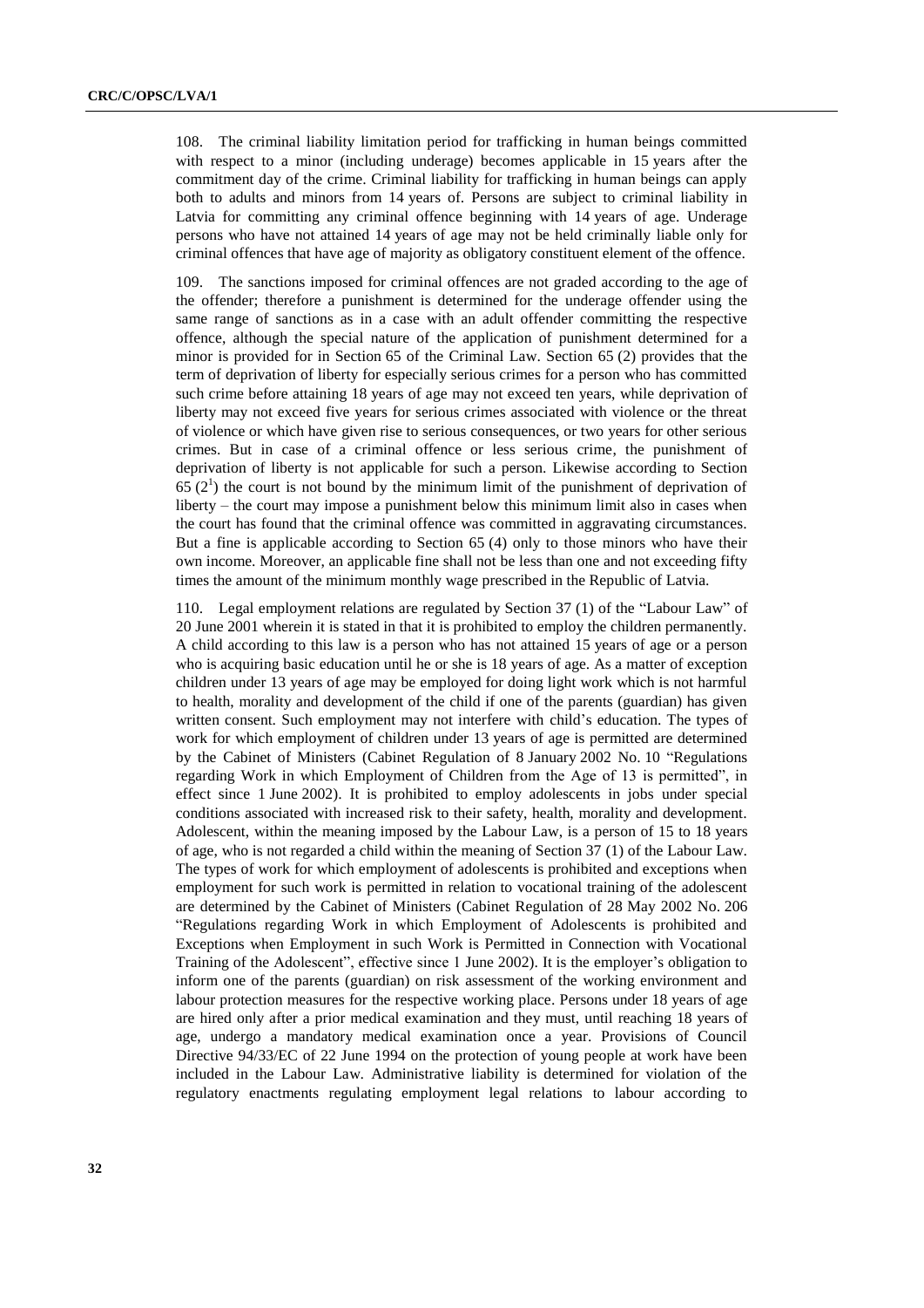108. The criminal liability limitation period for trafficking in human beings committed with respect to a minor (including underage) becomes applicable in 15 years after the commitment day of the crime. Criminal liability for trafficking in human beings can apply both to adults and minors from 14 years of. Persons are subject to criminal liability in Latvia for committing any criminal offence beginning with 14 years of age. Underage persons who have not attained 14 years of age may not be held criminally liable only for criminal offences that have age of majority as obligatory constituent element of the offence.

109. The sanctions imposed for criminal offences are not graded according to the age of the offender; therefore a punishment is determined for the underage offender using the same range of sanctions as in a case with an adult offender committing the respective offence, although the special nature of the application of punishment determined for a minor is provided for in Section 65 of the Criminal Law. Section 65 (2) provides that the term of deprivation of liberty for especially serious crimes for a person who has committed such crime before attaining 18 years of age may not exceed ten years, while deprivation of liberty may not exceed five years for serious crimes associated with violence or the threat of violence or which have given rise to serious consequences, or two years for other serious crimes. But in case of a criminal offence or less serious crime, the punishment of deprivation of liberty is not applicable for such a person. Likewise according to Section 65 ($2^1$) the court is not bound by the minimum limit of the punishment of deprivation of liberty – the court may impose a punishment below this minimum limit also in cases when the court has found that the criminal offence was committed in aggravating circumstances. But a fine is applicable according to Section 65 (4) only to those minors who have their own income. Moreover, an applicable fine shall not be less than one and not exceeding fifty times the amount of the minimum monthly wage prescribed in the Republic of Latvia.

110. Legal employment relations are regulated by Section 37 (1) of the "Labour Law" of 20 June 2001 wherein it is stated in that it is prohibited to employ the children permanently. A child according to this law is a person who has not attained 15 years of age or a person who is acquiring basic education until he or she is 18 years of age. As a matter of exception children under 13 years of age may be employed for doing light work which is not harmful to health, morality and development of the child if one of the parents (guardian) has given written consent. Such employment may not interfere with child's education. The types of work for which employment of children under 13 years of age is permitted are determined by the Cabinet of Ministers (Cabinet Regulation of 8 January 2002 No. 10 "Regulations regarding Work in which Employment of Children from the Age of 13 is permitted", in effect since 1 June 2002). It is prohibited to employ adolescents in jobs under special conditions associated with increased risk to their safety, health, morality and development. Adolescent, within the meaning imposed by the Labour Law, is a person of 15 to 18 years of age, who is not regarded a child within the meaning of Section 37 (1) of the Labour Law. The types of work for which employment of adolescents is prohibited and exceptions when employment for such work is permitted in relation to vocational training of the adolescent are determined by the Cabinet of Ministers (Cabinet Regulation of 28 May 2002 No. 206 "Regulations regarding Work in which Employment of Adolescents is prohibited and Exceptions when Employment in such Work is Permitted in Connection with Vocational Training of the Adolescent", effective since 1 June 2002). It is the employer's obligation to inform one of the parents (guardian) on risk assessment of the working environment and labour protection measures for the respective working place. Persons under 18 years of age are hired only after a prior medical examination and they must, until reaching 18 years of age, undergo a mandatory medical examination once a year. Provisions of Council Directive 94/33/EC of 22 June 1994 on the protection of young people at work have been included in the Labour Law. Administrative liability is determined for violation of the regulatory enactments regulating employment legal relations to labour according to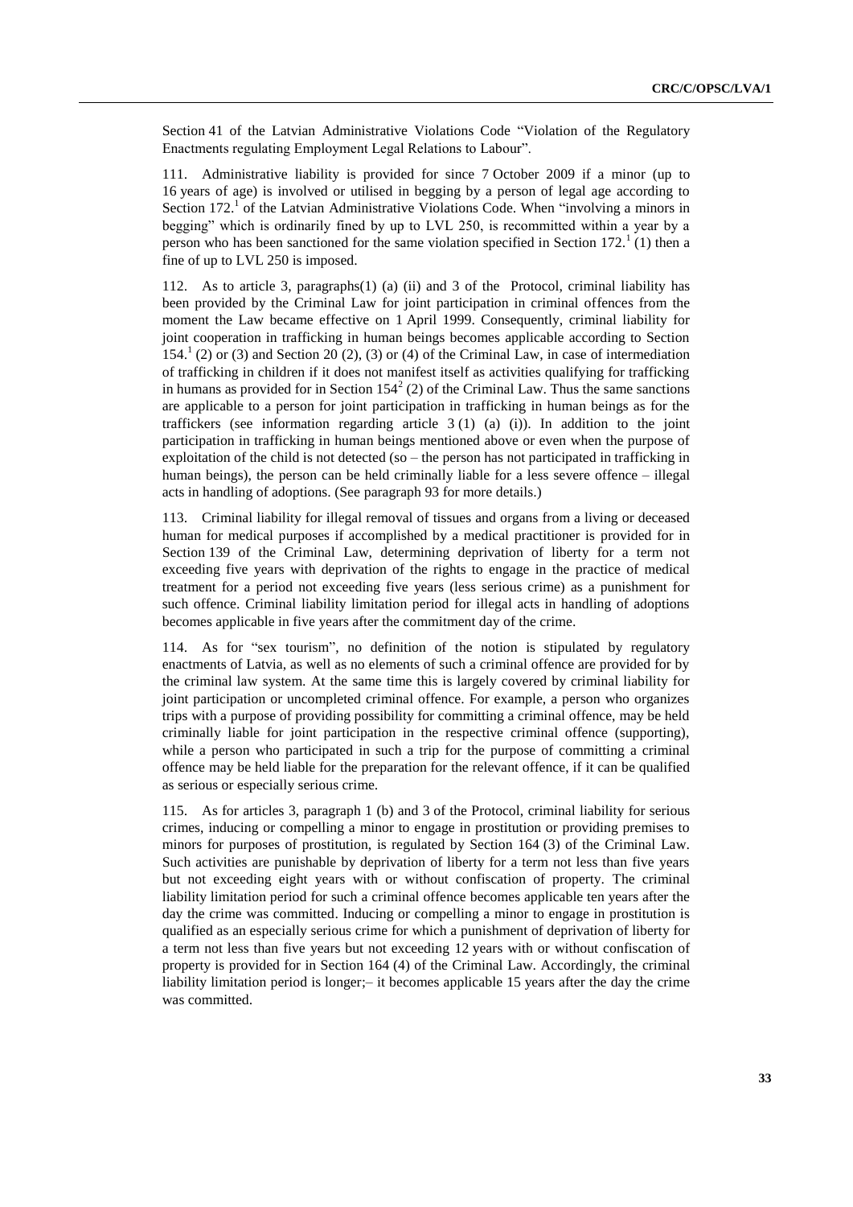Section 41 of the Latvian Administrative Violations Code "Violation of the Regulatory Enactments regulating Employment Legal Relations to Labour".

111. Administrative liability is provided for since 7 October 2009 if a minor (up to 16 years of age) is involved or utilised in begging by a person of legal age according to Section 172.[1] of the Latvian Administrative Violations Code. When "involving a minors in begging" which is ordinarily fined by up to LVL 250, is recommitted within a year by a person who has been sanctioned for the same violation specified in Section 172.[1] (1) then a fine of up to LVL 250 is imposed.

112. As to article 3, paragraphs(1) (a) (ii) and 3 of the Protocol, criminal liability has been provided by the Criminal Law for joint participation in criminal offences from the moment the Law became effective on 1 April 1999. Consequently, criminal liability for joint cooperation in trafficking in human beings becomes applicable according to Section 154.[1] (2) or (3) and Section 20 (2), (3) or (4) of the Criminal Law, in case of intermediation of trafficking in children if it does not manifest itself as activities qualifying for trafficking in humans as provided for in Section 154[2] (2) of the Criminal Law. Thus the same sanctions are applicable to a person for joint participation in trafficking in human beings as for the traffickers (see information regarding article 3 (1) (a) (i)). In addition to the joint participation in trafficking in human beings mentioned above or even when the purpose of exploitation of the child is not detected (so – the person has not participated in trafficking in human beings), the person can be held criminally liable for a less severe offence – illegal acts in handling of adoptions. (See paragraph 93 for more details.)

113. Criminal liability for illegal removal of tissues and organs from a living or deceased human for medical purposes if accomplished by a medical practitioner is provided for in Section 139 of the Criminal Law, determining deprivation of liberty for a term not exceeding five years with deprivation of the rights to engage in the practice of medical treatment for a period not exceeding five years (less serious crime) as a punishment for such offence. Criminal liability limitation period for illegal acts in handling of adoptions becomes applicable in five years after the commitment day of the crime.

114. As for "sex tourism", no definition of the notion is stipulated by regulatory enactments of Latvia, as well as no elements of such a criminal offence are provided for by the criminal law system. At the same time this is largely covered by criminal liability for joint participation or uncompleted criminal offence. For example, a person who organizes trips with a purpose of providing possibility for committing a criminal offence, may be held criminally liable for joint participation in the respective criminal offence (supporting), while a person who participated in such a trip for the purpose of committing a criminal offence may be held liable for the preparation for the relevant offence, if it can be qualified as serious or especially serious crime.

115. As for articles 3, paragraph 1 (b) and 3 of the Protocol, criminal liability for serious crimes, inducing or compelling a minor to engage in prostitution or providing premises to minors for purposes of prostitution, is regulated by Section 164 (3) of the Criminal Law. Such activities are punishable by deprivation of liberty for a term not less than five years but not exceeding eight years with or without confiscation of property. The criminal liability limitation period for such a criminal offence becomes applicable ten years after the day the crime was committed. Inducing or compelling a minor to engage in prostitution is qualified as an especially serious crime for which a punishment of deprivation of liberty for a term not less than five years but not exceeding 12 years with or without confiscation of property is provided for in Section 164 (4) of the Criminal Law. Accordingly, the criminal liability limitation period is longer;– it becomes applicable 15 years after the day the crime was committed.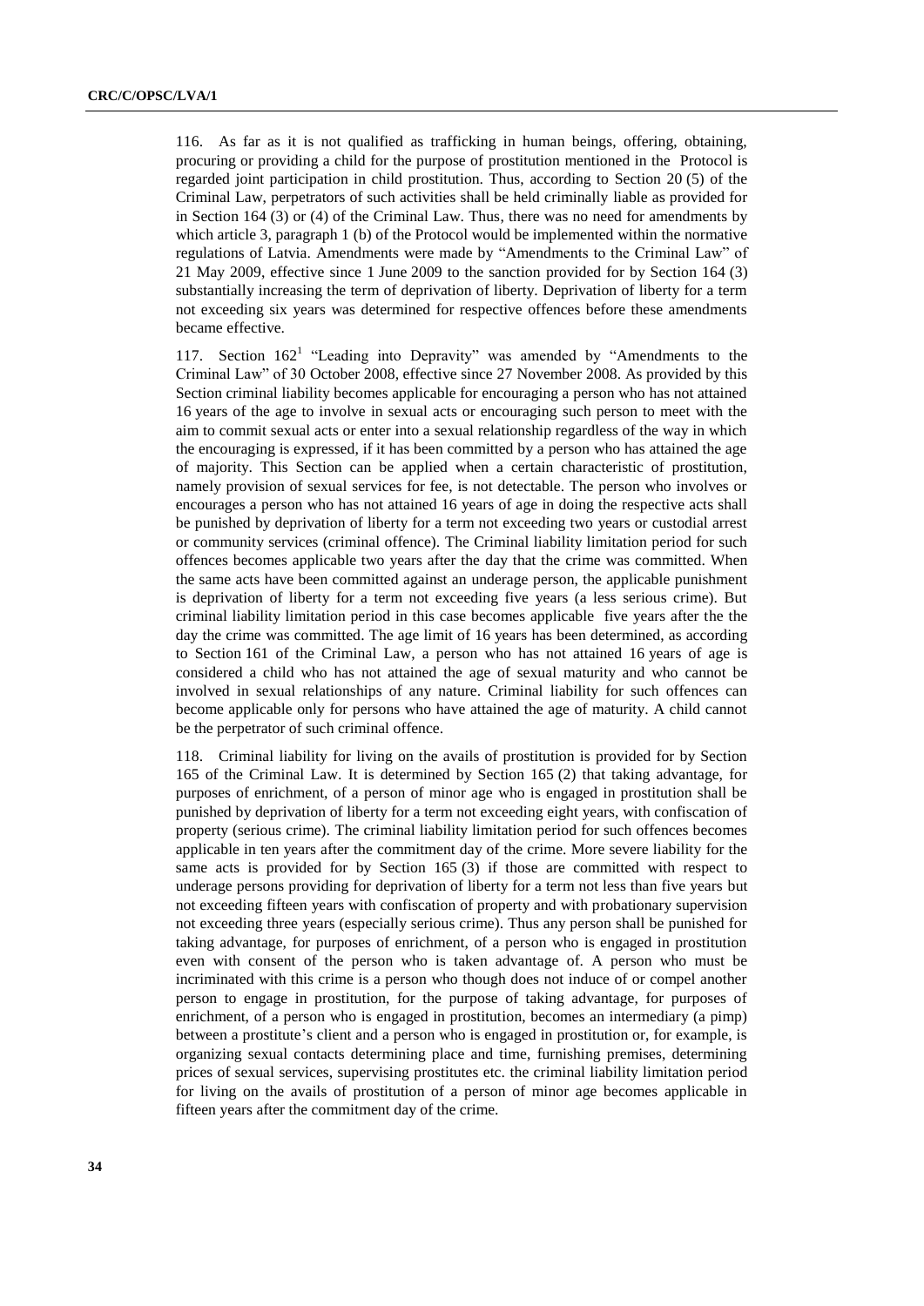116. As far as it is not qualified as trafficking in human beings, offering, obtaining, procuring or providing a child for the purpose of prostitution mentioned in the Protocol is regarded joint participation in child prostitution. Thus, according to Section 20 (5) of the Criminal Law, perpetrators of such activities shall be held criminally liable as provided for in Section 164 (3) or (4) of the Criminal Law. Thus, there was no need for amendments by which article 3, paragraph 1 (b) of the Protocol would be implemented within the normative regulations of Latvia. Amendments were made by "Amendments to the Criminal Law" of 21 May 2009, effective since 1 June 2009 to the sanction provided for by Section 164 (3) substantially increasing the term of deprivation of liberty. Deprivation of liberty for a term not exceeding six years was determined for respective offences before these amendments became effective.

117. Section 162[1] "Leading into Depravity" was amended by "Amendments to the Criminal Law" of 30 October 2008, effective since 27 November 2008. As provided by this Section criminal liability becomes applicable for encouraging a person who has not attained 16 years of the age to involve in sexual acts or encouraging such person to meet with the aim to commit sexual acts or enter into a sexual relationship regardless of the way in which the encouraging is expressed, if it has been committed by a person who has attained the age of majority. This Section can be applied when a certain characteristic of prostitution, namely provision of sexual services for fee, is not detectable. The person who involves or encourages a person who has not attained 16 years of age in doing the respective acts shall be punished by deprivation of liberty for a term not exceeding two years or custodial arrest or community services (criminal offence). The Criminal liability limitation period for such offences becomes applicable two years after the day that the crime was committed. When the same acts have been committed against an underage person, the applicable punishment is deprivation of liberty for a term not exceeding five years (a less serious crime). But criminal liability limitation period in this case becomes applicable five years after the the day the crime was committed. The age limit of 16 years has been determined, as according to Section 161 of the Criminal Law, a person who has not attained 16 years of age is considered a child who has not attained the age of sexual maturity and who cannot be involved in sexual relationships of any nature. Criminal liability for such offences can become applicable only for persons who have attained the age of maturity. A child cannot be the perpetrator of such criminal offence.

118. Criminal liability for living on the avails of prostitution is provided for by Section 165 of the Criminal Law. It is determined by Section 165 (2) that taking advantage, for purposes of enrichment, of a person of minor age who is engaged in prostitution shall be punished by deprivation of liberty for a term not exceeding eight years, with confiscation of property (serious crime). The criminal liability limitation period for such offences becomes applicable in ten years after the commitment day of the crime. More severe liability for the same acts is provided for by Section 165 (3) if those are committed with respect to underage persons providing for deprivation of liberty for a term not less than five years but not exceeding fifteen years with confiscation of property and with probationary supervision not exceeding three years (especially serious crime). Thus any person shall be punished for taking advantage, for purposes of enrichment, of a person who is engaged in prostitution even with consent of the person who is taken advantage of. A person who must be incriminated with this crime is a person who though does not induce of or compel another person to engage in prostitution, for the purpose of taking advantage, for purposes of enrichment, of a person who is engaged in prostitution, becomes an intermediary (a pimp) between a prostitute's client and a person who is engaged in prostitution or, for example, is organizing sexual contacts determining place and time, furnishing premises, determining prices of sexual services, supervising prostitutes etc. the criminal liability limitation period for living on the avails of prostitution of a person of minor age becomes applicable in fifteen years after the commitment day of the crime.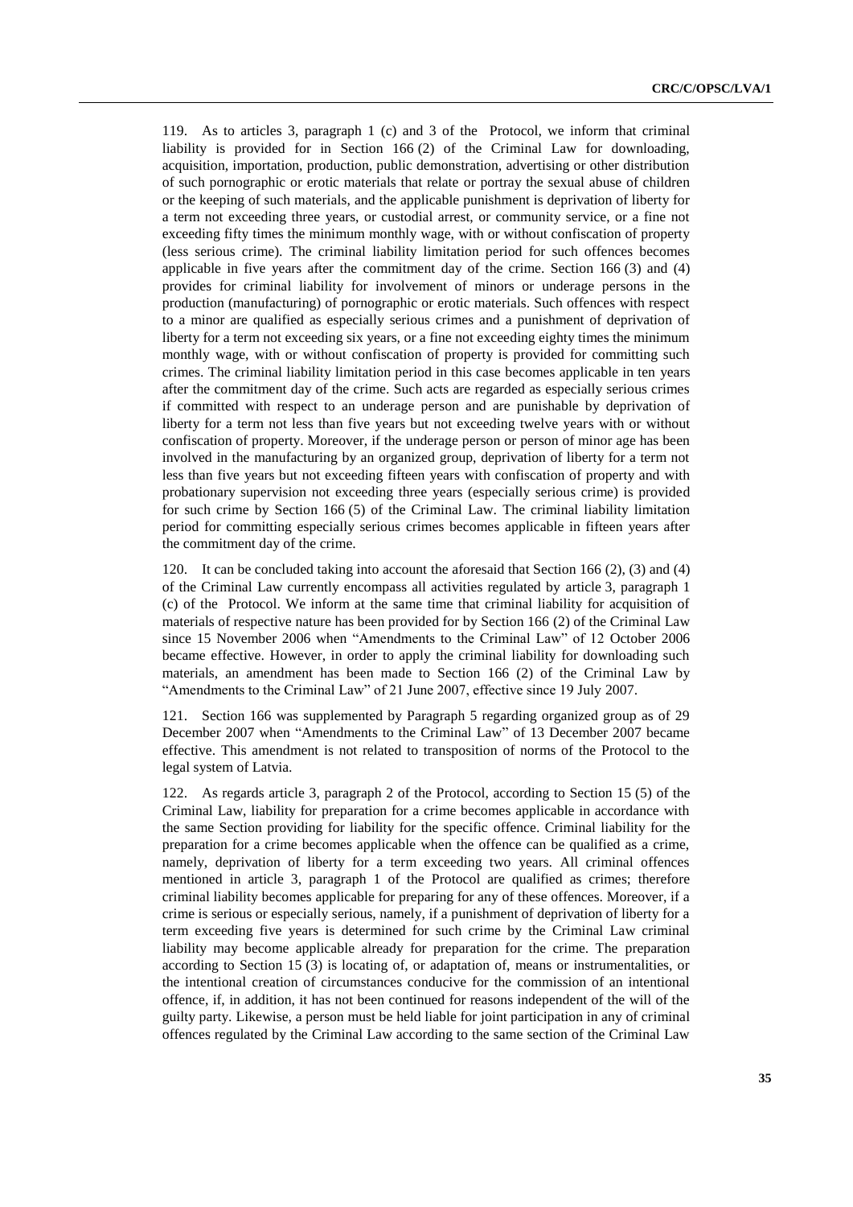119. As to articles 3, paragraph 1 (c) and 3 of the Protocol, we inform that criminal liability is provided for in Section 166 (2) of the Criminal Law for downloading, acquisition, importation, production, public demonstration, advertising or other distribution of such pornographic or erotic materials that relate or portray the sexual abuse of children or the keeping of such materials, and the applicable punishment is deprivation of liberty for a term not exceeding three years, or custodial arrest, or community service, or a fine not exceeding fifty times the minimum monthly wage, with or without confiscation of property (less serious crime). The criminal liability limitation period for such offences becomes applicable in five years after the commitment day of the crime. Section 166 (3) and (4) provides for criminal liability for involvement of minors or underage persons in the production (manufacturing) of pornographic or erotic materials. Such offences with respect to a minor are qualified as especially serious crimes and a punishment of deprivation of liberty for a term not exceeding six years, or a fine not exceeding eighty times the minimum monthly wage, with or without confiscation of property is provided for committing such crimes. The criminal liability limitation period in this case becomes applicable in ten years after the commitment day of the crime. Such acts are regarded as especially serious crimes if committed with respect to an underage person and are punishable by deprivation of liberty for a term not less than five years but not exceeding twelve years with or without confiscation of property. Moreover, if the underage person or person of minor age has been involved in the manufacturing by an organized group, deprivation of liberty for a term not less than five years but not exceeding fifteen years with confiscation of property and with probationary supervision not exceeding three years (especially serious crime) is provided for such crime by Section 166 (5) of the Criminal Law. The criminal liability limitation period for committing especially serious crimes becomes applicable in fifteen years after the commitment day of the crime.

120. It can be concluded taking into account the aforesaid that Section 166 (2), (3) and (4) of the Criminal Law currently encompass all activities regulated by article 3, paragraph 1 (c) of the Protocol. We inform at the same time that criminal liability for acquisition of materials of respective nature has been provided for by Section 166 (2) of the Criminal Law since 15 November 2006 when "Amendments to the Criminal Law" of 12 October 2006 became effective. However, in order to apply the criminal liability for downloading such materials, an amendment has been made to Section 166 (2) of the Criminal Law by "Amendments to the Criminal Law" of 21 June 2007, effective since 19 July 2007.

121. Section 166 was supplemented by Paragraph 5 regarding organized group as of 29 December 2007 when "Amendments to the Criminal Law" of 13 December 2007 became effective. This amendment is not related to transposition of norms of the Protocol to the legal system of Latvia.

122. As regards article 3, paragraph 2 of the Protocol, according to Section 15 (5) of the Criminal Law, liability for preparation for a crime becomes applicable in accordance with the same Section providing for liability for the specific offence. Criminal liability for the preparation for a crime becomes applicable when the offence can be qualified as a crime, namely, deprivation of liberty for a term exceeding two years. All criminal offences mentioned in article 3, paragraph 1 of the Protocol are qualified as crimes; therefore criminal liability becomes applicable for preparing for any of these offences. Moreover, if a crime is serious or especially serious, namely, if a punishment of deprivation of liberty for a term exceeding five years is determined for such crime by the Criminal Law criminal liability may become applicable already for preparation for the crime. The preparation according to Section 15 (3) is locating of, or adaptation of, means or instrumentalities, or the intentional creation of circumstances conducive for the commission of an intentional offence, if, in addition, it has not been continued for reasons independent of the will of the guilty party. Likewise, a person must be held liable for joint participation in any of criminal offences regulated by the Criminal Law according to the same section of the Criminal Law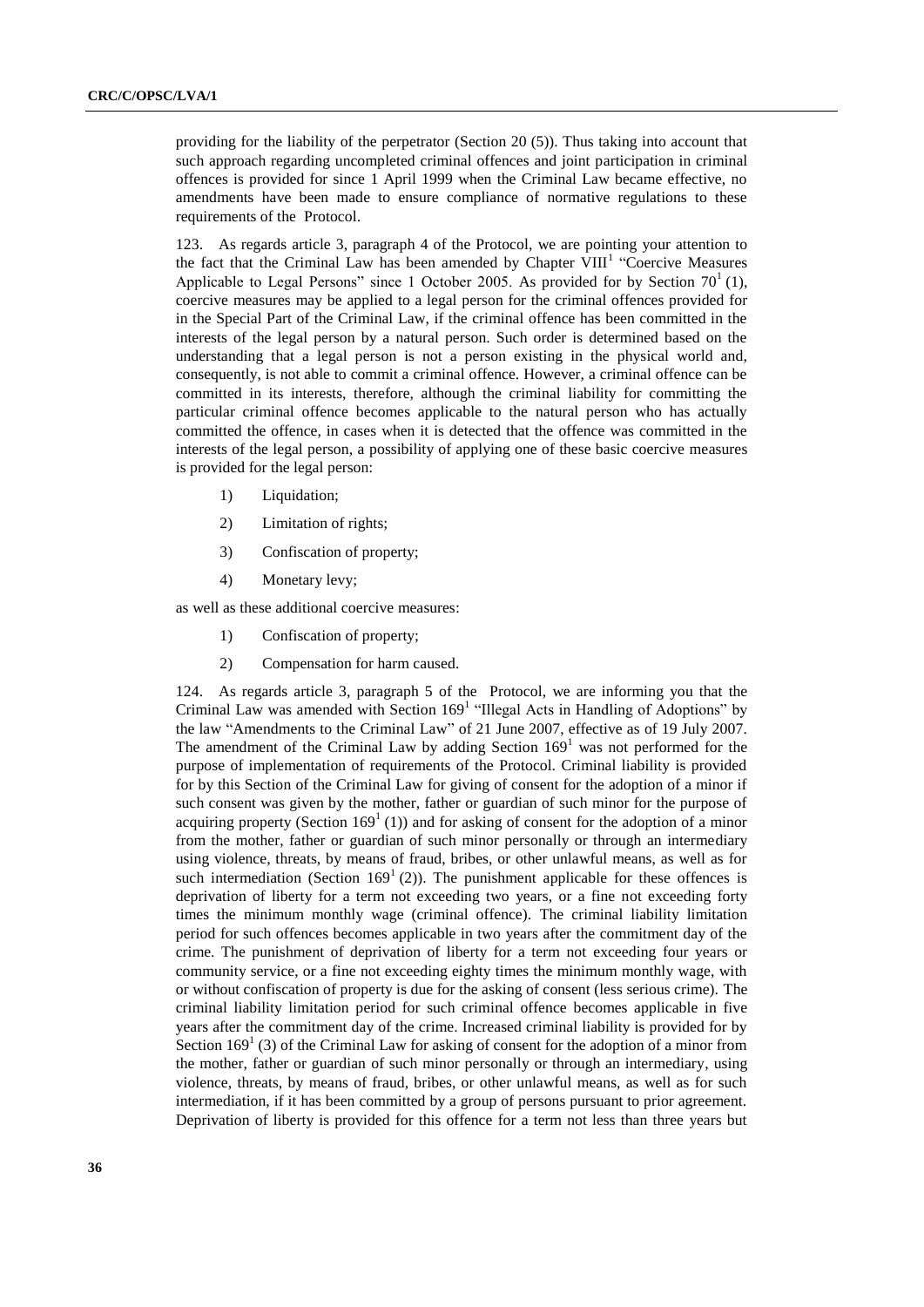providing for the liability of the perpetrator (Section 20 (5)). Thus taking into account that such approach regarding uncompleted criminal offences and joint participation in criminal offences is provided for since 1 April 1999 when the Criminal Law became effective, no amendments have been made to ensure compliance of normative regulations to these requirements of the Protocol.

123. As regards article 3, paragraph 4 of the Protocol, we are pointing your attention to the fact that the Criminal Law has been amended by Chapter VIII[1] "Coercive Measures Applicable to Legal Persons" since 1 October 2005. As provided for by Section 70[1] (1), coercive measures may be applied to a legal person for the criminal offences provided for in the Special Part of the Criminal Law, if the criminal offence has been committed in the interests of the legal person by a natural person. Such order is determined based on the understanding that a legal person is not a person existing in the physical world and, consequently, is not able to commit a criminal offence. However, a criminal offence can be committed in its interests, therefore, although the criminal liability for committing the particular criminal offence becomes applicable to the natural person who has actually committed the offence, in cases when it is detected that the offence was committed in the interests of the legal person, a possibility of applying one of these basic coercive measures is provided for the legal person:

1) Liquidation;
2) Limitation of rights;
3) Confiscation of property;
4) Monetary levy;

as well as these additional coercive measures:

1) Confiscation of property;
2) Compensation for harm caused.

124. As regards article 3, paragraph 5 of the Protocol, we are informing you that the Criminal Law was amended with Section 169[1] "Illegal Acts in Handling of Adoptions" by the law "Amendments to the Criminal Law" of 21 June 2007, effective as of 19 July 2007. The amendment of the Criminal Law by adding Section 169[1] was not performed for the purpose of implementation of requirements of the Protocol. Criminal liability is provided for by this Section of the Criminal Law for giving of consent for the adoption of a minor if such consent was given by the mother, father or guardian of such minor for the purpose of acquiring property (Section 169[1] (1)) and for asking of consent for the adoption of a minor from the mother, father or guardian of such minor personally or through an intermediary using violence, threats, by means of fraud, bribes, or other unlawful means, as well as for such intermediation (Section 169[1] (2)). The punishment applicable for these offences is deprivation of liberty for a term not exceeding two years, or a fine not exceeding forty times the minimum monthly wage (criminal offence). The criminal liability limitation period for such offences becomes applicable in two years after the commitment day of the crime. The punishment of deprivation of liberty for a term not exceeding four years or community service, or a fine not exceeding eighty times the minimum monthly wage, with or without confiscation of property is due for the asking of consent (less serious crime). The criminal liability limitation period for such criminal offence becomes applicable in five years after the commitment day of the crime. Increased criminal liability is provided for by Section 169[1] (3) of the Criminal Law for asking of consent for the adoption of a minor from the mother, father or guardian of such minor personally or through an intermediary, using violence, threats, by means of fraud, bribes, or other unlawful means, as well as for such intermediation, if it has been committed by a group of persons pursuant to prior agreement. Deprivation of liberty is provided for this offence for a term not less than three years but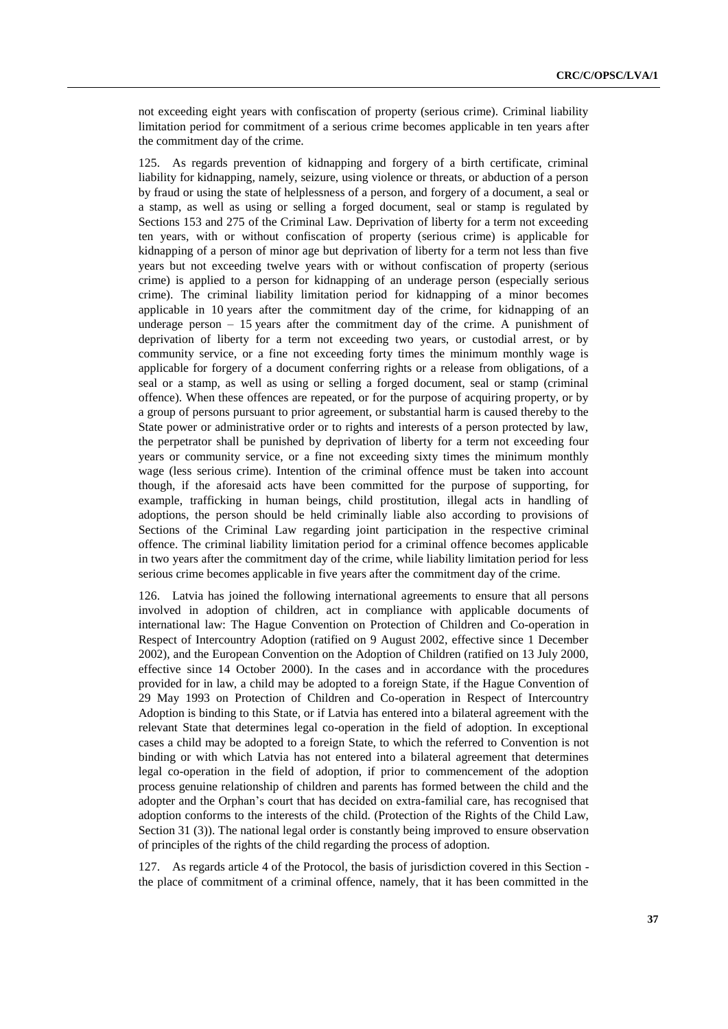not exceeding eight years with confiscation of property (serious crime). Criminal liability limitation period for commitment of a serious crime becomes applicable in ten years after the commitment day of the crime.

125. As regards prevention of kidnapping and forgery of a birth certificate, criminal liability for kidnapping, namely, seizure, using violence or threats, or abduction of a person by fraud or using the state of helplessness of a person, and forgery of a document, a seal or a stamp, as well as using or selling a forged document, seal or stamp is regulated by Sections 153 and 275 of the Criminal Law. Deprivation of liberty for a term not exceeding ten years, with or without confiscation of property (serious crime) is applicable for kidnapping of a person of minor age but deprivation of liberty for a term not less than five years but not exceeding twelve years with or without confiscation of property (serious crime) is applied to a person for kidnapping of an underage person (especially serious crime). The criminal liability limitation period for kidnapping of a minor becomes applicable in 10 years after the commitment day of the crime, for kidnapping of an underage person – 15 years after the commitment day of the crime. A punishment of deprivation of liberty for a term not exceeding two years, or custodial arrest, or by community service, or a fine not exceeding forty times the minimum monthly wage is applicable for forgery of a document conferring rights or a release from obligations, of a seal or a stamp, as well as using or selling a forged document, seal or stamp (criminal offence). When these offences are repeated, or for the purpose of acquiring property, or by a group of persons pursuant to prior agreement, or substantial harm is caused thereby to the State power or administrative order or to rights and interests of a person protected by law, the perpetrator shall be punished by deprivation of liberty for a term not exceeding four years or community service, or a fine not exceeding sixty times the minimum monthly wage (less serious crime). Intention of the criminal offence must be taken into account though, if the aforesaid acts have been committed for the purpose of supporting, for example, trafficking in human beings, child prostitution, illegal acts in handling of adoptions, the person should be held criminally liable also according to provisions of Sections of the Criminal Law regarding joint participation in the respective criminal offence. The criminal liability limitation period for a criminal offence becomes applicable in two years after the commitment day of the crime, while liability limitation period for less serious crime becomes applicable in five years after the commitment day of the crime.

126. Latvia has joined the following international agreements to ensure that all persons involved in adoption of children, act in compliance with applicable documents of international law: The Hague Convention on Protection of Children and Co-operation in Respect of Intercountry Adoption (ratified on 9 August 2002, effective since 1 December 2002), and the European Convention on the Adoption of Children (ratified on 13 July 2000, effective since 14 October 2000). In the cases and in accordance with the procedures provided for in law, a child may be adopted to a foreign State, if the Hague Convention of 29 May 1993 on Protection of Children and Co-operation in Respect of Intercountry Adoption is binding to this State, or if Latvia has entered into a bilateral agreement with the relevant State that determines legal co-operation in the field of adoption. In exceptional cases a child may be adopted to a foreign State, to which the referred to Convention is not binding or with which Latvia has not entered into a bilateral agreement that determines legal co-operation in the field of adoption, if prior to commencement of the adoption process genuine relationship of children and parents has formed between the child and the adopter and the Orphan's court that has decided on extra-familial care, has recognised that adoption conforms to the interests of the child. (Protection of the Rights of the Child Law, Section 31 (3)). The national legal order is constantly being improved to ensure observation of principles of the rights of the child regarding the process of adoption.

127. As regards article 4 of the Protocol, the basis of jurisdiction covered in this Section - the place of commitment of a criminal offence, namely, that it has been committed in the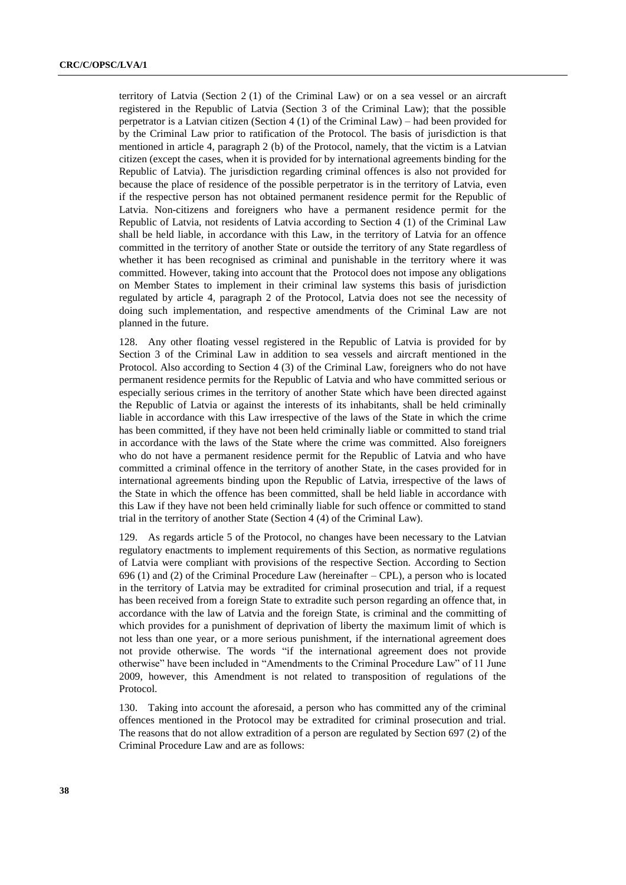territory of Latvia (Section 2 (1) of the Criminal Law) or on a sea vessel or an aircraft registered in the Republic of Latvia (Section 3 of the Criminal Law); that the possible perpetrator is a Latvian citizen (Section 4 (1) of the Criminal Law) – had been provided for by the Criminal Law prior to ratification of the Protocol. The basis of jurisdiction is that mentioned in article 4, paragraph 2 (b) of the Protocol, namely, that the victim is a Latvian citizen (except the cases, when it is provided for by international agreements binding for the Republic of Latvia). The jurisdiction regarding criminal offences is also not provided for because the place of residence of the possible perpetrator is in the territory of Latvia, even if the respective person has not obtained permanent residence permit for the Republic of Latvia. Non-citizens and foreigners who have a permanent residence permit for the Republic of Latvia, not residents of Latvia according to Section 4 (1) of the Criminal Law shall be held liable, in accordance with this Law, in the territory of Latvia for an offence committed in the territory of another State or outside the territory of any State regardless of whether it has been recognised as criminal and punishable in the territory where it was committed. However, taking into account that the Protocol does not impose any obligations on Member States to implement in their criminal law systems this basis of jurisdiction regulated by article 4, paragraph 2 of the Protocol, Latvia does not see the necessity of doing such implementation, and respective amendments of the Criminal Law are not planned in the future.

128. Any other floating vessel registered in the Republic of Latvia is provided for by Section 3 of the Criminal Law in addition to sea vessels and aircraft mentioned in the Protocol. Also according to Section 4 (3) of the Criminal Law, foreigners who do not have permanent residence permits for the Republic of Latvia and who have committed serious or especially serious crimes in the territory of another State which have been directed against the Republic of Latvia or against the interests of its inhabitants, shall be held criminally liable in accordance with this Law irrespective of the laws of the State in which the crime has been committed, if they have not been held criminally liable or committed to stand trial in accordance with the laws of the State where the crime was committed. Also foreigners who do not have a permanent residence permit for the Republic of Latvia and who have committed a criminal offence in the territory of another State, in the cases provided for in international agreements binding upon the Republic of Latvia, irrespective of the laws of the State in which the offence has been committed, shall be held liable in accordance with this Law if they have not been held criminally liable for such offence or committed to stand trial in the territory of another State (Section 4 (4) of the Criminal Law).

129. As regards article 5 of the Protocol, no changes have been necessary to the Latvian regulatory enactments to implement requirements of this Section, as normative regulations of Latvia were compliant with provisions of the respective Section. According to Section 696 (1) and (2) of the Criminal Procedure Law (hereinafter – CPL), a person who is located in the territory of Latvia may be extradited for criminal prosecution and trial, if a request has been received from a foreign State to extradite such person regarding an offence that, in accordance with the law of Latvia and the foreign State, is criminal and the committing of which provides for a punishment of deprivation of liberty the maximum limit of which is not less than one year, or a more serious punishment, if the international agreement does not provide otherwise. The words "if the international agreement does not provide otherwise" have been included in "Amendments to the Criminal Procedure Law" of 11 June 2009, however, this Amendment is not related to transposition of regulations of the Protocol.

130. Taking into account the aforesaid, a person who has committed any of the criminal offences mentioned in the Protocol may be extradited for criminal prosecution and trial. The reasons that do not allow extradition of a person are regulated by Section 697 (2) of the Criminal Procedure Law and are as follows: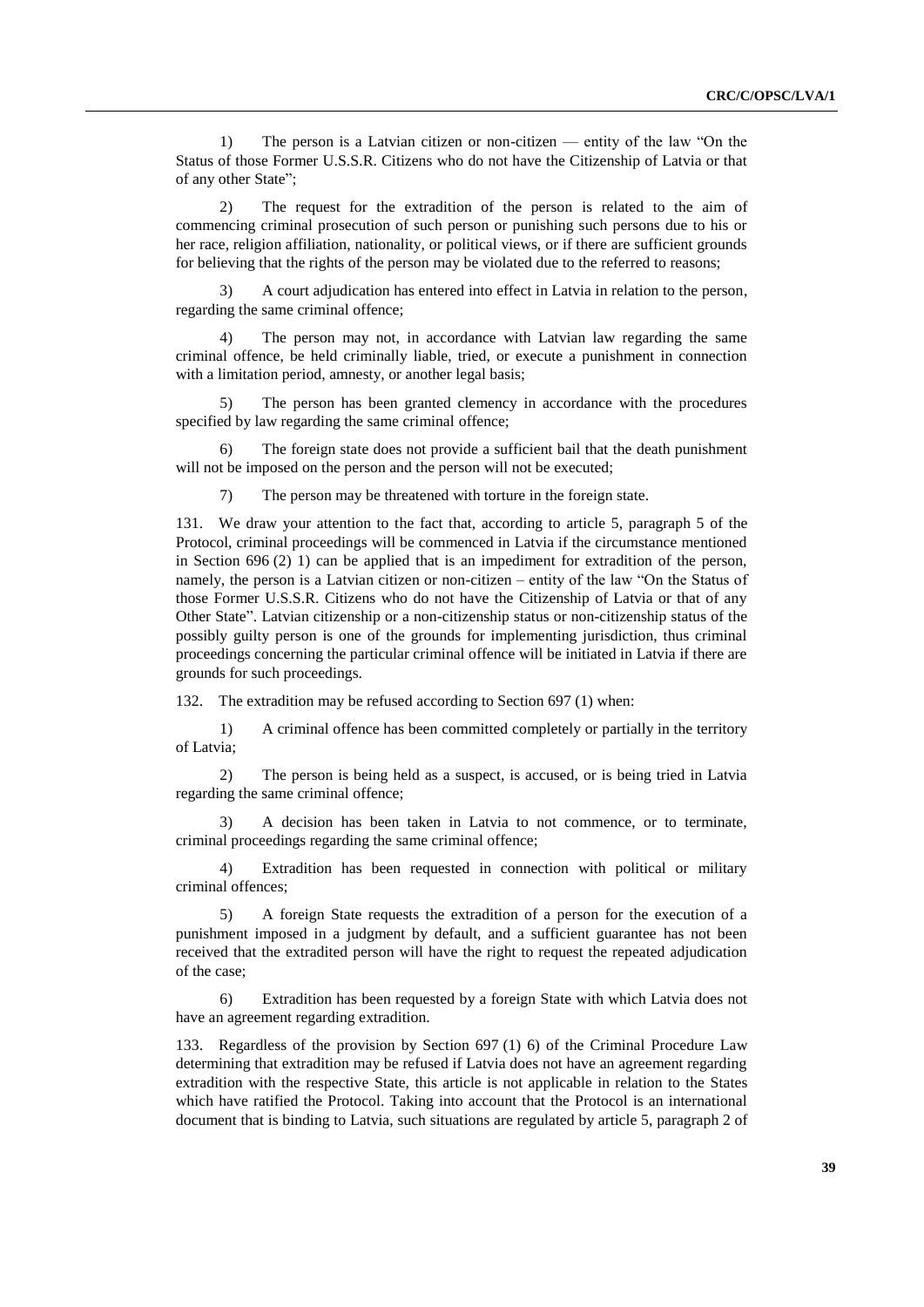1) The person is a Latvian citizen or non-citizen — entity of the law "On the Status of those Former U.S.S.R. Citizens who do not have the Citizenship of Latvia or that of any other State";

2) The request for the extradition of the person is related to the aim of commencing criminal prosecution of such person or punishing such persons due to his or her race, religion affiliation, nationality, or political views, or if there are sufficient grounds for believing that the rights of the person may be violated due to the referred to reasons;

3) A court adjudication has entered into effect in Latvia in relation to the person, regarding the same criminal offence;

4) The person may not, in accordance with Latvian law regarding the same criminal offence, be held criminally liable, tried, or execute a punishment in connection with a limitation period, amnesty, or another legal basis;

5) The person has been granted clemency in accordance with the procedures specified by law regarding the same criminal offence;

6) The foreign state does not provide a sufficient bail that the death punishment will not be imposed on the person and the person will not be executed;

7) The person may be threatened with torture in the foreign state.

131. We draw your attention to the fact that, according to article 5, paragraph 5 of the Protocol, criminal proceedings will be commenced in Latvia if the circumstance mentioned in Section 696 (2) 1) can be applied that is an impediment for extradition of the person, namely, the person is a Latvian citizen or non-citizen – entity of the law "On the Status of those Former U.S.S.R. Citizens who do not have the Citizenship of Latvia or that of any Other State". Latvian citizenship or a non-citizenship status or non-citizenship status of the possibly guilty person is one of the grounds for implementing jurisdiction, thus criminal proceedings concerning the particular criminal offence will be initiated in Latvia if there are grounds for such proceedings.

132. The extradition may be refused according to Section 697 (1) when:

1) A criminal offence has been committed completely or partially in the territory of Latvia;

2) The person is being held as a suspect, is accused, or is being tried in Latvia regarding the same criminal offence;

3) A decision has been taken in Latvia to not commence, or to terminate, criminal proceedings regarding the same criminal offence;

4) Extradition has been requested in connection with political or military criminal offences;

5) A foreign State requests the extradition of a person for the execution of a punishment imposed in a judgment by default, and a sufficient guarantee has not been received that the extradited person will have the right to request the repeated adjudication of the case;

6) Extradition has been requested by a foreign State with which Latvia does not have an agreement regarding extradition.

133. Regardless of the provision by Section 697 (1) 6) of the Criminal Procedure Law determining that extradition may be refused if Latvia does not have an agreement regarding extradition with the respective State, this article is not applicable in relation to the States which have ratified the Protocol. Taking into account that the Protocol is an international document that is binding to Latvia, such situations are regulated by article 5, paragraph 2 of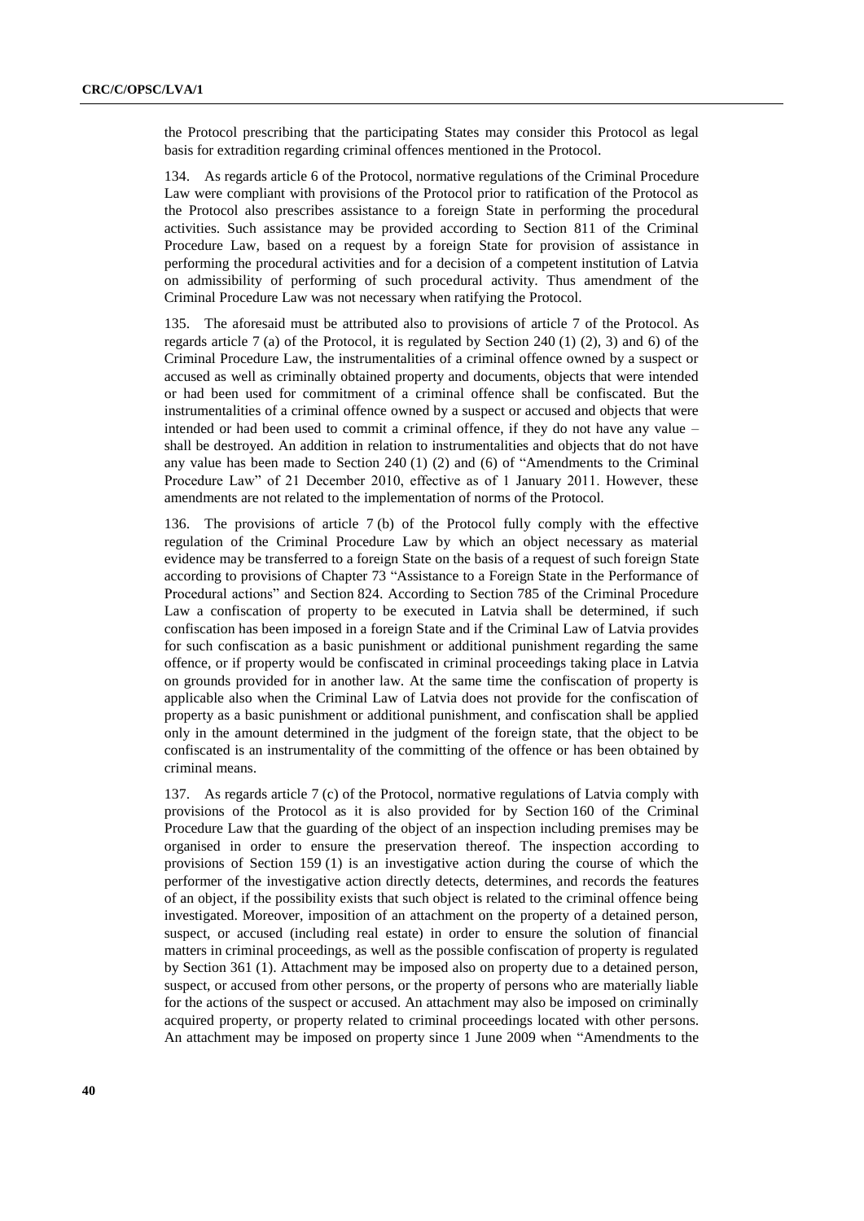the Protocol prescribing that the participating States may consider this Protocol as legal basis for extradition regarding criminal offences mentioned in the Protocol.

134. As regards article 6 of the Protocol, normative regulations of the Criminal Procedure Law were compliant with provisions of the Protocol prior to ratification of the Protocol as the Protocol also prescribes assistance to a foreign State in performing the procedural activities. Such assistance may be provided according to Section 811 of the Criminal Procedure Law, based on a request by a foreign State for provision of assistance in performing the procedural activities and for a decision of a competent institution of Latvia on admissibility of performing of such procedural activity. Thus amendment of the Criminal Procedure Law was not necessary when ratifying the Protocol.

135. The aforesaid must be attributed also to provisions of article 7 of the Protocol. As regards article 7 (a) of the Protocol, it is regulated by Section 240 (1) (2), 3) and 6) of the Criminal Procedure Law, the instrumentalities of a criminal offence owned by a suspect or accused as well as criminally obtained property and documents, objects that were intended or had been used for commitment of a criminal offence shall be confiscated. But the instrumentalities of a criminal offence owned by a suspect or accused and objects that were intended or had been used to commit a criminal offence, if they do not have any value – shall be destroyed. An addition in relation to instrumentalities and objects that do not have any value has been made to Section 240 (1) (2) and (6) of "Amendments to the Criminal Procedure Law" of 21 December 2010, effective as of 1 January 2011. However, these amendments are not related to the implementation of norms of the Protocol.

136. The provisions of article 7 (b) of the Protocol fully comply with the effective regulation of the Criminal Procedure Law by which an object necessary as material evidence may be transferred to a foreign State on the basis of a request of such foreign State according to provisions of Chapter 73 "Assistance to a Foreign State in the Performance of Procedural actions" and Section 824. According to Section 785 of the Criminal Procedure Law a confiscation of property to be executed in Latvia shall be determined, if such confiscation has been imposed in a foreign State and if the Criminal Law of Latvia provides for such confiscation as a basic punishment or additional punishment regarding the same offence, or if property would be confiscated in criminal proceedings taking place in Latvia on grounds provided for in another law. At the same time the confiscation of property is applicable also when the Criminal Law of Latvia does not provide for the confiscation of property as a basic punishment or additional punishment, and confiscation shall be applied only in the amount determined in the judgment of the foreign state, that the object to be confiscated is an instrumentality of the committing of the offence or has been obtained by criminal means.

137. As regards article 7 (c) of the Protocol, normative regulations of Latvia comply with provisions of the Protocol as it is also provided for by Section 160 of the Criminal Procedure Law that the guarding of the object of an inspection including premises may be organised in order to ensure the preservation thereof. The inspection according to provisions of Section 159 (1) is an investigative action during the course of which the performer of the investigative action directly detects, determines, and records the features of an object, if the possibility exists that such object is related to the criminal offence being investigated. Moreover, imposition of an attachment on the property of a detained person, suspect, or accused (including real estate) in order to ensure the solution of financial matters in criminal proceedings, as well as the possible confiscation of property is regulated by Section 361 (1). Attachment may be imposed also on property due to a detained person, suspect, or accused from other persons, or the property of persons who are materially liable for the actions of the suspect or accused. An attachment may also be imposed on criminally acquired property, or property related to criminal proceedings located with other persons. An attachment may be imposed on property since 1 June 2009 when "Amendments to the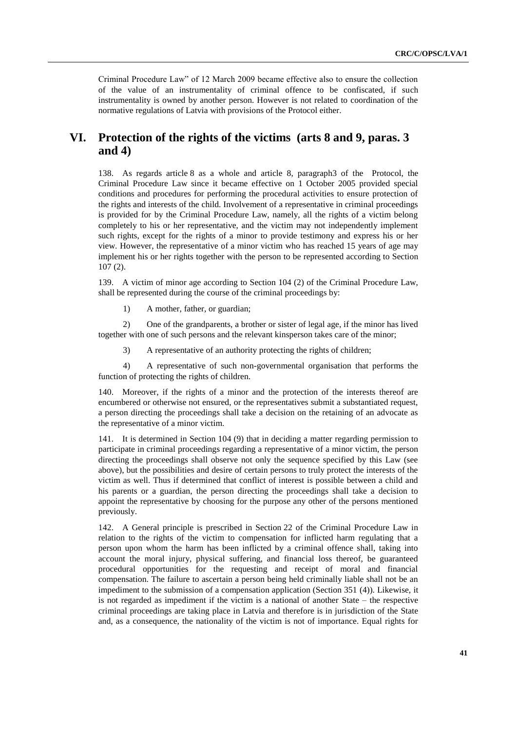Criminal Procedure Law" of 12 March 2009 became effective also to ensure the collection of the value of an instrumentality of criminal offence to be confiscated, if such instrumentality is owned by another person. However is not related to coordination of the normative regulations of Latvia with provisions of the Protocol either.

# VI. Protection of the rights of the victims (arts 8 and 9, paras. 3 and 4)

138. As regards article 8 as a whole and article 8, paragraph3 of the Protocol, the Criminal Procedure Law since it became effective on 1 October 2005 provided special conditions and procedures for performing the procedural activities to ensure protection of the rights and interests of the child. Involvement of a representative in criminal proceedings is provided for by the Criminal Procedure Law, namely, all the rights of a victim belong completely to his or her representative, and the victim may not independently implement such rights, except for the rights of a minor to provide testimony and express his or her view. However, the representative of a minor victim who has reached 15 years of age may implement his or her rights together with the person to be represented according to Section 107 (2).

139. A victim of minor age according to Section 104 (2) of the Criminal Procedure Law, shall be represented during the course of the criminal proceedings by:

1) A mother, father, or guardian;

2) One of the grandparents, a brother or sister of legal age, if the minor has lived together with one of such persons and the relevant kinsperson takes care of the minor;

3) A representative of an authority protecting the rights of children;

4) A representative of such non-governmental organisation that performs the function of protecting the rights of children.

140. Moreover, if the rights of a minor and the protection of the interests thereof are encumbered or otherwise not ensured, or the representatives submit a substantiated request, a person directing the proceedings shall take a decision on the retaining of an advocate as the representative of a minor victim.

141. It is determined in Section 104 (9) that in deciding a matter regarding permission to participate in criminal proceedings regarding a representative of a minor victim, the person directing the proceedings shall observe not only the sequence specified by this Law (see above), but the possibilities and desire of certain persons to truly protect the interests of the victim as well. Thus if determined that conflict of interest is possible between a child and his parents or a guardian, the person directing the proceedings shall take a decision to appoint the representative by choosing for the purpose any other of the persons mentioned previously.

142. A General principle is prescribed in Section 22 of the Criminal Procedure Law in relation to the rights of the victim to compensation for inflicted harm regulating that a person upon whom the harm has been inflicted by a criminal offence shall, taking into account the moral injury, physical suffering, and financial loss thereof, be guaranteed procedural opportunities for the requesting and receipt of moral and financial compensation. The failure to ascertain a person being held criminally liable shall not be an impediment to the submission of a compensation application (Section 351 (4)). Likewise, it is not regarded as impediment if the victim is a national of another State – the respective criminal proceedings are taking place in Latvia and therefore is in jurisdiction of the State and, as a consequence, the nationality of the victim is not of importance. Equal rights for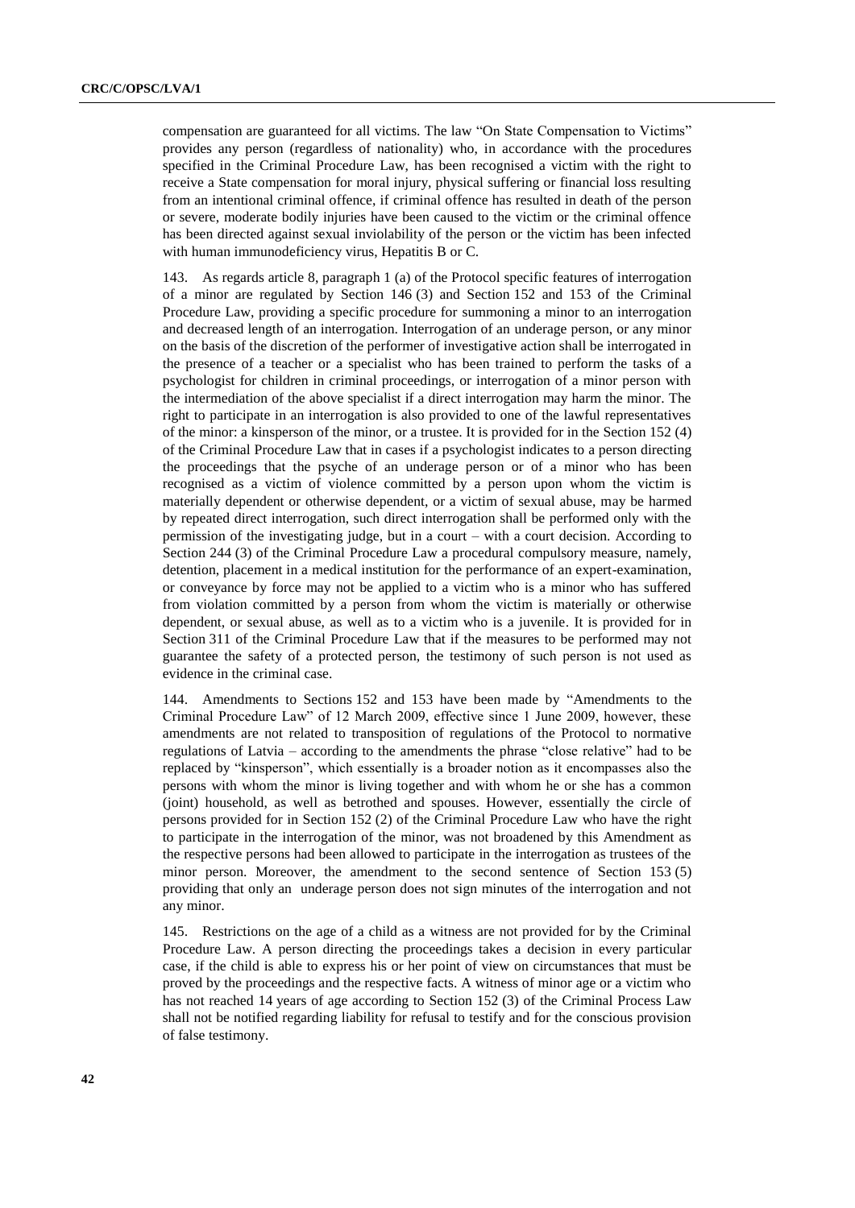compensation are guaranteed for all victims. The law "On State Compensation to Victims" provides any person (regardless of nationality) who, in accordance with the procedures specified in the Criminal Procedure Law, has been recognised a victim with the right to receive a State compensation for moral injury, physical suffering or financial loss resulting from an intentional criminal offence, if criminal offence has resulted in death of the person or severe, moderate bodily injuries have been caused to the victim or the criminal offence has been directed against sexual inviolability of the person or the victim has been infected with human immunodeficiency virus, Hepatitis B or C.

143. As regards article 8, paragraph 1 (a) of the Protocol specific features of interrogation of a minor are regulated by Section 146 (3) and Section 152 and 153 of the Criminal Procedure Law, providing a specific procedure for summoning a minor to an interrogation and decreased length of an interrogation. Interrogation of an underage person, or any minor on the basis of the discretion of the performer of investigative action shall be interrogated in the presence of a teacher or a specialist who has been trained to perform the tasks of a psychologist for children in criminal proceedings, or interrogation of a minor person with the intermediation of the above specialist if a direct interrogation may harm the minor. The right to participate in an interrogation is also provided to one of the lawful representatives of the minor: a kinsperson of the minor, or a trustee. It is provided for in the Section 152 (4) of the Criminal Procedure Law that in cases if a psychologist indicates to a person directing the proceedings that the psyche of an underage person or of a minor who has been recognised as a victim of violence committed by a person upon whom the victim is materially dependent or otherwise dependent, or a victim of sexual abuse, may be harmed by repeated direct interrogation, such direct interrogation shall be performed only with the permission of the investigating judge, but in a court – with a court decision. According to Section 244 (3) of the Criminal Procedure Law a procedural compulsory measure, namely, detention, placement in a medical institution for the performance of an expert-examination, or conveyance by force may not be applied to a victim who is a minor who has suffered from violation committed by a person from whom the victim is materially or otherwise dependent, or sexual abuse, as well as to a victim who is a juvenile. It is provided for in Section 311 of the Criminal Procedure Law that if the measures to be performed may not guarantee the safety of a protected person, the testimony of such person is not used as evidence in the criminal case.

144. Amendments to Sections 152 and 153 have been made by "Amendments to the Criminal Procedure Law" of 12 March 2009, effective since 1 June 2009, however, these amendments are not related to transposition of regulations of the Protocol to normative regulations of Latvia – according to the amendments the phrase "close relative" had to be replaced by "kinsperson", which essentially is a broader notion as it encompasses also the persons with whom the minor is living together and with whom he or she has a common (joint) household, as well as betrothed and spouses. However, essentially the circle of persons provided for in Section 152 (2) of the Criminal Procedure Law who have the right to participate in the interrogation of the minor, was not broadened by this Amendment as the respective persons had been allowed to participate in the interrogation as trustees of the minor person. Moreover, the amendment to the second sentence of Section 153 (5) providing that only an underage person does not sign minutes of the interrogation and not any minor.

145. Restrictions on the age of a child as a witness are not provided for by the Criminal Procedure Law. A person directing the proceedings takes a decision in every particular case, if the child is able to express his or her point of view on circumstances that must be proved by the proceedings and the respective facts. A witness of minor age or a victim who has not reached 14 years of age according to Section 152 (3) of the Criminal Process Law shall not be notified regarding liability for refusal to testify and for the conscious provision of false testimony.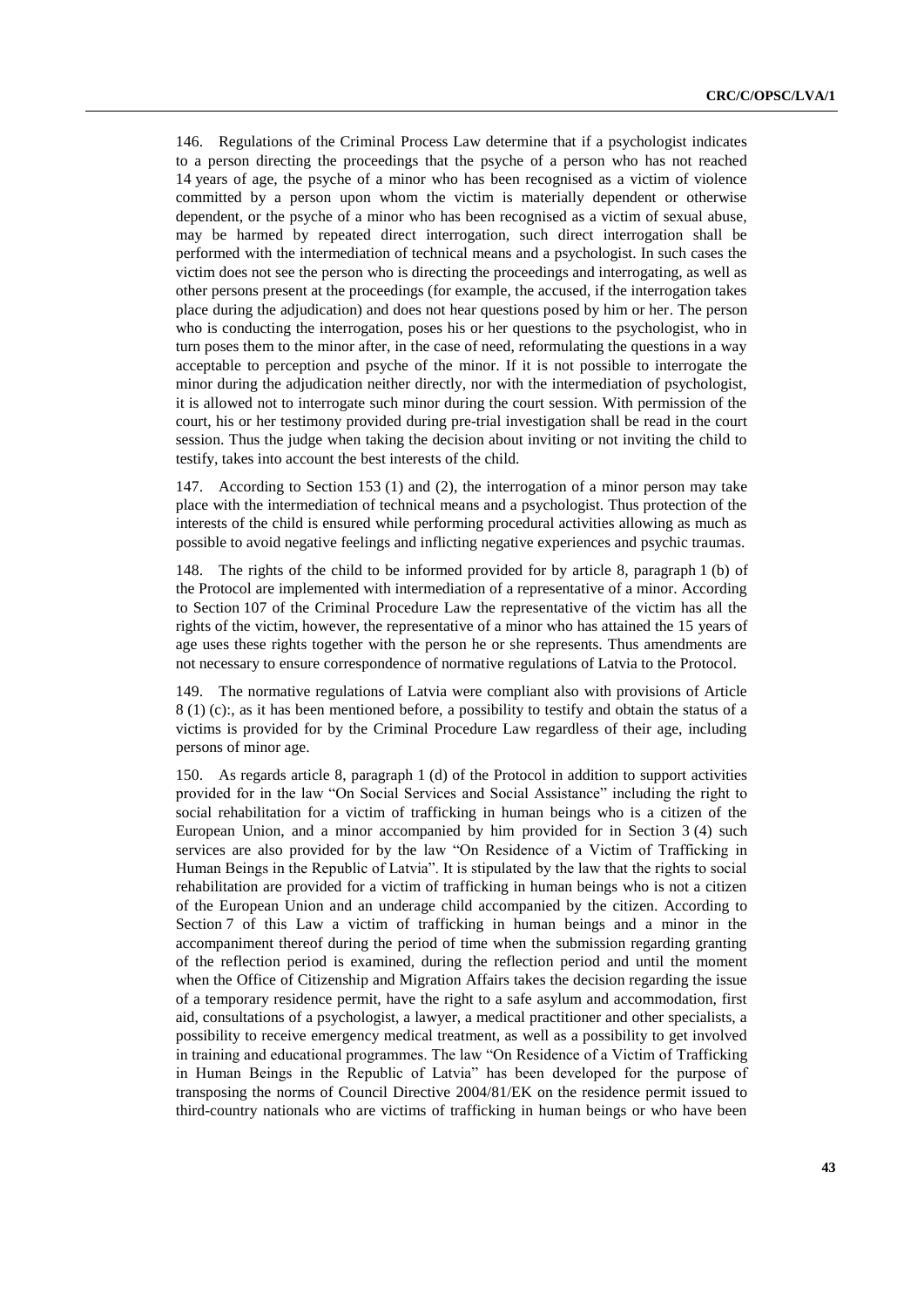146. Regulations of the Criminal Process Law determine that if a psychologist indicates to a person directing the proceedings that the psyche of a person who has not reached 14 years of age, the psyche of a minor who has been recognised as a victim of violence committed by a person upon whom the victim is materially dependent or otherwise dependent, or the psyche of a minor who has been recognised as a victim of sexual abuse, may be harmed by repeated direct interrogation, such direct interrogation shall be performed with the intermediation of technical means and a psychologist. In such cases the victim does not see the person who is directing the proceedings and interrogating, as well as other persons present at the proceedings (for example, the accused, if the interrogation takes place during the adjudication) and does not hear questions posed by him or her. The person who is conducting the interrogation, poses his or her questions to the psychologist, who in turn poses them to the minor after, in the case of need, reformulating the questions in a way acceptable to perception and psyche of the minor. If it is not possible to interrogate the minor during the adjudication neither directly, nor with the intermediation of psychologist, it is allowed not to interrogate such minor during the court session. With permission of the court, his or her testimony provided during pre-trial investigation shall be read in the court session. Thus the judge when taking the decision about inviting or not inviting the child to testify, takes into account the best interests of the child.

147. According to Section 153 (1) and (2), the interrogation of a minor person may take place with the intermediation of technical means and a psychologist. Thus protection of the interests of the child is ensured while performing procedural activities allowing as much as possible to avoid negative feelings and inflicting negative experiences and psychic traumas.

148. The rights of the child to be informed provided for by article 8, paragraph 1 (b) of the Protocol are implemented with intermediation of a representative of a minor. According to Section 107 of the Criminal Procedure Law the representative of the victim has all the rights of the victim, however, the representative of a minor who has attained the 15 years of age uses these rights together with the person he or she represents. Thus amendments are not necessary to ensure correspondence of normative regulations of Latvia to the Protocol.

149. The normative regulations of Latvia were compliant also with provisions of Article 8 (1) (c):, as it has been mentioned before, a possibility to testify and obtain the status of a victims is provided for by the Criminal Procedure Law regardless of their age, including persons of minor age.

150. As regards article 8, paragraph 1 (d) of the Protocol in addition to support activities provided for in the law "On Social Services and Social Assistance" including the right to social rehabilitation for a victim of trafficking in human beings who is a citizen of the European Union, and a minor accompanied by him provided for in Section 3 (4) such services are also provided for by the law "On Residence of a Victim of Trafficking in Human Beings in the Republic of Latvia". It is stipulated by the law that the rights to social rehabilitation are provided for a victim of trafficking in human beings who is not a citizen of the European Union and an underage child accompanied by the citizen. According to Section 7 of this Law a victim of trafficking in human beings and a minor in the accompaniment thereof during the period of time when the submission regarding granting of the reflection period is examined, during the reflection period and until the moment when the Office of Citizenship and Migration Affairs takes the decision regarding the issue of a temporary residence permit, have the right to a safe asylum and accommodation, first aid, consultations of a psychologist, a lawyer, a medical practitioner and other specialists, a possibility to receive emergency medical treatment, as well as a possibility to get involved in training and educational programmes. The law "On Residence of a Victim of Trafficking in Human Beings in the Republic of Latvia" has been developed for the purpose of transposing the norms of Council Directive 2004/81/EK on the residence permit issued to third-country nationals who are victims of trafficking in human beings or who have been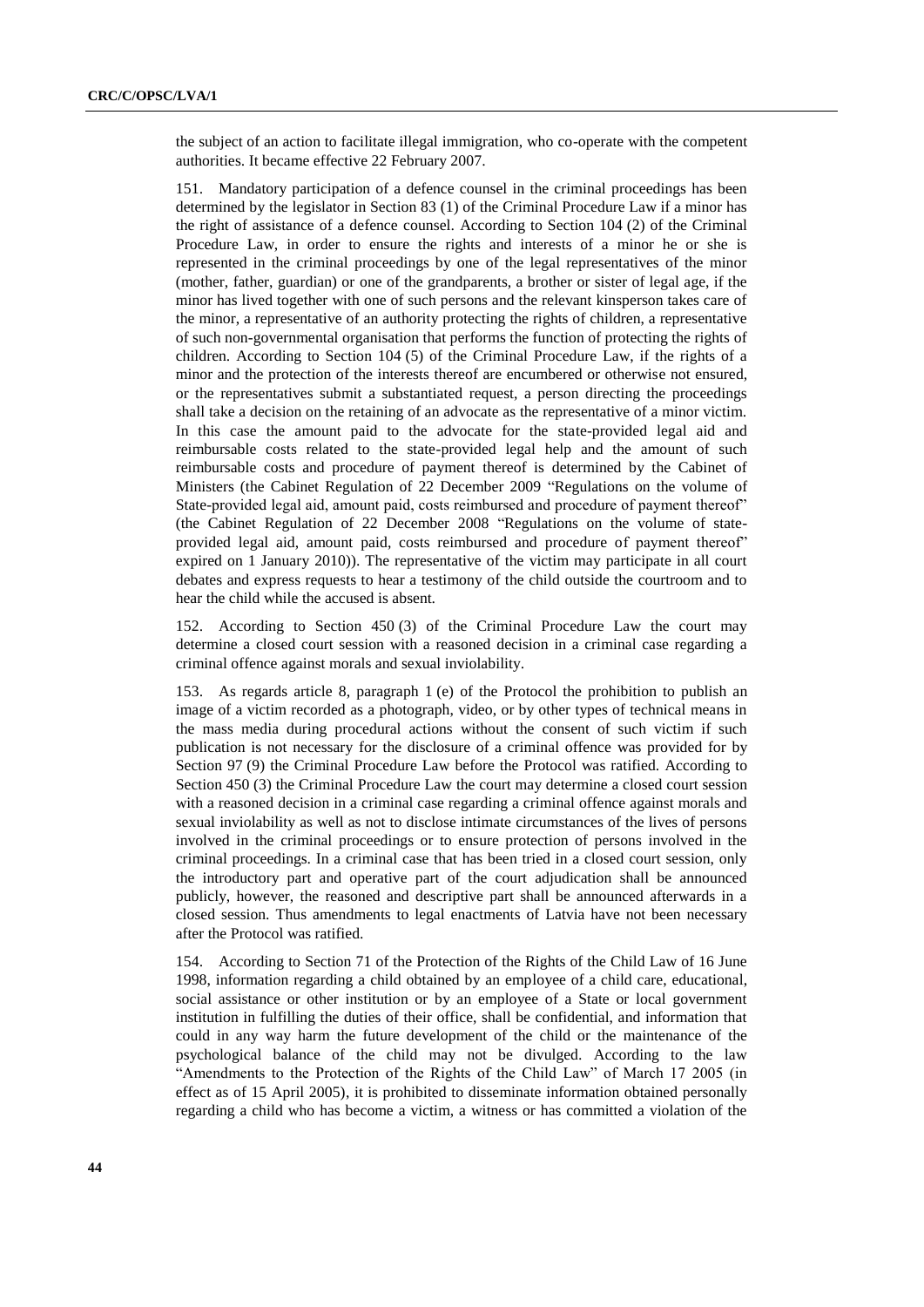the subject of an action to facilitate illegal immigration, who co-operate with the competent authorities. It became effective 22 February 2007.

151. Mandatory participation of a defence counsel in the criminal proceedings has been determined by the legislator in Section 83 (1) of the Criminal Procedure Law if a minor has the right of assistance of a defence counsel. According to Section 104 (2) of the Criminal Procedure Law, in order to ensure the rights and interests of a minor he or she is represented in the criminal proceedings by one of the legal representatives of the minor (mother, father, guardian) or one of the grandparents, a brother or sister of legal age, if the minor has lived together with one of such persons and the relevant kinsperson takes care of the minor, a representative of an authority protecting the rights of children, a representative of such non-governmental organisation that performs the function of protecting the rights of children. According to Section 104 (5) of the Criminal Procedure Law, if the rights of a minor and the protection of the interests thereof are encumbered or otherwise not ensured, or the representatives submit a substantiated request, a person directing the proceedings shall take a decision on the retaining of an advocate as the representative of a minor victim. In this case the amount paid to the advocate for the state-provided legal aid and reimbursable costs related to the state-provided legal help and the amount of such reimbursable costs and procedure of payment thereof is determined by the Cabinet of Ministers (the Cabinet Regulation of 22 December 2009 "Regulations on the volume of State-provided legal aid, amount paid, costs reimbursed and procedure of payment thereof" (the Cabinet Regulation of 22 December 2008 "Regulations on the volume of state-provided legal aid, amount paid, costs reimbursed and procedure of payment thereof" expired on 1 January 2010)). The representative of the victim may participate in all court debates and express requests to hear a testimony of the child outside the courtroom and to hear the child while the accused is absent.

152. According to Section 450 (3) of the Criminal Procedure Law the court may determine a closed court session with a reasoned decision in a criminal case regarding a criminal offence against morals and sexual inviolability.

153. As regards article 8, paragraph 1 (e) of the Protocol the prohibition to publish an image of a victim recorded as a photograph, video, or by other types of technical means in the mass media during procedural actions without the consent of such victim if such publication is not necessary for the disclosure of a criminal offence was provided for by Section 97 (9) the Criminal Procedure Law before the Protocol was ratified. According to Section 450 (3) the Criminal Procedure Law the court may determine a closed court session with a reasoned decision in a criminal case regarding a criminal offence against morals and sexual inviolability as well as not to disclose intimate circumstances of the lives of persons involved in the criminal proceedings or to ensure protection of persons involved in the criminal proceedings. In a criminal case that has been tried in a closed court session, only the introductory part and operative part of the court adjudication shall be announced publicly, however, the reasoned and descriptive part shall be announced afterwards in a closed session. Thus amendments to legal enactments of Latvia have not been necessary after the Protocol was ratified.

154. According to Section 71 of the Protection of the Rights of the Child Law of 16 June 1998, information regarding a child obtained by an employee of a child care, educational, social assistance or other institution or by an employee of a State or local government institution in fulfilling the duties of their office, shall be confidential, and information that could in any way harm the future development of the child or the maintenance of the psychological balance of the child may not be divulged. According to the law "Amendments to the Protection of the Rights of the Child Law" of March 17 2005 (in effect as of 15 April 2005), it is prohibited to disseminate information obtained personally regarding a child who has become a victim, a witness or has committed a violation of the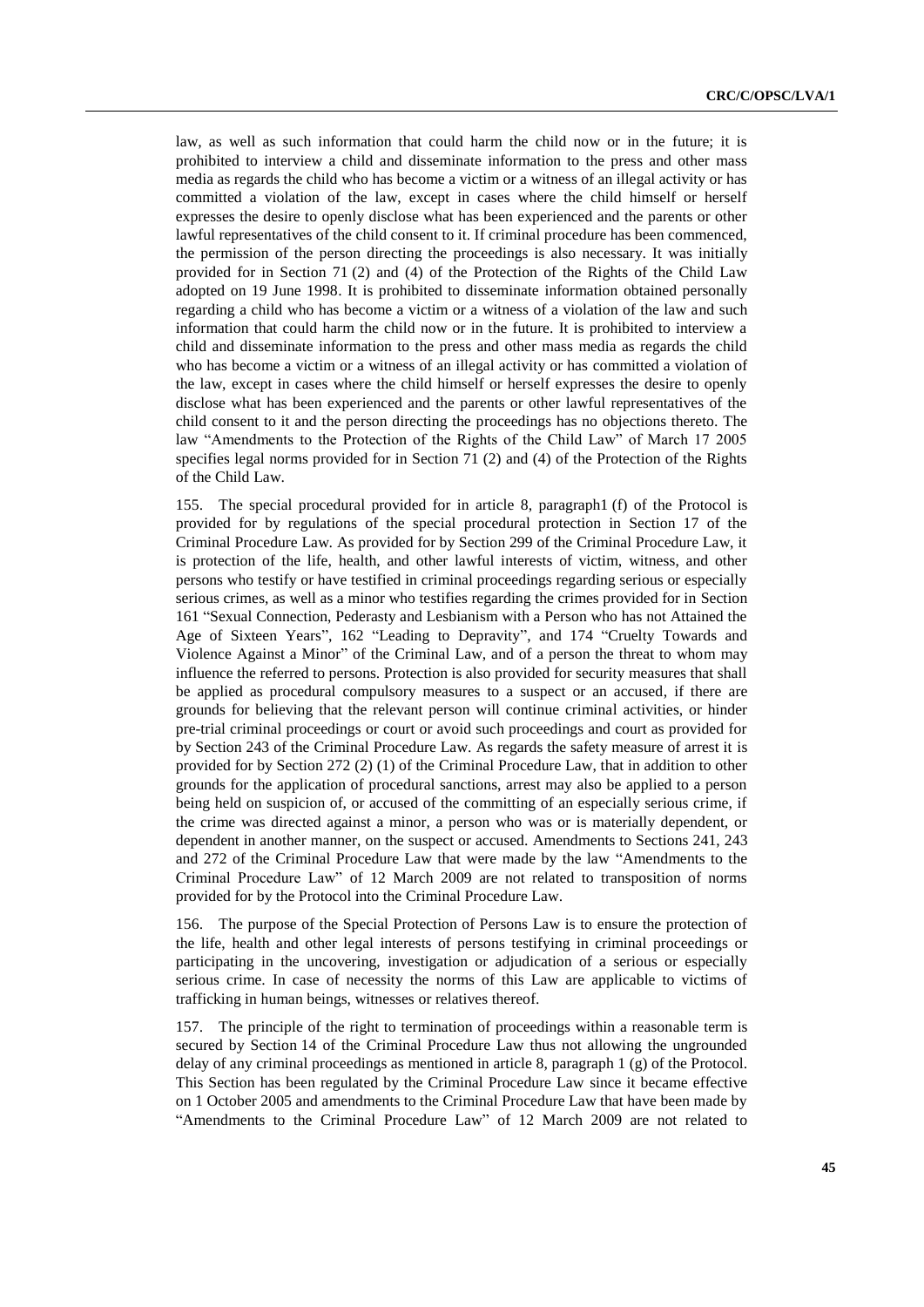law, as well as such information that could harm the child now or in the future; it is prohibited to interview a child and disseminate information to the press and other mass media as regards the child who has become a victim or a witness of an illegal activity or has committed a violation of the law, except in cases where the child himself or herself expresses the desire to openly disclose what has been experienced and the parents or other lawful representatives of the child consent to it. If criminal procedure has been commenced, the permission of the person directing the proceedings is also necessary. It was initially provided for in Section 71 (2) and (4) of the Protection of the Rights of the Child Law adopted on 19 June 1998. It is prohibited to disseminate information obtained personally regarding a child who has become a victim or a witness of a violation of the law and such information that could harm the child now or in the future. It is prohibited to interview a child and disseminate information to the press and other mass media as regards the child who has become a victim or a witness of an illegal activity or has committed a violation of the law, except in cases where the child himself or herself expresses the desire to openly disclose what has been experienced and the parents or other lawful representatives of the child consent to it and the person directing the proceedings has no objections thereto. The law "Amendments to the Protection of the Rights of the Child Law" of March 17 2005 specifies legal norms provided for in Section 71 (2) and (4) of the Protection of the Rights of the Child Law.

155. The special procedural provided for in article 8, paragraph1 (f) of the Protocol is provided for by regulations of the special procedural protection in Section 17 of the Criminal Procedure Law. As provided for by Section 299 of the Criminal Procedure Law, it is protection of the life, health, and other lawful interests of victim, witness, and other persons who testify or have testified in criminal proceedings regarding serious or especially serious crimes, as well as a minor who testifies regarding the crimes provided for in Section 161 "Sexual Connection, Pederasty and Lesbianism with a Person who has not Attained the Age of Sixteen Years", 162 "Leading to Depravity", and 174 "Cruelty Towards and Violence Against a Minor" of the Criminal Law, and of a person the threat to whom may influence the referred to persons. Protection is also provided for security measures that shall be applied as procedural compulsory measures to a suspect or an accused, if there are grounds for believing that the relevant person will continue criminal activities, or hinder pre-trial criminal proceedings or court or avoid such proceedings and court as provided for by Section 243 of the Criminal Procedure Law. As regards the safety measure of arrest it is provided for by Section 272 (2) (1) of the Criminal Procedure Law, that in addition to other grounds for the application of procedural sanctions, arrest may also be applied to a person being held on suspicion of, or accused of the committing of an especially serious crime, if the crime was directed against a minor, a person who was or is materially dependent, or dependent in another manner, on the suspect or accused. Amendments to Sections 241, 243 and 272 of the Criminal Procedure Law that were made by the law "Amendments to the Criminal Procedure Law" of 12 March 2009 are not related to transposition of norms provided for by the Protocol into the Criminal Procedure Law.

156. The purpose of the Special Protection of Persons Law is to ensure the protection of the life, health and other legal interests of persons testifying in criminal proceedings or participating in the uncovering, investigation or adjudication of a serious or especially serious crime. In case of necessity the norms of this Law are applicable to victims of trafficking in human beings, witnesses or relatives thereof.

157. The principle of the right to termination of proceedings within a reasonable term is secured by Section 14 of the Criminal Procedure Law thus not allowing the ungrounded delay of any criminal proceedings as mentioned in article 8, paragraph 1 (g) of the Protocol. This Section has been regulated by the Criminal Procedure Law since it became effective on 1 October 2005 and amendments to the Criminal Procedure Law that have been made by "Amendments to the Criminal Procedure Law" of 12 March 2009 are not related to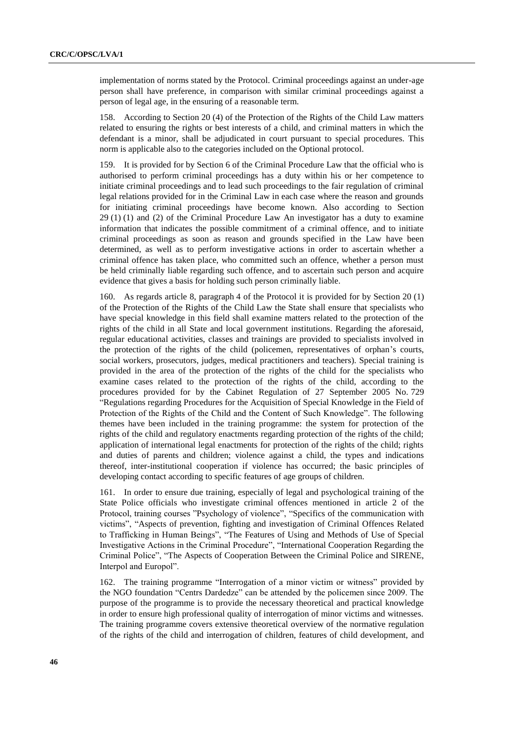implementation of norms stated by the Protocol. Criminal proceedings against an under-age person shall have preference, in comparison with similar criminal proceedings against a person of legal age, in the ensuring of a reasonable term.

158. According to Section 20 (4) of the Protection of the Rights of the Child Law matters related to ensuring the rights or best interests of a child, and criminal matters in which the defendant is a minor, shall be adjudicated in court pursuant to special procedures. This norm is applicable also to the categories included on the Optional protocol.

159. It is provided for by Section 6 of the Criminal Procedure Law that the official who is authorised to perform criminal proceedings has a duty within his or her competence to initiate criminal proceedings and to lead such proceedings to the fair regulation of criminal legal relations provided for in the Criminal Law in each case where the reason and grounds for initiating criminal proceedings have become known. Also according to Section 29 (1) (1) and (2) of the Criminal Procedure Law An investigator has a duty to examine information that indicates the possible commitment of a criminal offence, and to initiate criminal proceedings as soon as reason and grounds specified in the Law have been determined, as well as to perform investigative actions in order to ascertain whether a criminal offence has taken place, who committed such an offence, whether a person must be held criminally liable regarding such offence, and to ascertain such person and acquire evidence that gives a basis for holding such person criminally liable.

160. As regards article 8, paragraph 4 of the Protocol it is provided for by Section 20 (1) of the Protection of the Rights of the Child Law the State shall ensure that specialists who have special knowledge in this field shall examine matters related to the protection of the rights of the child in all State and local government institutions. Regarding the aforesaid, regular educational activities, classes and trainings are provided to specialists involved in the protection of the rights of the child (policemen, representatives of orphan's courts, social workers, prosecutors, judges, medical practitioners and teachers). Special training is provided in the area of the protection of the rights of the child for the specialists who examine cases related to the protection of the rights of the child, according to the procedures provided for by the Cabinet Regulation of 27 September 2005 No. 729 "Regulations regarding Procedures for the Acquisition of Special Knowledge in the Field of Protection of the Rights of the Child and the Content of Such Knowledge". The following themes have been included in the training programme: the system for protection of the rights of the child and regulatory enactments regarding protection of the rights of the child; application of international legal enactments for protection of the rights of the child; rights and duties of parents and children; violence against a child, the types and indications thereof, inter-institutional cooperation if violence has occurred; the basic principles of developing contact according to specific features of age groups of children.

161. In order to ensure due training, especially of legal and psychological training of the State Police officials who investigate criminal offences mentioned in article 2 of the Protocol, training courses "Psychology of violence", "Specifics of the communication with victims", "Aspects of prevention, fighting and investigation of Criminal Offences Related to Trafficking in Human Beings", "The Features of Using and Methods of Use of Special Investigative Actions in the Criminal Procedure", "International Cooperation Regarding the Criminal Police", "The Aspects of Cooperation Between the Criminal Police and SIRENE, Interpol and Europol".

162. The training programme "Interrogation of a minor victim or witness" provided by the NGO foundation "Centrs Dardedze" can be attended by the policemen since 2009. The purpose of the programme is to provide the necessary theoretical and practical knowledge in order to ensure high professional quality of interrogation of minor victims and witnesses. The training programme covers extensive theoretical overview of the normative regulation of the rights of the child and interrogation of children, features of child development, and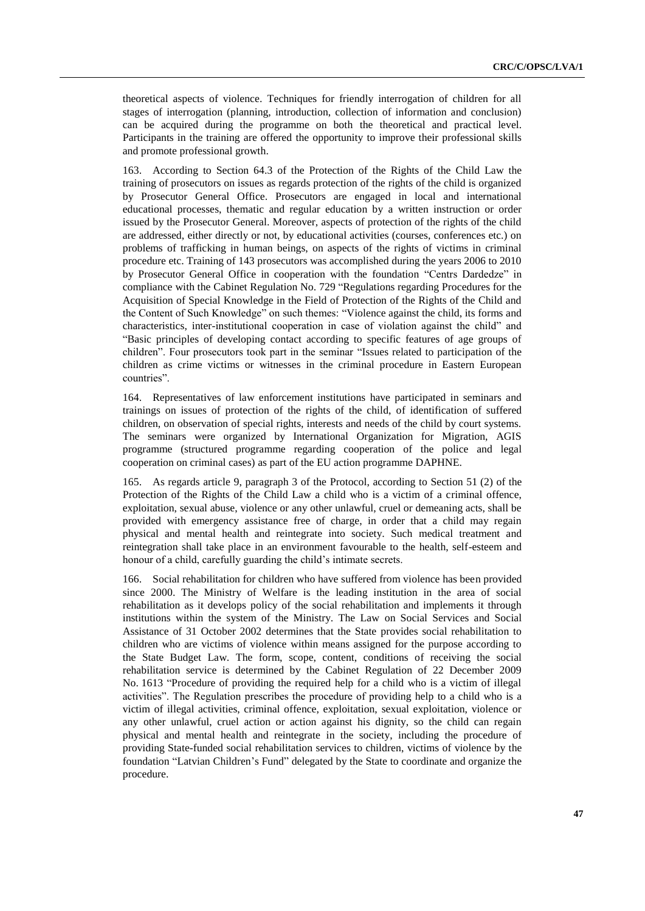theoretical aspects of violence. Techniques for friendly interrogation of children for all stages of interrogation (planning, introduction, collection of information and conclusion) can be acquired during the programme on both the theoretical and practical level. Participants in the training are offered the opportunity to improve their professional skills and promote professional growth.

163. According to Section 64.3 of the Protection of the Rights of the Child Law the training of prosecutors on issues as regards protection of the rights of the child is organized by Prosecutor General Office. Prosecutors are engaged in local and international educational processes, thematic and regular education by a written instruction or order issued by the Prosecutor General. Moreover, aspects of protection of the rights of the child are addressed, either directly or not, by educational activities (courses, conferences etc.) on problems of trafficking in human beings, on aspects of the rights of victims in criminal procedure etc. Training of 143 prosecutors was accomplished during the years 2006 to 2010 by Prosecutor General Office in cooperation with the foundation "Centrs Dardedze" in compliance with the Cabinet Regulation No. 729 "Regulations regarding Procedures for the Acquisition of Special Knowledge in the Field of Protection of the Rights of the Child and the Content of Such Knowledge" on such themes: "Violence against the child, its forms and characteristics, inter-institutional cooperation in case of violation against the child" and "Basic principles of developing contact according to specific features of age groups of children". Four prosecutors took part in the seminar "Issues related to participation of the children as crime victims or witnesses in the criminal procedure in Eastern European countries".

164. Representatives of law enforcement institutions have participated in seminars and trainings on issues of protection of the rights of the child, of identification of suffered children, on observation of special rights, interests and needs of the child by court systems. The seminars were organized by International Organization for Migration, AGIS programme (structured programme regarding cooperation of the police and legal cooperation on criminal cases) as part of the EU action programme DAPHNE.

165. As regards article 9, paragraph 3 of the Protocol, according to Section 51 (2) of the Protection of the Rights of the Child Law a child who is a victim of a criminal offence, exploitation, sexual abuse, violence or any other unlawful, cruel or demeaning acts, shall be provided with emergency assistance free of charge, in order that a child may regain physical and mental health and reintegrate into society. Such medical treatment and reintegration shall take place in an environment favourable to the health, self-esteem and honour of a child, carefully guarding the child's intimate secrets.

166. Social rehabilitation for children who have suffered from violence has been provided since 2000. The Ministry of Welfare is the leading institution in the area of social rehabilitation as it develops policy of the social rehabilitation and implements it through institutions within the system of the Ministry. The Law on Social Services and Social Assistance of 31 October 2002 determines that the State provides social rehabilitation to children who are victims of violence within means assigned for the purpose according to the State Budget Law. The form, scope, content, conditions of receiving the social rehabilitation service is determined by the Cabinet Regulation of 22 December 2009 No. 1613 "Procedure of providing the required help for a child who is a victim of illegal activities". The Regulation prescribes the procedure of providing help to a child who is a victim of illegal activities, criminal offence, exploitation, sexual exploitation, violence or any other unlawful, cruel action or action against his dignity, so the child can regain physical and mental health and reintegrate in the society, including the procedure of providing State-funded social rehabilitation services to children, victims of violence by the foundation "Latvian Children's Fund" delegated by the State to coordinate and organize the procedure.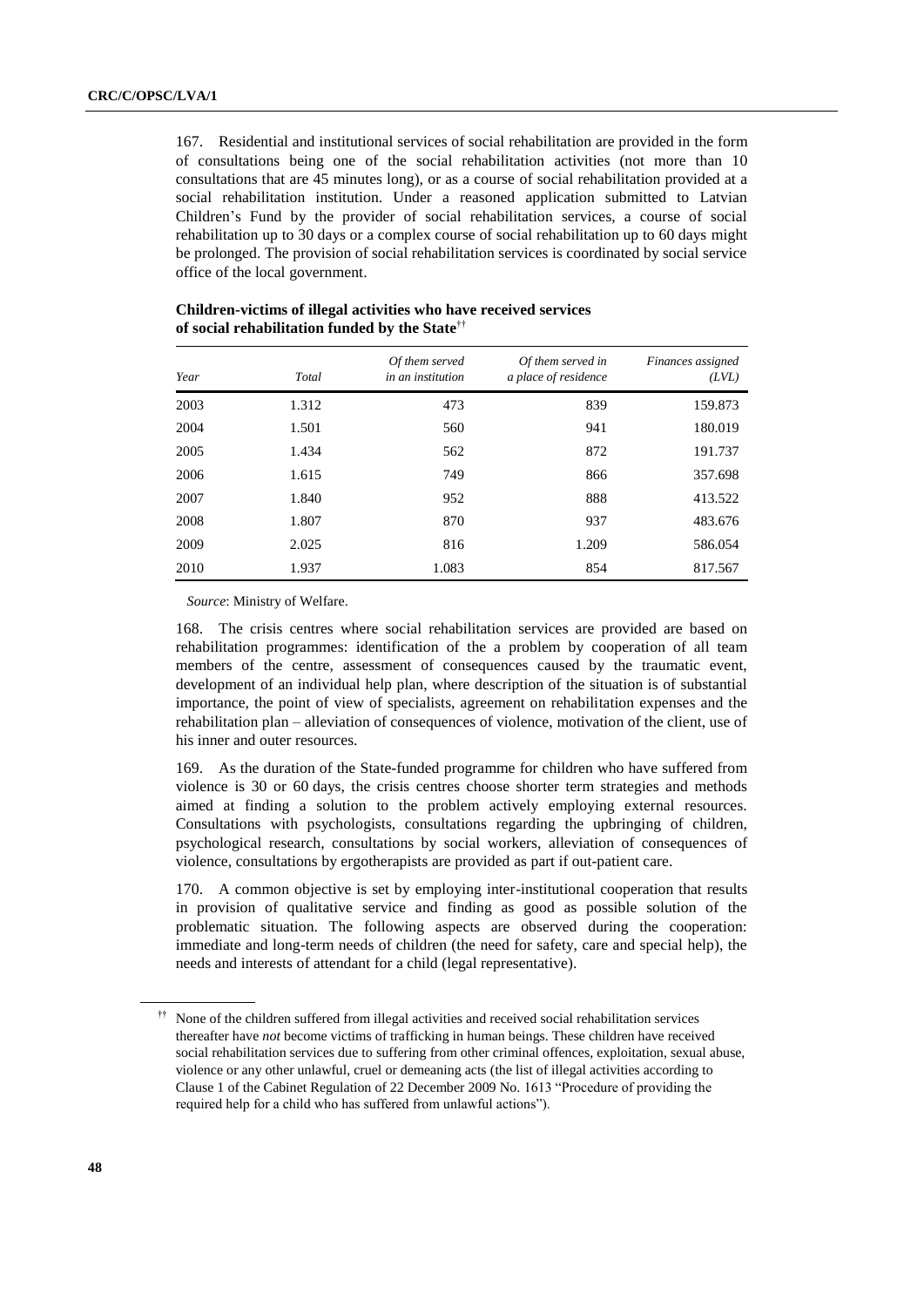167. Residential and institutional services of social rehabilitation are provided in the form of consultations being one of the social rehabilitation activities (not more than 10 consultations that are 45 minutes long), or as a course of social rehabilitation provided at a social rehabilitation institution. Under a reasoned application submitted to Latvian Children's Fund by the provider of social rehabilitation services, a course of social rehabilitation up to 30 days or a complex course of social rehabilitation up to 60 days might be prolonged. The provision of social rehabilitation services is coordinated by social service office of the local government.

**Children-victims of illegal activities who have received services of social rehabilitation funded by the State**[††]

| *Year* | *Total* | *Of them served in an institution* | *Of them served in a place of residence* | *Finances assigned (LVL)* |
|---|---|---|---|---|
| 2003 | 1.312 | 473 | 839 | 159.873 |
| 2004 | 1.501 | 560 | 941 | 180.019 |
| 2005 | 1.434 | 562 | 872 | 191.737 |
| 2006 | 1.615 | 749 | 866 | 357.698 |
| 2007 | 1.840 | 952 | 888 | 413.522 |
| 2008 | 1.807 | 870 | 937 | 483.676 |
| 2009 | 2.025 | 816 | 1.209 | 586.054 |
| 2010 | 1.937 | 1.083 | 854 | 817.567 |

*Source*: Ministry of Welfare.

168. The crisis centres where social rehabilitation services are provided are based on rehabilitation programmes: identification of the a problem by cooperation of all team members of the centre, assessment of consequences caused by the traumatic event, development of an individual help plan, where description of the situation is of substantial importance, the point of view of specialists, agreement on rehabilitation expenses and the rehabilitation plan – alleviation of consequences of violence, motivation of the client, use of his inner and outer resources.

169. As the duration of the State-funded programme for children who have suffered from violence is 30 or 60 days, the crisis centres choose shorter term strategies and methods aimed at finding a solution to the problem actively employing external resources. Consultations with psychologists, consultations regarding the upbringing of children, psychological research, consultations by social workers, alleviation of consequences of violence, consultations by ergotherapists are provided as part if out-patient care.

170. A common objective is set by employing inter-institutional cooperation that results in provision of qualitative service and finding as good as possible solution of the problematic situation. The following aspects are observed during the cooperation: immediate and long-term needs of children (the need for safety, care and special help), the needs and interests of attendant for a child (legal representative).

[††] None of the children suffered from illegal activities and received social rehabilitation services thereafter have *not* become victims of trafficking in human beings. These children have received social rehabilitation services due to suffering from other criminal offences, exploitation, sexual abuse, violence or any other unlawful, cruel or demeaning acts (the list of illegal activities according to Clause 1 of the Cabinet Regulation of 22 December 2009 No. 1613 "Procedure of providing the required help for a child who has suffered from unlawful actions").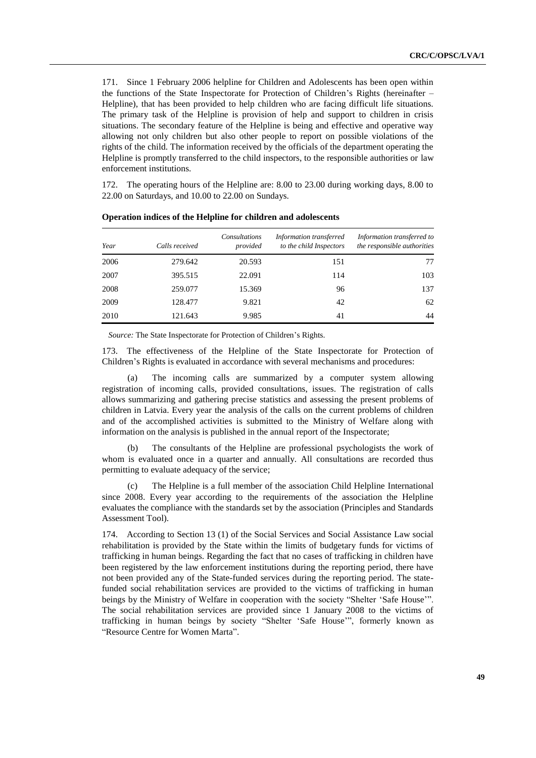171. Since 1 February 2006 helpline for Children and Adolescents has been open within the functions of the State Inspectorate for Protection of Children's Rights (hereinafter – Helpline), that has been provided to help children who are facing difficult life situations. The primary task of the Helpline is provision of help and support to children in crisis situations. The secondary feature of the Helpline is being and effective and operative way allowing not only children but also other people to report on possible violations of the rights of the child. The information received by the officials of the department operating the Helpline is promptly transferred to the child inspectors, to the responsible authorities or law enforcement institutions.

172. The operating hours of the Helpline are: 8.00 to 23.00 during working days, 8.00 to 22.00 on Saturdays, and 10.00 to 22.00 on Sundays.

**Operation indices of the Helpline for children and adolescents**

| *Year* | *Calls received* | *Consultations provided* | *Information transferred to the child Inspectors* | *Information transferred to the responsible authorities* |
|---|---|---|---|---|
| 2006 | 279.642 | 20.593 | 151 | 77 |
| 2007 | 395.515 | 22.091 | 114 | 103 |
| 2008 | 259.077 | 15.369 | 96 | 137 |
| 2009 | 128.477 | 9.821 | 42 | 62 |
| 2010 | 121.643 | 9.985 | 41 | 44 |

*Source:* The State Inspectorate for Protection of Children's Rights.

173. The effectiveness of the Helpline of the State Inspectorate for Protection of Children's Rights is evaluated in accordance with several mechanisms and procedures:

(a) The incoming calls are summarized by a computer system allowing registration of incoming calls, provided consultations, issues. The registration of calls allows summarizing and gathering precise statistics and assessing the present problems of children in Latvia. Every year the analysis of the calls on the current problems of children and of the accomplished activities is submitted to the Ministry of Welfare along with information on the analysis is published in the annual report of the Inspectorate;

(b) The consultants of the Helpline are professional psychologists the work of whom is evaluated once in a quarter and annually. All consultations are recorded thus permitting to evaluate adequacy of the service;

(c) The Helpline is a full member of the association Child Helpline International since 2008. Every year according to the requirements of the association the Helpline evaluates the compliance with the standards set by the association (Principles and Standards Assessment Tool).

174. According to Section 13 (1) of the Social Services and Social Assistance Law social rehabilitation is provided by the State within the limits of budgetary funds for victims of trafficking in human beings. Regarding the fact that no cases of trafficking in children have been registered by the law enforcement institutions during the reporting period, there have not been provided any of the State-funded services during the reporting period. The state-funded social rehabilitation services are provided to the victims of trafficking in human beings by the Ministry of Welfare in cooperation with the society "Shelter 'Safe House'". The social rehabilitation services are provided since 1 January 2008 to the victims of trafficking in human beings by society "Shelter 'Safe House'", formerly known as "Resource Centre for Women Marta".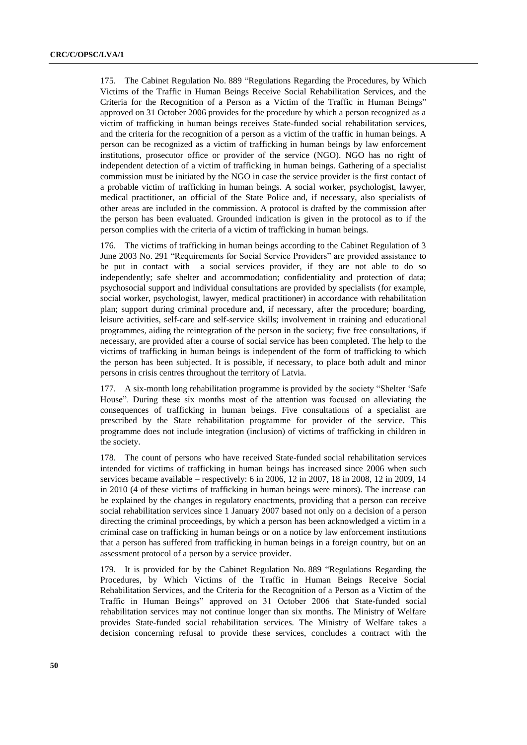175. The Cabinet Regulation No. 889 "Regulations Regarding the Procedures, by Which Victims of the Traffic in Human Beings Receive Social Rehabilitation Services, and the Criteria for the Recognition of a Person as a Victim of the Traffic in Human Beings" approved on 31 October 2006 provides for the procedure by which a person recognized as a victim of trafficking in human beings receives State-funded social rehabilitation services, and the criteria for the recognition of a person as a victim of the traffic in human beings. A person can be recognized as a victim of trafficking in human beings by law enforcement institutions, prosecutor office or provider of the service (NGO). NGO has no right of independent detection of a victim of trafficking in human beings. Gathering of a specialist commission must be initiated by the NGO in case the service provider is the first contact of a probable victim of trafficking in human beings. A social worker, psychologist, lawyer, medical practitioner, an official of the State Police and, if necessary, also specialists of other areas are included in the commission. A protocol is drafted by the commission after the person has been evaluated. Grounded indication is given in the protocol as to if the person complies with the criteria of a victim of trafficking in human beings.

176. The victims of trafficking in human beings according to the Cabinet Regulation of 3 June 2003 No. 291 "Requirements for Social Service Providers" are provided assistance to be put in contact with a social services provider, if they are not able to do so independently; safe shelter and accommodation; confidentiality and protection of data; psychosocial support and individual consultations are provided by specialists (for example, social worker, psychologist, lawyer, medical practitioner) in accordance with rehabilitation plan; support during criminal procedure and, if necessary, after the procedure; boarding, leisure activities, self-care and self-service skills; involvement in training and educational programmes, aiding the reintegration of the person in the society; five free consultations, if necessary, are provided after a course of social service has been completed. The help to the victims of trafficking in human beings is independent of the form of trafficking to which the person has been subjected. It is possible, if necessary, to place both adult and minor persons in crisis centres throughout the territory of Latvia.

177. A six-month long rehabilitation programme is provided by the society "Shelter 'Safe House". During these six months most of the attention was focused on alleviating the consequences of trafficking in human beings. Five consultations of a specialist are prescribed by the State rehabilitation programme for provider of the service. This programme does not include integration (inclusion) of victims of trafficking in children in the society.

178. The count of persons who have received State-funded social rehabilitation services intended for victims of trafficking in human beings has increased since 2006 when such services became available – respectively: 6 in 2006, 12 in 2007, 18 in 2008, 12 in 2009, 14 in 2010 (4 of these victims of trafficking in human beings were minors). The increase can be explained by the changes in regulatory enactments, providing that a person can receive social rehabilitation services since 1 January 2007 based not only on a decision of a person directing the criminal proceedings, by which a person has been acknowledged a victim in a criminal case on trafficking in human beings or on a notice by law enforcement institutions that a person has suffered from trafficking in human beings in a foreign country, but on an assessment protocol of a person by a service provider.

179. It is provided for by the Cabinet Regulation No. 889 "Regulations Regarding the Procedures, by Which Victims of the Traffic in Human Beings Receive Social Rehabilitation Services, and the Criteria for the Recognition of a Person as a Victim of the Traffic in Human Beings" approved on 31 October 2006 that State-funded social rehabilitation services may not continue longer than six months. The Ministry of Welfare provides State-funded social rehabilitation services. The Ministry of Welfare takes a decision concerning refusal to provide these services, concludes a contract with the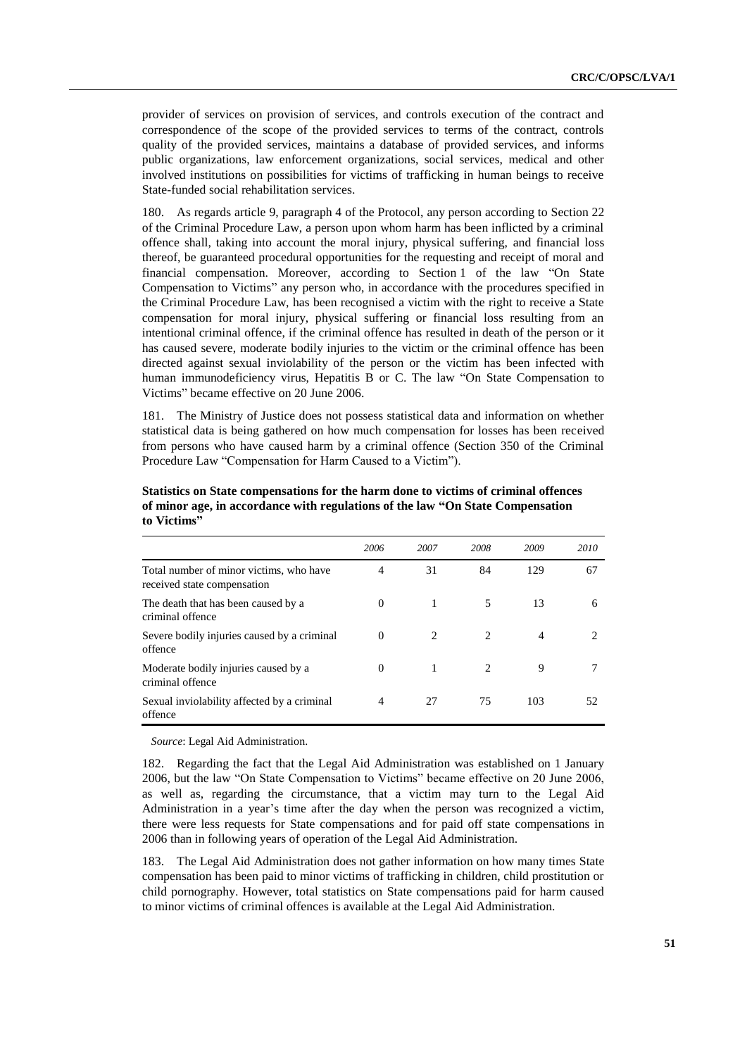provider of services on provision of services, and controls execution of the contract and correspondence of the scope of the provided services to terms of the contract, controls quality of the provided services, maintains a database of provided services, and informs public organizations, law enforcement organizations, social services, medical and other involved institutions on possibilities for victims of trafficking in human beings to receive State-funded social rehabilitation services.

180. As regards article 9, paragraph 4 of the Protocol, any person according to Section 22 of the Criminal Procedure Law, a person upon whom harm has been inflicted by a criminal offence shall, taking into account the moral injury, physical suffering, and financial loss thereof, be guaranteed procedural opportunities for the requesting and receipt of moral and financial compensation. Moreover, according to Section 1 of the law "On State Compensation to Victims" any person who, in accordance with the procedures specified in the Criminal Procedure Law, has been recognised a victim with the right to receive a State compensation for moral injury, physical suffering or financial loss resulting from an intentional criminal offence, if the criminal offence has resulted in death of the person or it has caused severe, moderate bodily injuries to the victim or the criminal offence has been directed against sexual inviolability of the person or the victim has been infected with human immunodeficiency virus, Hepatitis B or C. The law "On State Compensation to Victims" became effective on 20 June 2006.

181. The Ministry of Justice does not possess statistical data and information on whether statistical data is being gathered on how much compensation for losses has been received from persons who have caused harm by a criminal offence (Section 350 of the Criminal Procedure Law "Compensation for Harm Caused to a Victim").

**Statistics on State compensations for the harm done to victims of criminal offences of minor age, in accordance with regulations of the law "On State Compensation to Victims"**

| | *2006* | *2007* | *2008* | *2009* | *2010* |
|---|---|---|---|---|---|
| Total number of minor victims, who have received state compensation | 4 | 31 | 84 | 129 | 67 |
| The death that has been caused by a criminal offence | 0 | 1 | 5 | 13 | 6 |
| Severe bodily injuries caused by a criminal offence | 0 | 2 | 2 | 4 | 2 |
| Moderate bodily injuries caused by a criminal offence | 0 | 1 | 2 | 9 | 7 |
| Sexual inviolability affected by a criminal offence | 4 | 27 | 75 | 103 | 52 |

*Source*: Legal Aid Administration.

182. Regarding the fact that the Legal Aid Administration was established on 1 January 2006, but the law "On State Compensation to Victims" became effective on 20 June 2006, as well as, regarding the circumstance, that a victim may turn to the Legal Aid Administration in a year's time after the day when the person was recognized a victim, there were less requests for State compensations and for paid off state compensations in 2006 than in following years of operation of the Legal Aid Administration.

183. The Legal Aid Administration does not gather information on how many times State compensation has been paid to minor victims of trafficking in children, child prostitution or child pornography. However, total statistics on State compensations paid for harm caused to minor victims of criminal offences is available at the Legal Aid Administration.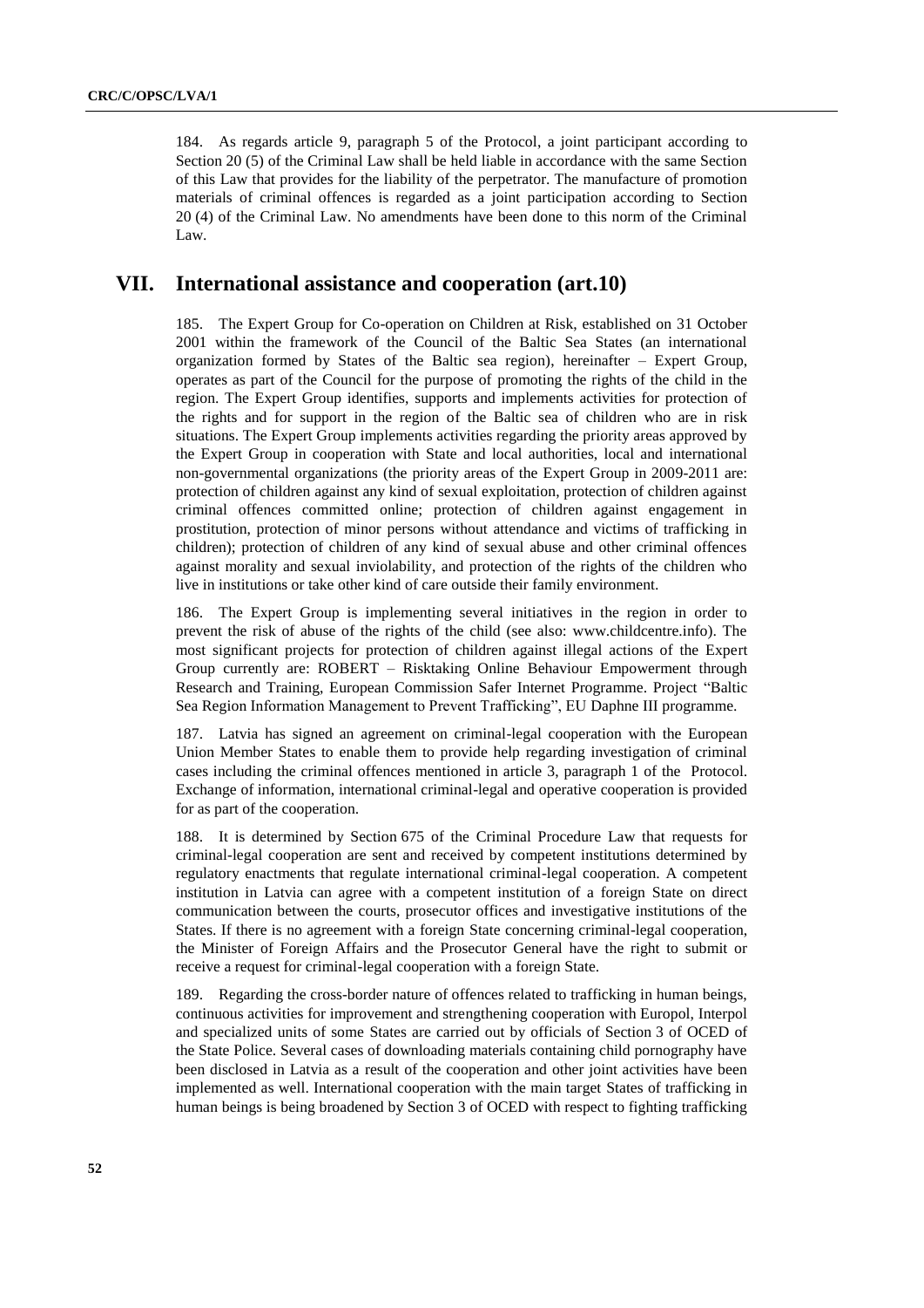184. As regards article 9, paragraph 5 of the Protocol, a joint participant according to Section 20 (5) of the Criminal Law shall be held liable in accordance with the same Section of this Law that provides for the liability of the perpetrator. The manufacture of promotion materials of criminal offences is regarded as a joint participation according to Section 20 (4) of the Criminal Law. No amendments have been done to this norm of the Criminal Law.

# VII. International assistance and cooperation (art.10)

185. The Expert Group for Co-operation on Children at Risk, established on 31 October 2001 within the framework of the Council of the Baltic Sea States (an international organization formed by States of the Baltic sea region), hereinafter – Expert Group, operates as part of the Council for the purpose of promoting the rights of the child in the region. The Expert Group identifies, supports and implements activities for protection of the rights and for support in the region of the Baltic sea of children who are in risk situations. The Expert Group implements activities regarding the priority areas approved by the Expert Group in cooperation with State and local authorities, local and international non-governmental organizations (the priority areas of the Expert Group in 2009-2011 are: protection of children against any kind of sexual exploitation, protection of children against criminal offences committed online; protection of children against engagement in prostitution, protection of minor persons without attendance and victims of trafficking in children); protection of children of any kind of sexual abuse and other criminal offences against morality and sexual inviolability, and protection of the rights of the children who live in institutions or take other kind of care outside their family environment.

186. The Expert Group is implementing several initiatives in the region in order to prevent the risk of abuse of the rights of the child (see also: www.childcentre.info). The most significant projects for protection of children against illegal actions of the Expert Group currently are: ROBERT – Risktaking Online Behaviour Empowerment through Research and Training, European Commission Safer Internet Programme. Project "Baltic Sea Region Information Management to Prevent Trafficking", EU Daphne III programme.

187. Latvia has signed an agreement on criminal-legal cooperation with the European Union Member States to enable them to provide help regarding investigation of criminal cases including the criminal offences mentioned in article 3, paragraph 1 of the Protocol. Exchange of information, international criminal-legal and operative cooperation is provided for as part of the cooperation.

188. It is determined by Section 675 of the Criminal Procedure Law that requests for criminal-legal cooperation are sent and received by competent institutions determined by regulatory enactments that regulate international criminal-legal cooperation. A competent institution in Latvia can agree with a competent institution of a foreign State on direct communication between the courts, prosecutor offices and investigative institutions of the States. If there is no agreement with a foreign State concerning criminal-legal cooperation, the Minister of Foreign Affairs and the Prosecutor General have the right to submit or receive a request for criminal-legal cooperation with a foreign State.

189. Regarding the cross-border nature of offences related to trafficking in human beings, continuous activities for improvement and strengthening cooperation with Europol, Interpol and specialized units of some States are carried out by officials of Section 3 of OCED of the State Police. Several cases of downloading materials containing child pornography have been disclosed in Latvia as a result of the cooperation and other joint activities have been implemented as well. International cooperation with the main target States of trafficking in human beings is being broadened by Section 3 of OCED with respect to fighting trafficking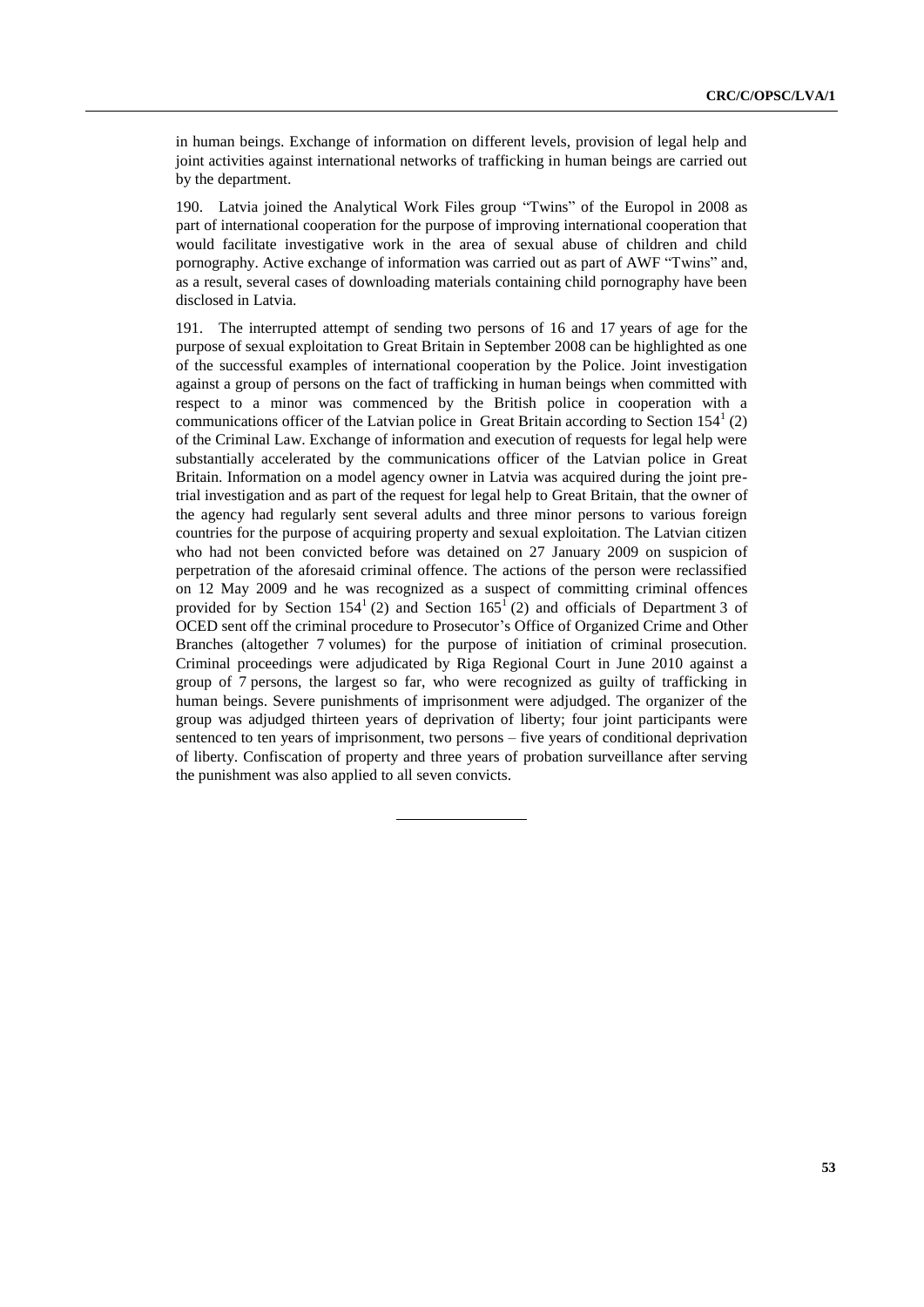in human beings. Exchange of information on different levels, provision of legal help and joint activities against international networks of trafficking in human beings are carried out by the department.

190. Latvia joined the Analytical Work Files group "Twins" of the Europol in 2008 as part of international cooperation for the purpose of improving international cooperation that would facilitate investigative work in the area of sexual abuse of children and child pornography. Active exchange of information was carried out as part of AWF "Twins" and, as a result, several cases of downloading materials containing child pornography have been disclosed in Latvia.

191. The interrupted attempt of sending two persons of 16 and 17 years of age for the purpose of sexual exploitation to Great Britain in September 2008 can be highlighted as one of the successful examples of international cooperation by the Police. Joint investigation against a group of persons on the fact of trafficking in human beings when committed with respect to a minor was commenced by the British police in cooperation with a communications officer of the Latvian police in Great Britain according to Section $154^1$ (2) of the Criminal Law. Exchange of information and execution of requests for legal help were substantially accelerated by the communications officer of the Latvian police in Great Britain. Information on a model agency owner in Latvia was acquired during the joint pre-trial investigation and as part of the request for legal help to Great Britain, that the owner of the agency had regularly sent several adults and three minor persons to various foreign countries for the purpose of acquiring property and sexual exploitation. The Latvian citizen who had not been convicted before was detained on 27 January 2009 on suspicion of perpetration of the aforesaid criminal offence. The actions of the person were reclassified on 12 May 2009 and he was recognized as a suspect of committing criminal offences provided for by Section $154^1$ (2) and Section $165^1$ (2) and officials of Department 3 of OCED sent off the criminal procedure to Prosecutor's Office of Organized Crime and Other Branches (altogether 7 volumes) for the purpose of initiation of criminal prosecution. Criminal proceedings were adjudicated by Riga Regional Court in June 2010 against a group of 7 persons, the largest so far, who were recognized as guilty of trafficking in human beings. Severe punishments of imprisonment were adjudged. The organizer of the group was adjudged thirteen years of deprivation of liberty; four joint participants were sentenced to ten years of imprisonment, two persons – five years of conditional deprivation of liberty. Confiscation of property and three years of probation surveillance after serving the punishment was also applied to all seven convicts.